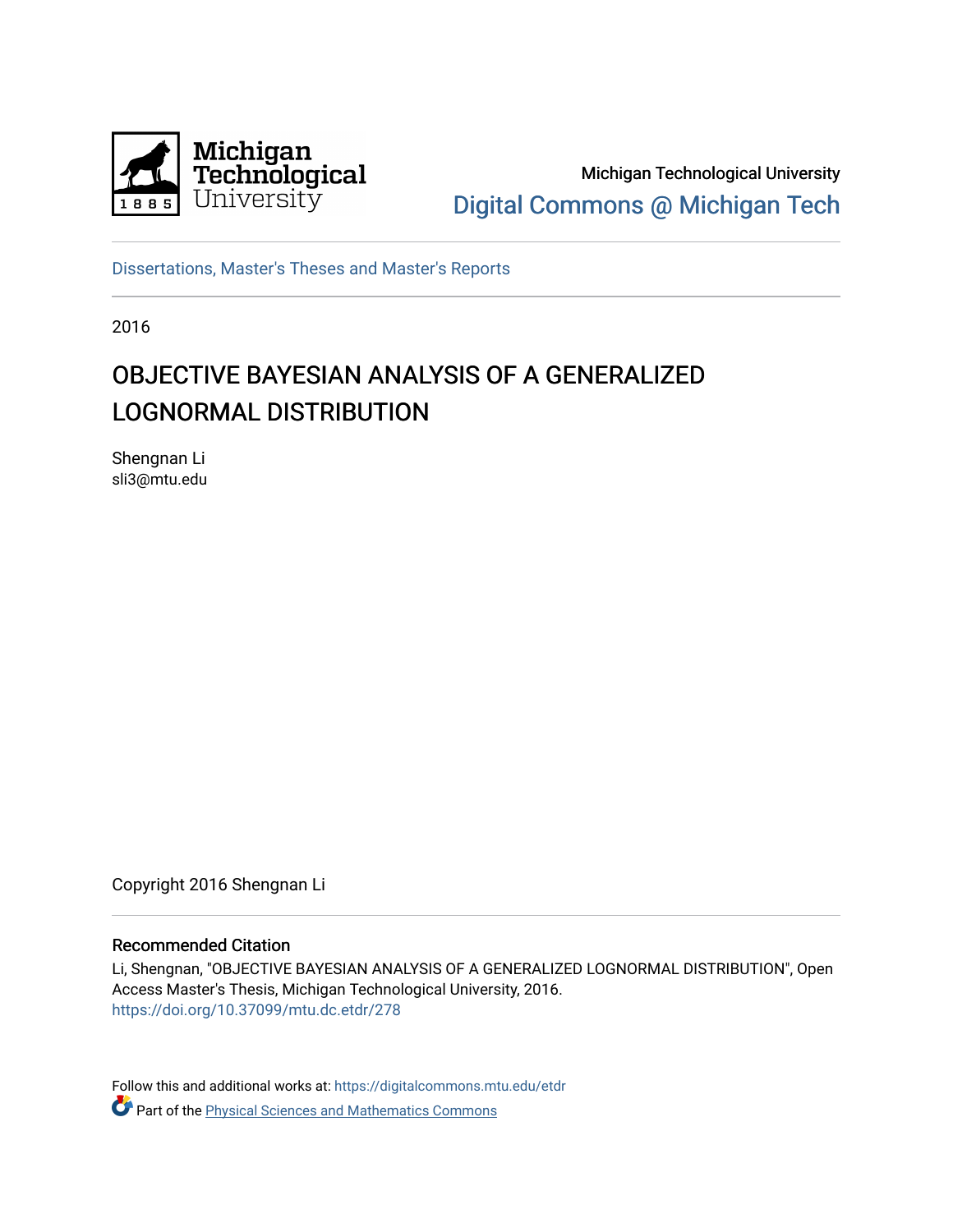Michigan Technological University

Digital Commons @ Michigan Tech

Dissertations, Master's Theses and Master's Reports

2016

# OBJECTIVE BAYESIAN ANALYSIS OF A GENERALIZED LOGNORMAL DISTRIBUTION

Shengnan Li
sli3@mtu.edu

Copyright 2016 Shengnan Li

## Recommended Citation

Li, Shengnan, "OBJECTIVE BAYESIAN ANALYSIS OF A GENERALIZED LOGNORMAL DISTRIBUTION", Open Access Master's Thesis, Michigan Technological University, 2016.
https://doi.org/10.37099/mtu.dc.etdr/278

Follow this and additional works at: https://digitalcommons.mtu.edu/etdr

Part of the Physical Sciences and Mathematics Commons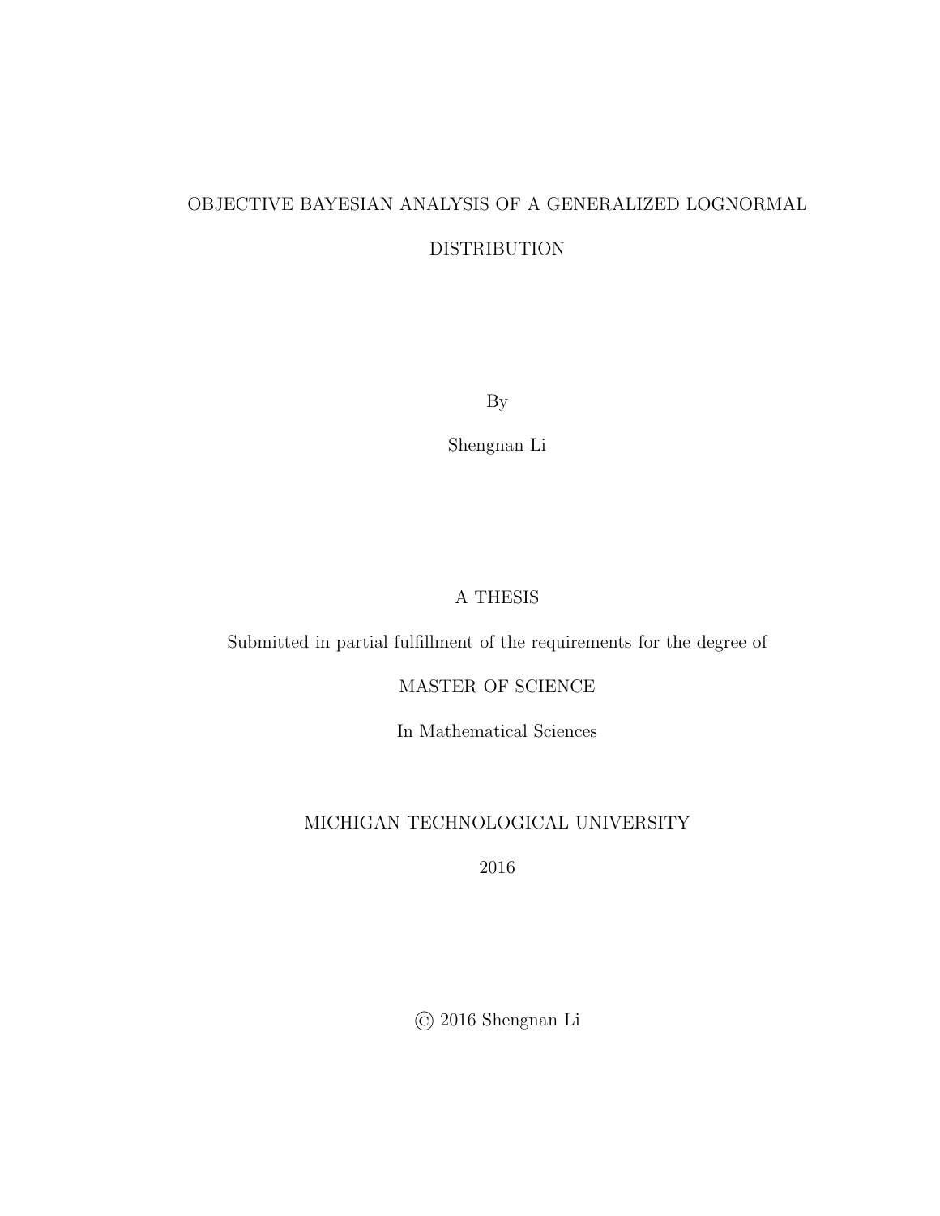# OBJECTIVE BAYESIAN ANALYSIS OF A GENERALIZED LOGNORMAL DISTRIBUTION

By

Shengnan Li

A THESIS

Submitted in partial fulfillment of the requirements for the degree of

MASTER OF SCIENCE

In Mathematical Sciences

MICHIGAN TECHNOLOGICAL UNIVERSITY

2016

© 2016 Shengnan Li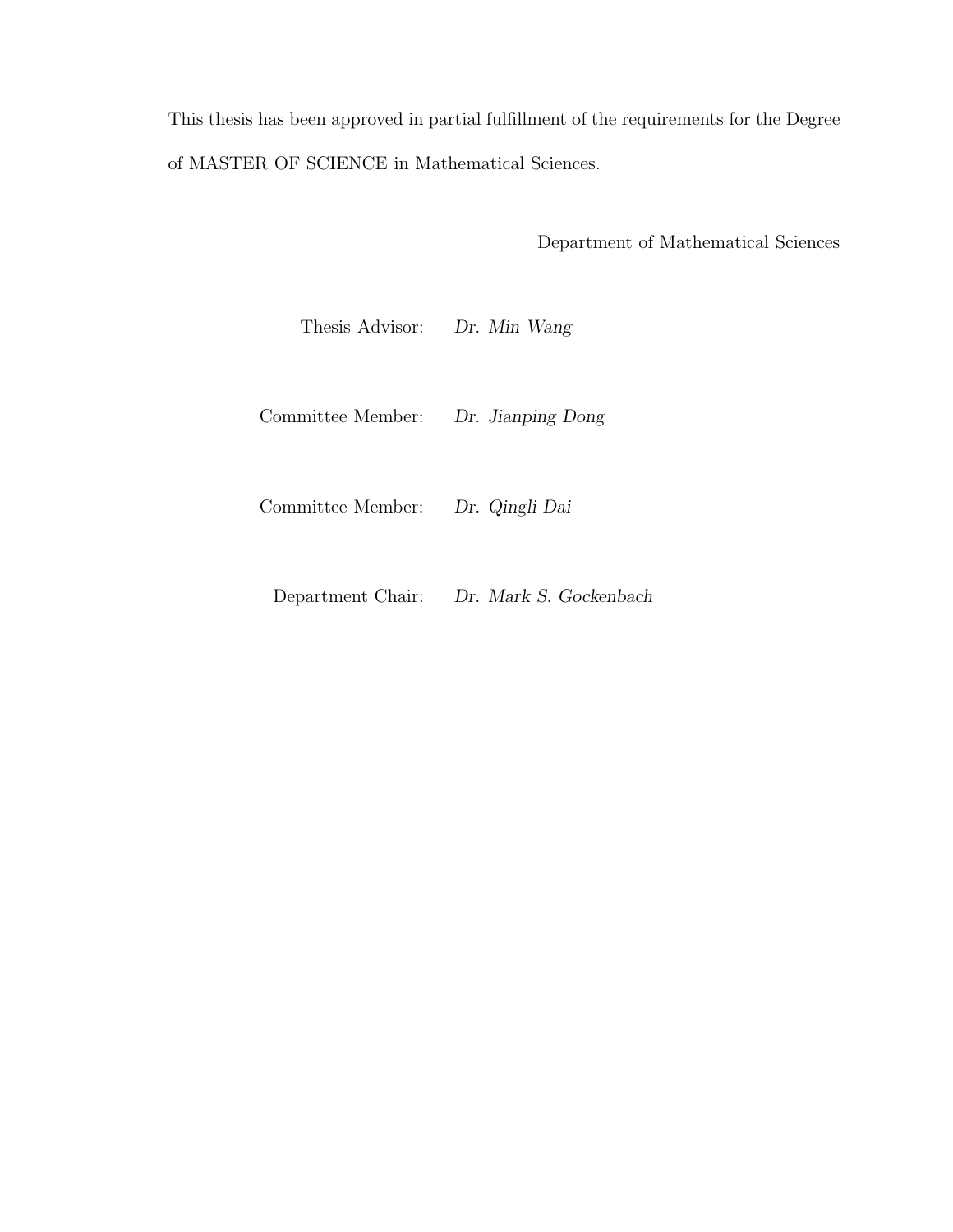This thesis has been approved in partial fulfillment of the requirements for the Degree of MASTER OF SCIENCE in Mathematical Sciences.

Department of Mathematical Sciences

Thesis Advisor: *Dr. Min Wang*

Committee Member: *Dr. Jianping Dong*

Committee Member: *Dr. Qingli Dai*

Department Chair: *Dr. Mark S. Gockenbach*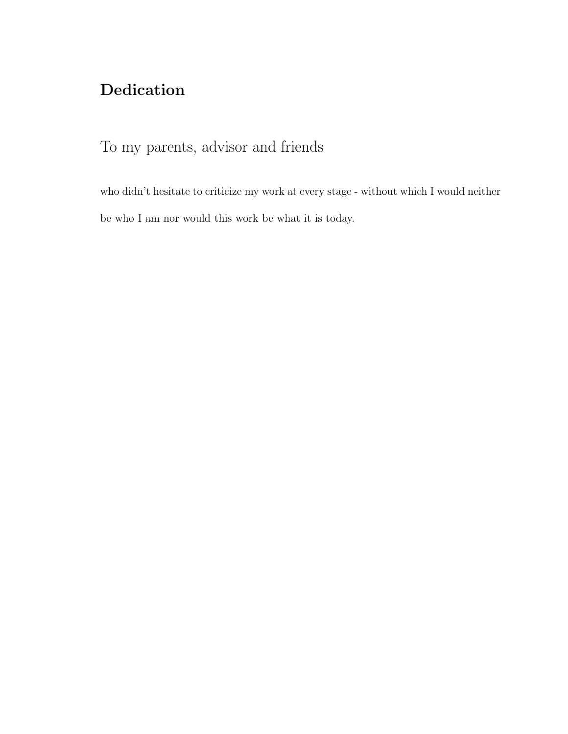# Dedication

To my parents, advisor and friends

who didn't hesitate to criticize my work at every stage - without which I would neither be who I am nor would this work be what it is today.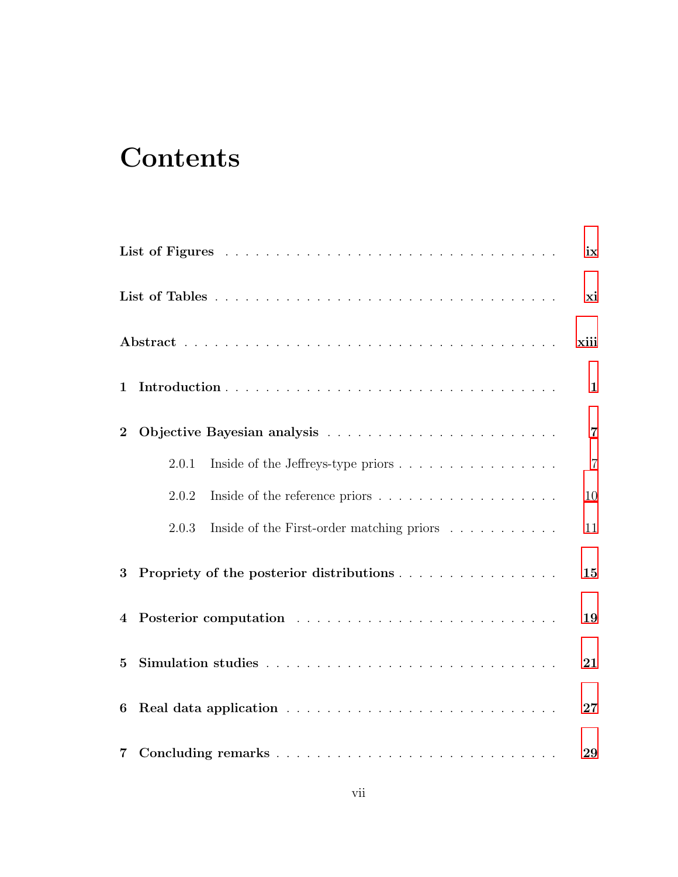# Contents

**List of Figures** . . . . . . . . . . . . . . . . . . . . . . . . . . . . . . . . . **ix**

**List of Tables** . . . . . . . . . . . . . . . . . . . . . . . . . . . . . . . . . **xi**

**Abstract** . . . . . . . . . . . . . . . . . . . . . . . . . . . . . . . . . . . **xiii**

**1 Introduction** . . . . . . . . . . . . . . . . . . . . . . . . . . . . . . . . **1**

**2 Objective Bayesian analysis** . . . . . . . . . . . . . . . . . . . . . . . . **7**

- 2.0.1 Inside of the Jeffreys-type priors . . . . . . . . . . . . . . . . . . 7
- 2.0.2 Inside of the reference priors . . . . . . . . . . . . . . . . . . . 10
- 2.0.3 Inside of the First-order matching priors . . . . . . . . . . . . 11

**3 Propriety of the posterior distributions** . . . . . . . . . . . . . . . . **15**

**4 Posterior computation** . . . . . . . . . . . . . . . . . . . . . . . . . . . **19**

**5 Simulation studies** . . . . . . . . . . . . . . . . . . . . . . . . . . . . . **21**

**6 Real data application** . . . . . . . . . . . . . . . . . . . . . . . . . . . **27**

**7 Concluding remarks** . . . . . . . . . . . . . . . . . . . . . . . . . . . . **29**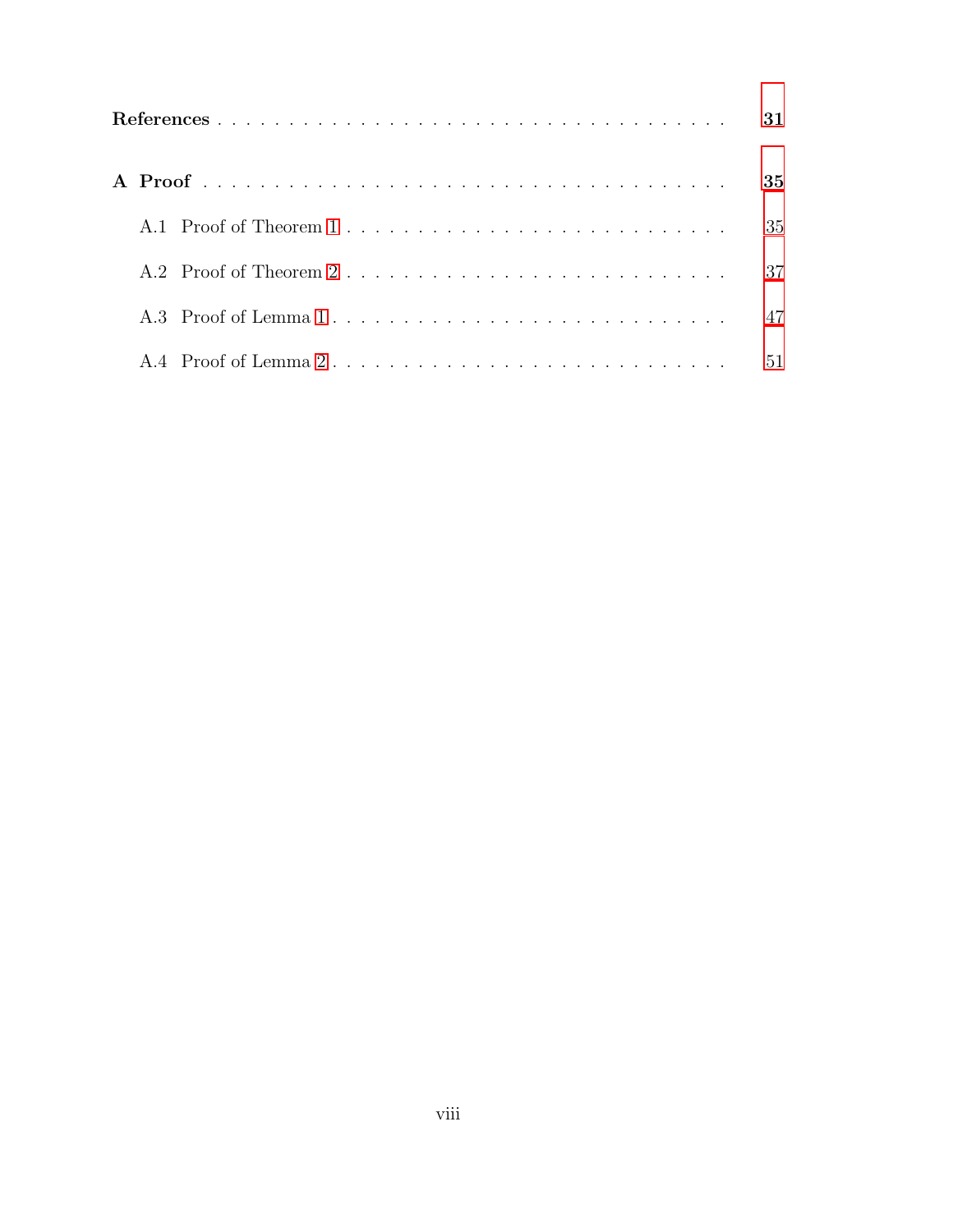**References** . . . . . . . . . . . . . . . . . . . . . . . . . . . . . . . . . . . . . **31**

**A Proof** . . . . . . . . . . . . . . . . . . . . . . . . . . . . . . . . . . . . . . . . **35**

A.1 Proof of Theorem 1 . . . . . . . . . . . . . . . . . . . . . . . . . . . . . . 35

A.2 Proof of Theorem 2 . . . . . . . . . . . . . . . . . . . . . . . . . . . . . . 37

A.3 Proof of Lemma 1 . . . . . . . . . . . . . . . . . . . . . . . . . . . . . . . 47

A.4 Proof of Lemma 2 . . . . . . . . . . . . . . . . . . . . . . . . . . . . . . . 51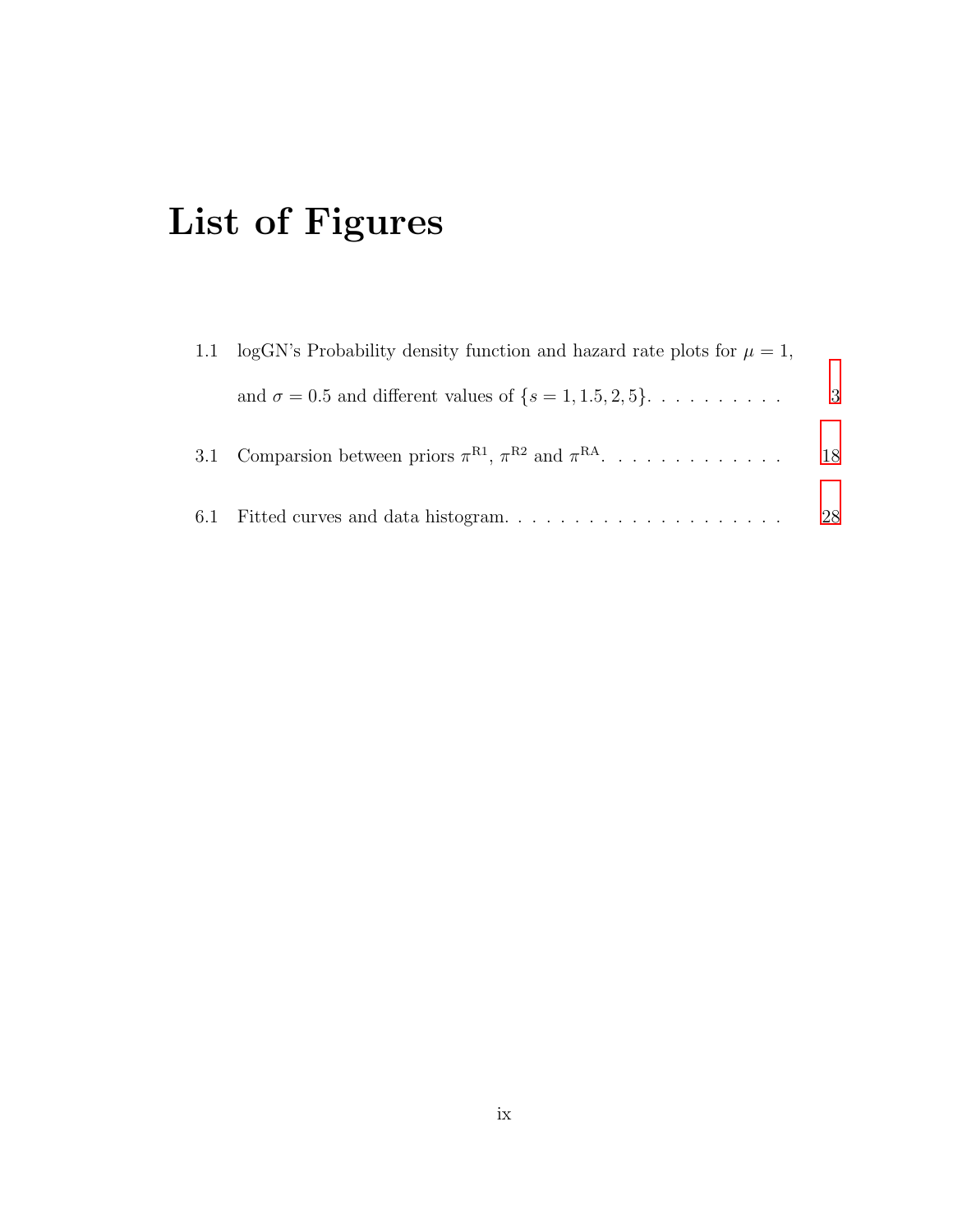# List of Figures

1.1 logGN's Probability density function and hazard rate plots for $\mu = 1$, and $\sigma = 0.5$ and different values of $\{s = 1, 1.5, 2, 5\}$. . . . . . . . . . . 3

3.1 Comparsion between priors $\pi^{\mathrm{R1}}$, $\pi^{\mathrm{R2}}$ and $\pi^{\mathrm{RA}}$. . . . . . . . . . . . . . 18

6.1 Fitted curves and data histogram. . . . . . . . . . . . . . . . . . . . . 28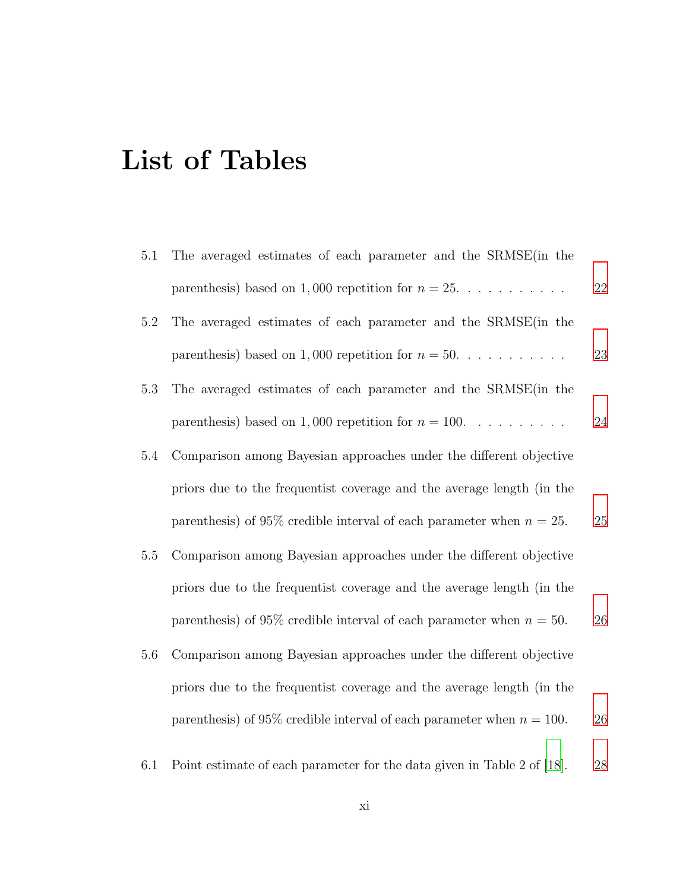# List of Tables

5.1 The averaged estimates of each parameter and the SRMSE(in the parenthesis) based on $1,000$ repetition for $n = 25$. . . . . . . . . . . . 22

5.2 The averaged estimates of each parameter and the SRMSE(in the parenthesis) based on $1,000$ repetition for $n = 50$. . . . . . . . . . . . 23

5.3 The averaged estimates of each parameter and the SRMSE(in the parenthesis) based on $1,000$ repetition for $n = 100$. . . . . . . . . . . 24

5.4 Comparison among Bayesian approaches under the different objective priors due to the frequentist coverage and the average length (in the parenthesis) of 95% credible interval of each parameter when $n = 25$. 25

5.5 Comparison among Bayesian approaches under the different objective priors due to the frequentist coverage and the average length (in the parenthesis) of 95% credible interval of each parameter when $n = 50$. 26

5.6 Comparison among Bayesian approaches under the different objective priors due to the frequentist coverage and the average length (in the parenthesis) of 95% credible interval of each parameter when $n = 100$. 26

6.1 Point estimate of each parameter for the data given in Table 2 of [18]. 28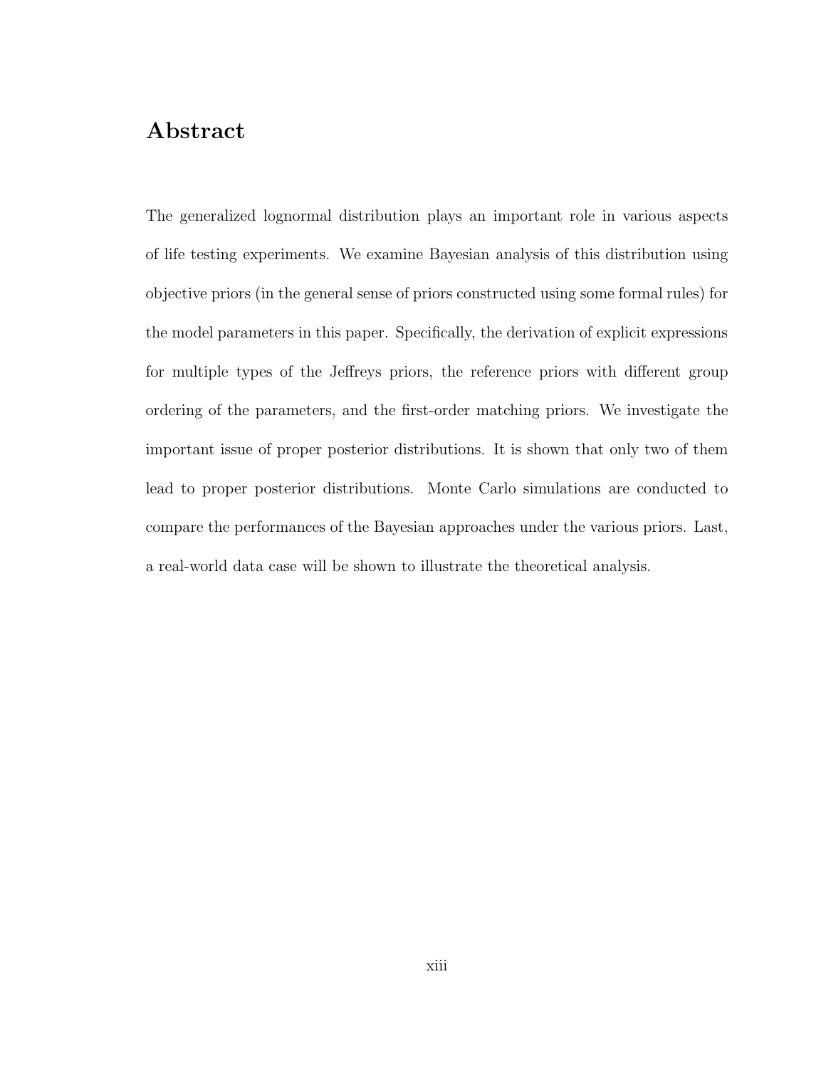# Abstract

The generalized lognormal distribution plays an important role in various aspects of life testing experiments. We examine Bayesian analysis of this distribution using objective priors (in the general sense of priors constructed using some formal rules) for the model parameters in this paper. Specifically, the derivation of explicit expressions for multiple types of the Jeffreys priors, the reference priors with different group ordering of the parameters, and the first-order matching priors. We investigate the important issue of proper posterior distributions. It is shown that only two of them lead to proper posterior distributions. Monte Carlo simulations are conducted to compare the performances of the Bayesian approaches under the various priors. Last, a real-world data case will be shown to illustrate the theoretical analysis.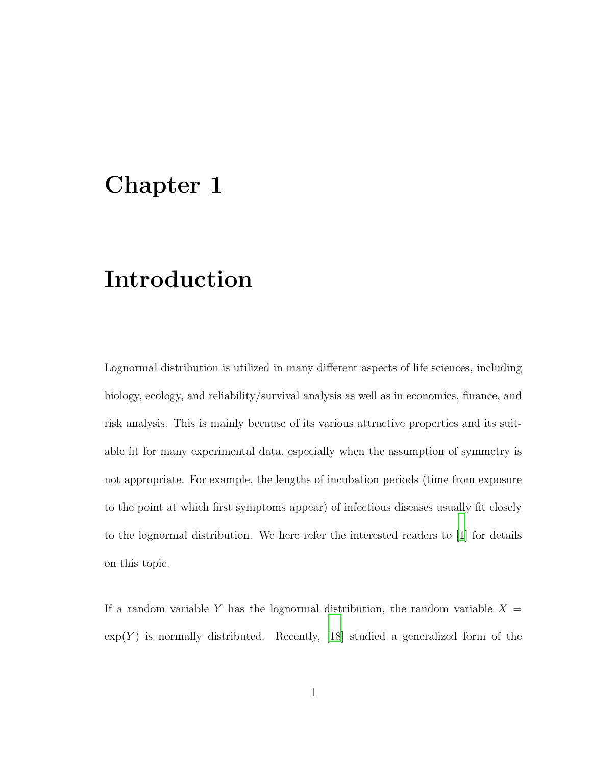# Chapter 1

# Introduction

Lognormal distribution is utilized in many different aspects of life sciences, including biology, ecology, and reliability/survival analysis as well as in economics, finance, and risk analysis. This is mainly because of its various attractive properties and its suitable fit for many experimental data, especially when the assumption of symmetry is not appropriate. For example, the lengths of incubation periods (time from exposure to the point at which first symptoms appear) of infectious diseases usually fit closely to the lognormal distribution. We here refer the interested readers to [1] for details on this topic.

If a random variable $Y$ has the lognormal distribution, the random variable $X = \exp(Y)$ is normally distributed. Recently, [18] studied a generalized form of the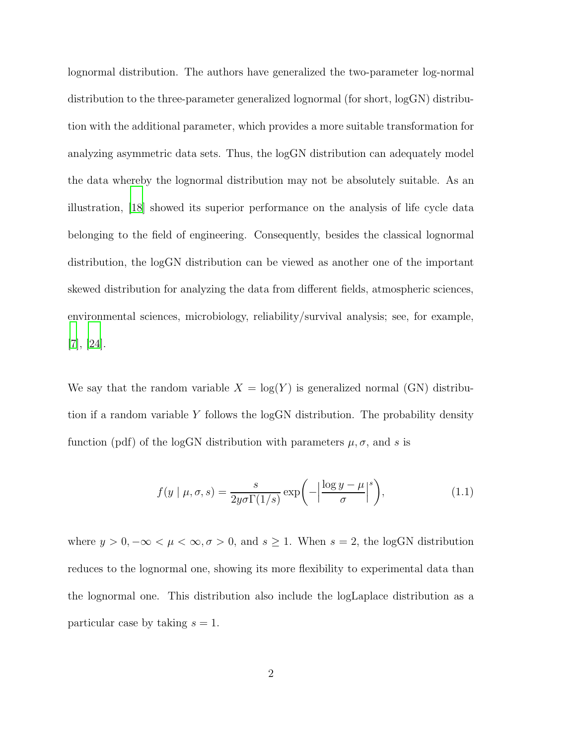lognormal distribution. The authors have generalized the two-parameter log-normal distribution to the three-parameter generalized lognormal (for short, logGN) distribution with the additional parameter, which provides a more suitable transformation for analyzing asymmetric data sets. Thus, the logGN distribution can adequately model the data whereby the lognormal distribution may not be absolutely suitable. As an illustration, [18] showed its superior performance on the analysis of life cycle data belonging to the field of engineering. Consequently, besides the classical lognormal distribution, the logGN distribution can be viewed as another one of the important skewed distribution for analyzing the data from different fields, atmospheric sciences, environmental sciences, microbiology, reliability/survival analysis; see, for example, [7], [24].

We say that the random variable $X = \log(Y)$ is generalized normal (GN) distribution if a random variable $Y$ follows the logGN distribution. The probability density function (pdf) of the logGN distribution with parameters $\mu, \sigma$, and $s$ is

$$f(y \mid \mu, \sigma, s) = \frac{s}{2y\sigma\Gamma(1/s)} \exp\left(-\left|\frac{\log y - \mu}{\sigma}\right|^s\right), \tag{1.1}$$

where $y > 0, -\infty < \mu < \infty, \sigma > 0$, and $s \geq 1$. When $s = 2$, the logGN distribution reduces to the lognormal one, showing its more flexibility to experimental data than the lognormal one. This distribution also include the logLaplace distribution as a particular case by taking $s = 1$.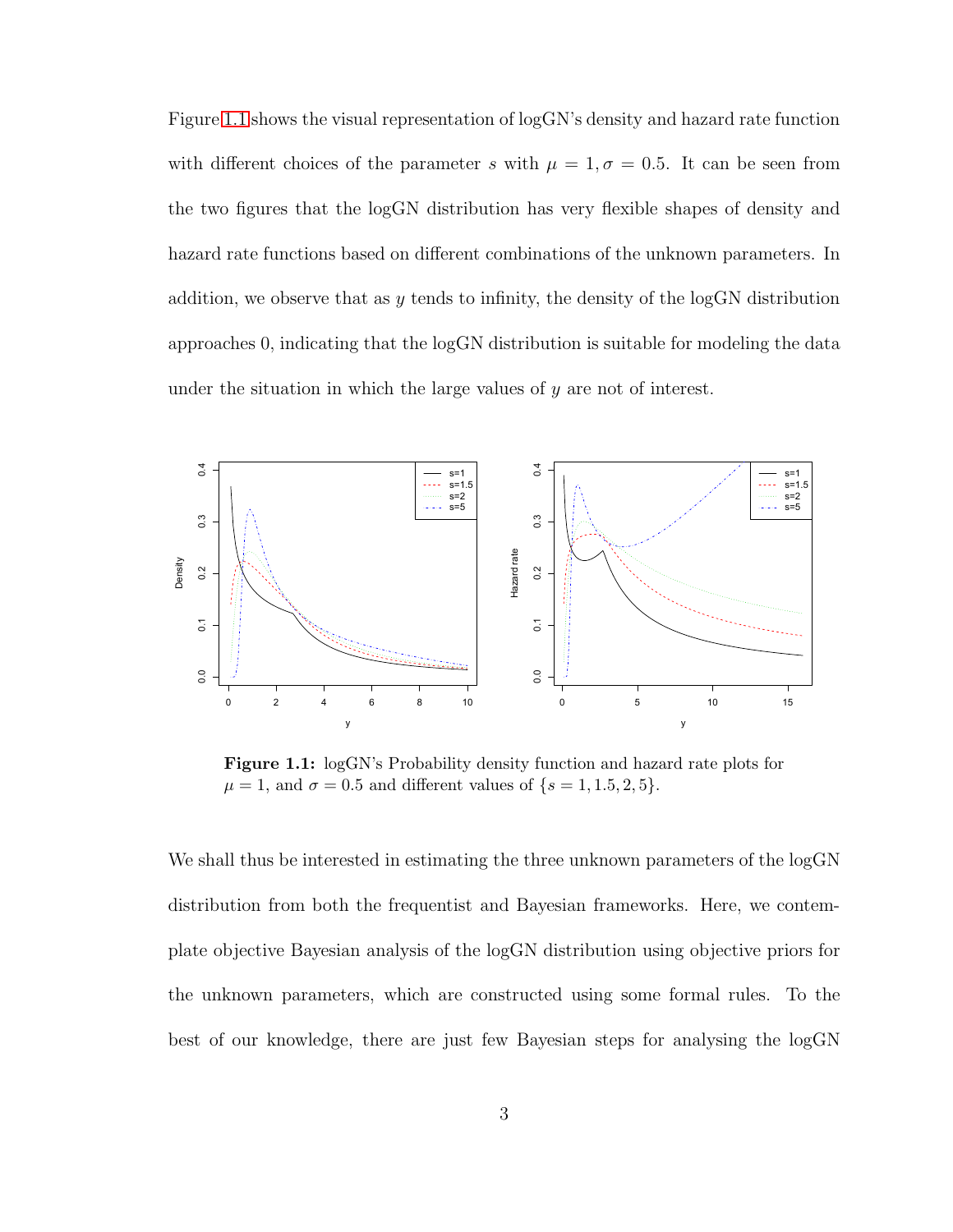Figure 1.1 shows the visual representation of logGN's density and hazard rate function with different choices of the parameter $s$ with $\mu = 1, \sigma = 0.5$. It can be seen from the two figures that the logGN distribution has very flexible shapes of density and hazard rate functions based on different combinations of the unknown parameters. In addition, we observe that as $y$ tends to infinity, the density of the logGN distribution approaches 0, indicating that the logGN distribution is suitable for modeling the data under the situation in which the large values of $y$ are not of interest.

**Figure 1.1:** logGN's Probability density function and hazard rate plots for $\mu = 1$, and $\sigma = 0.5$ and different values of $\{s = 1, 1.5, 2, 5\}$.

We shall thus be interested in estimating the three unknown parameters of the logGN distribution from both the frequentist and Bayesian frameworks. Here, we contemplate objective Bayesian analysis of the logGN distribution using objective priors for the unknown parameters, which are constructed using some formal rules. To the best of our knowledge, there are just few Bayesian steps for analysing the logGN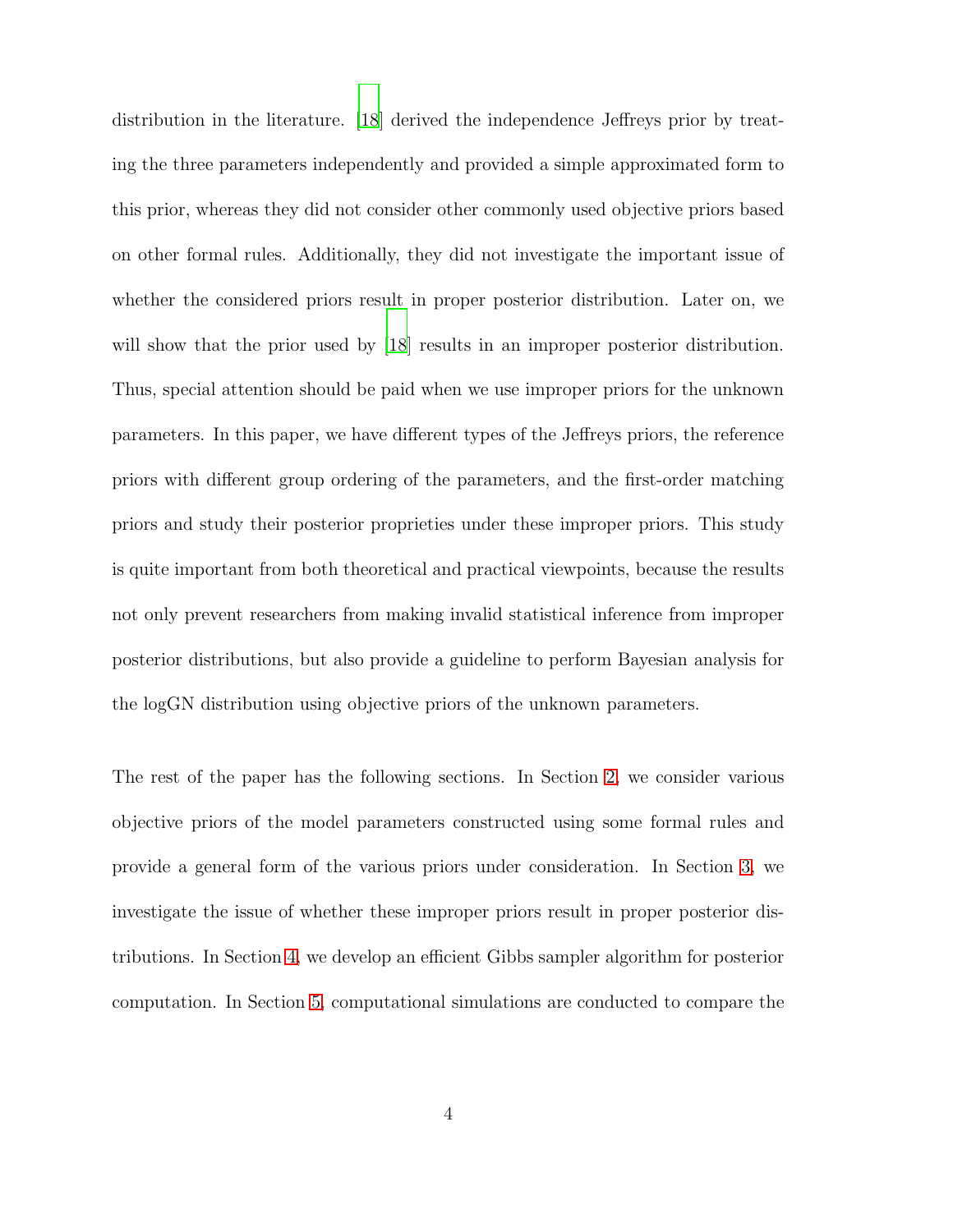distribution in the literature. [18] derived the independence Jeffreys prior by treating the three parameters independently and provided a simple approximated form to this prior, whereas they did not consider other commonly used objective priors based on other formal rules. Additionally, they did not investigate the important issue of whether the considered priors result in proper posterior distribution. Later on, we will show that the prior used by [18] results in an improper posterior distribution. Thus, special attention should be paid when we use improper priors for the unknown parameters. In this paper, we have different types of the Jeffreys priors, the reference priors with different group ordering of the parameters, and the first-order matching priors and study their posterior proprieties under these improper priors. This study is quite important from both theoretical and practical viewpoints, because the results not only prevent researchers from making invalid statistical inference from improper posterior distributions, but also provide a guideline to perform Bayesian analysis for the logGN distribution using objective priors of the unknown parameters.

The rest of the paper has the following sections. In Section 2, we consider various objective priors of the model parameters constructed using some formal rules and provide a general form of the various priors under consideration. In Section 3, we investigate the issue of whether these improper priors result in proper posterior distributions. In Section 4, we develop an efficient Gibbs sampler algorithm for posterior computation. In Section 5, computational simulations are conducted to compare the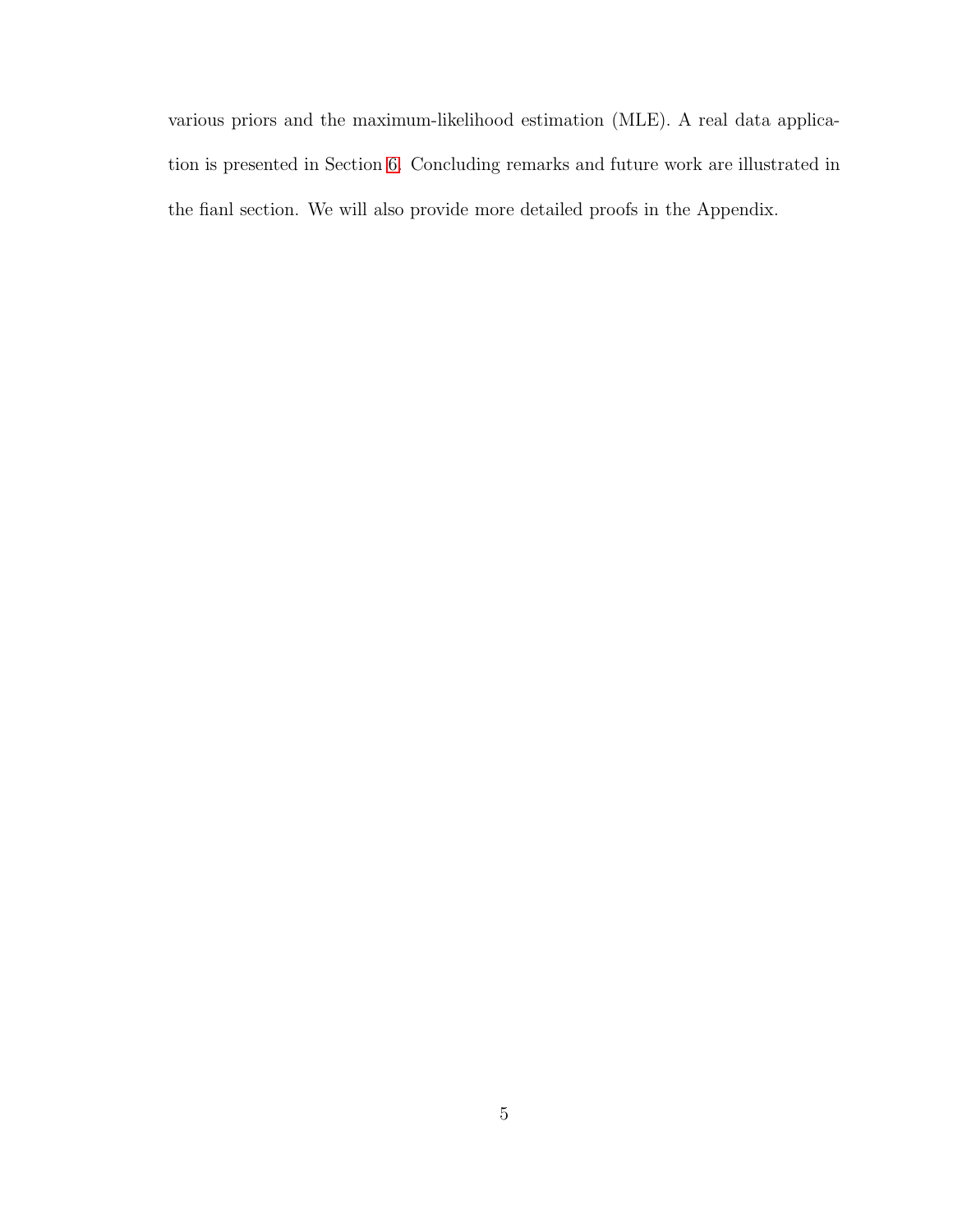various priors and the maximum-likelihood estimation (MLE). A real data application is presented in Section 6. Concluding remarks and future work are illustrated in the fianl section. We will also provide more detailed proofs in the Appendix.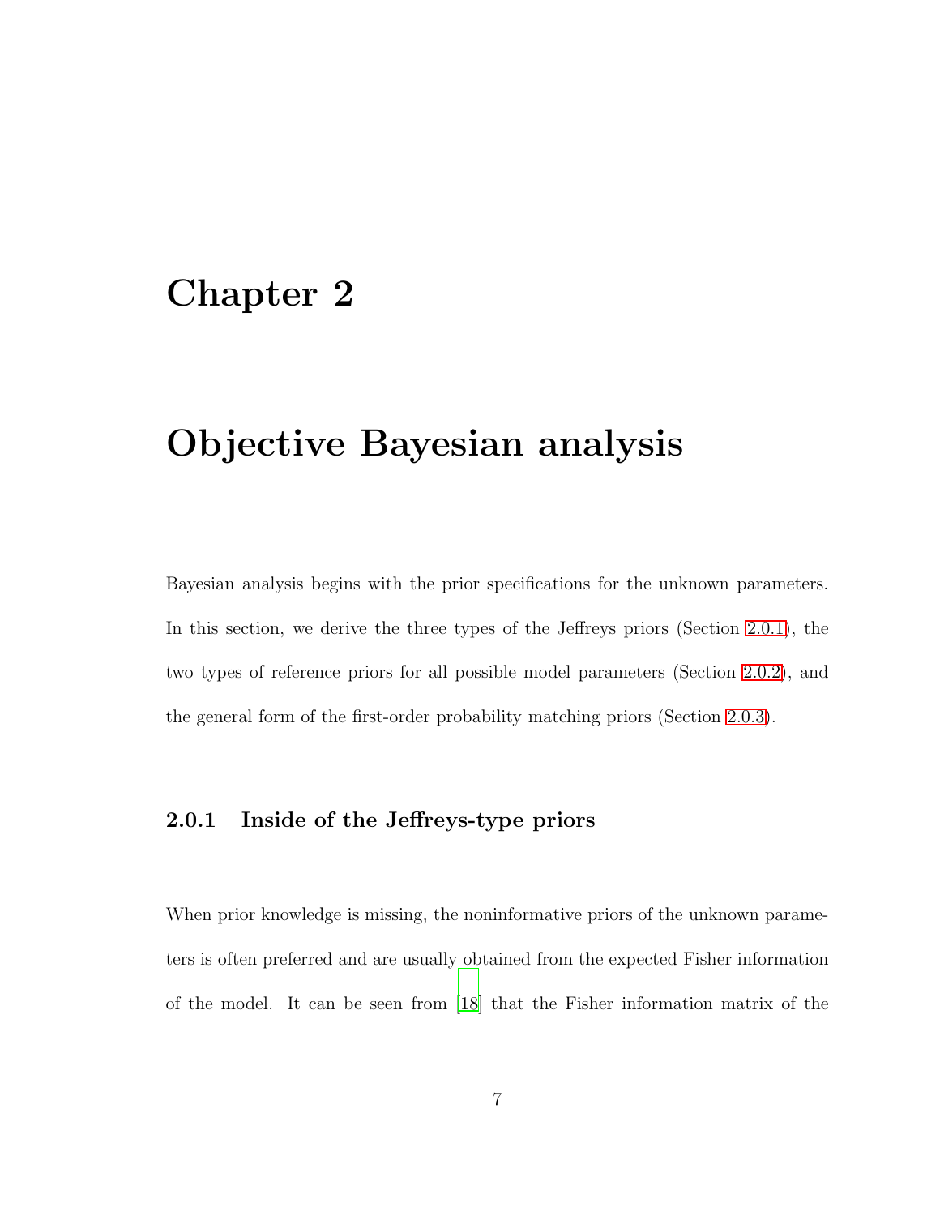# Chapter 2

# Objective Bayesian analysis

Bayesian analysis begins with the prior specifications for the unknown parameters. In this section, we derive the three types of the Jeffreys priors (Section 2.0.1), the two types of reference priors for all possible model parameters (Section 2.0.2), and the general form of the first-order probability matching priors (Section 2.0.3).

### 2.0.1 Inside of the Jeffreys-type priors

When prior knowledge is missing, the noninformative priors of the unknown parameters is often preferred and are usually obtained from the expected Fisher information of the model. It can be seen from [18] that the Fisher information matrix of the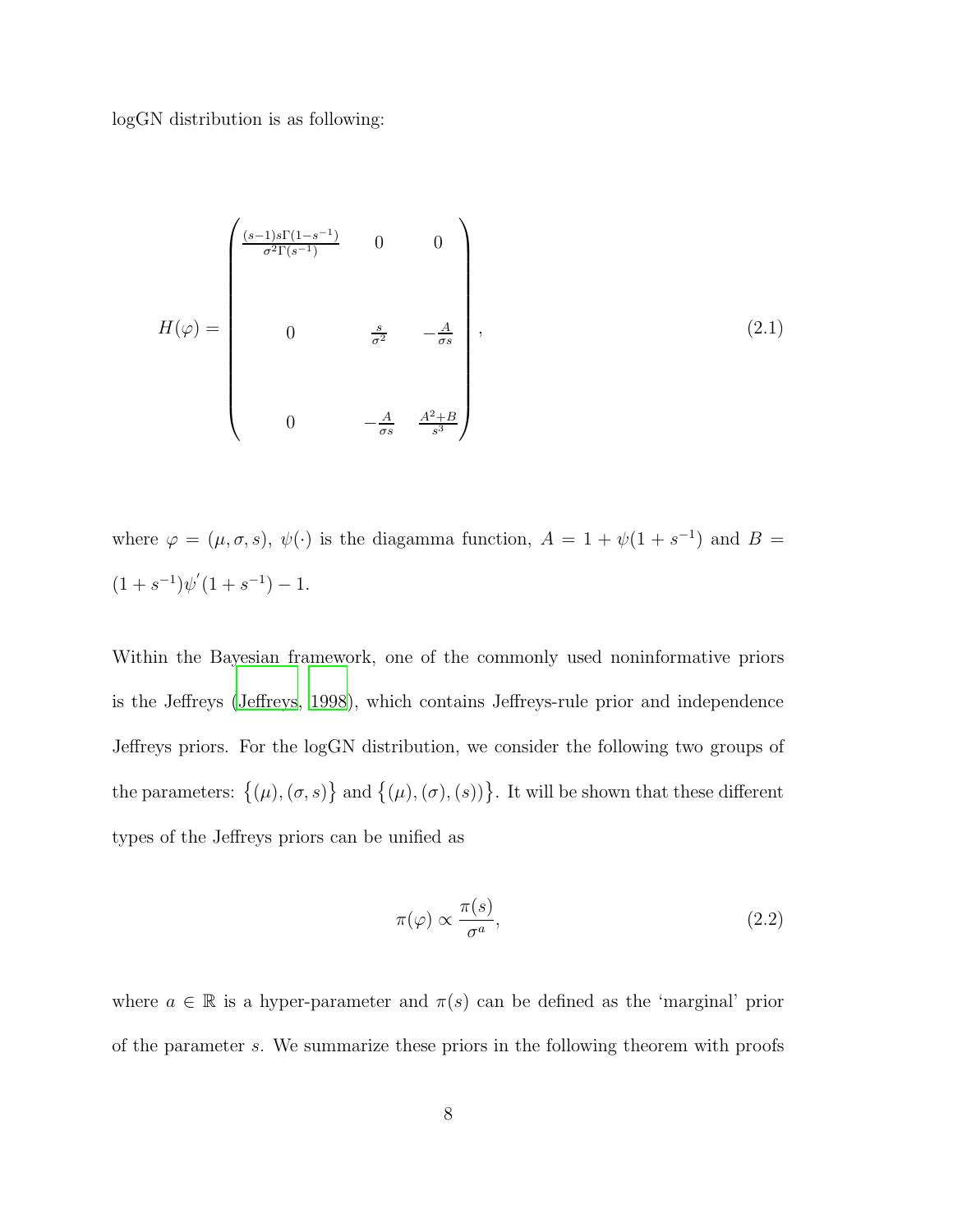logGN distribution is as following:

$$
H(\varphi) = \begin{pmatrix} \frac{(s-1)s\Gamma(1-s^{-1})}{\sigma^2\Gamma(s^{-1})} & 0 & 0 \\ 0 & \frac{s}{\sigma^2} & -\frac{A}{\sigma s} \\ 0 & -\frac{A}{\sigma s} & \frac{A^2+B}{s^3} \end{pmatrix}, \tag{2.1}
$$

where $\varphi = (\mu, \sigma, s)$, $\psi(\cdot)$ is the diagamma function, $A = 1 + \psi(1 + s^{-1})$ and $B = (1 + s^{-1})\psi'(1 + s^{-1}) - 1$.

Within the Bayesian framework, one of the commonly used noninformative priors is the Jeffreys (Jeffreys, 1998), which contains Jeffreys-rule prior and independence Jeffreys priors. For the logGN distribution, we consider the following two groups of the parameters: $\{(\mu), (\sigma, s)\}$ and $\{(\mu), (\sigma), (s)\}$. It will be shown that these different types of the Jeffreys priors can be unified as

$$
\pi(\varphi) \propto \frac{\pi(s)}{\sigma^a}, \tag{2.2}
$$

where $a \in \mathbb{R}$ is a hyper-parameter and $\pi(s)$ can be defined as the 'marginal' prior of the parameter $s$. We summarize these priors in the following theorem with proofs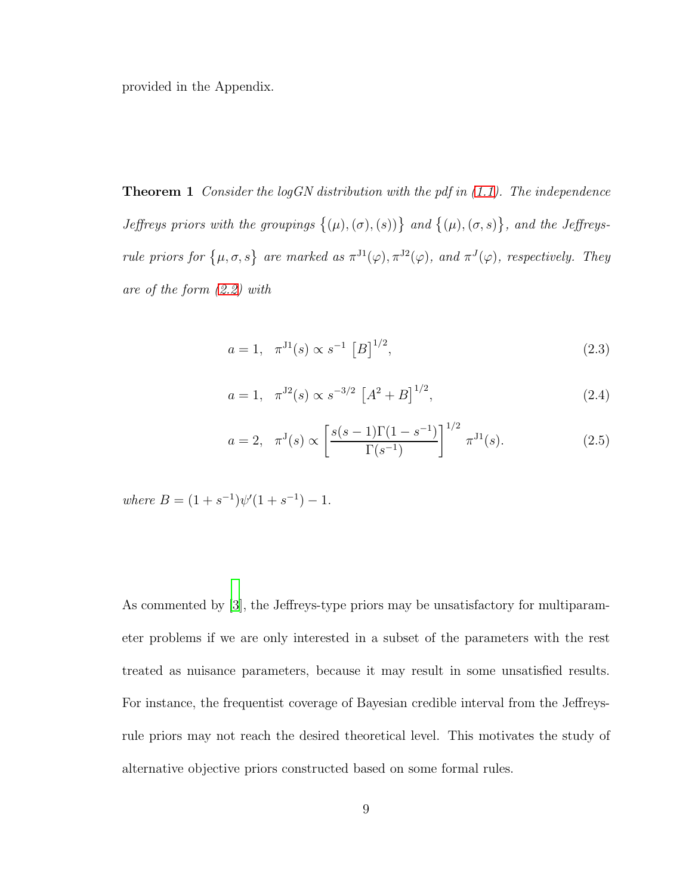provided in the Appendix.

**Theorem 1** *Consider the logGN distribution with the pdf in (1.1). The independence Jeffreys priors with the groupings $\{(\mu), (\sigma), (s)\}$ and $\{(\mu), (\sigma, s)\}$, and the Jeffreys-rule priors for $\{\mu, \sigma, s\}$ are marked as $\pi^{\mathrm{J1}}(\varphi), \pi^{\mathrm{J2}}(\varphi)$, and $\pi^{J}(\varphi)$, respectively. They are of the form (2.2) with*

$$a = 1, \quad \pi^{\mathrm{J1}}(s) \propto s^{-1} \left[B\right]^{1/2}, \tag{2.3}$$

$$a = 1, \quad \pi^{\mathrm{J2}}(s) \propto s^{-3/2} \left[A^2 + B\right]^{1/2}, \tag{2.4}$$

$$a = 2, \quad \pi^{\mathrm{J}}(s) \propto \left[\frac{s(s-1)\Gamma(1-s^{-1})}{\Gamma(s^{-1})}\right]^{1/2} \pi^{\mathrm{J1}}(s). \tag{2.5}$$

*where $B = (1 + s^{-1})\psi'(1 + s^{-1}) - 1$.*

As commented by [3], the Jeffreys-type priors may be unsatisfactory for multiparameter problems if we are only interested in a subset of the parameters with the rest treated as nuisance parameters, because it may result in some unsatisfied results. For instance, the frequentist coverage of Bayesian credible interval from the Jeffreys-rule priors may not reach the desired theoretical level. This motivates the study of alternative objective priors constructed based on some formal rules.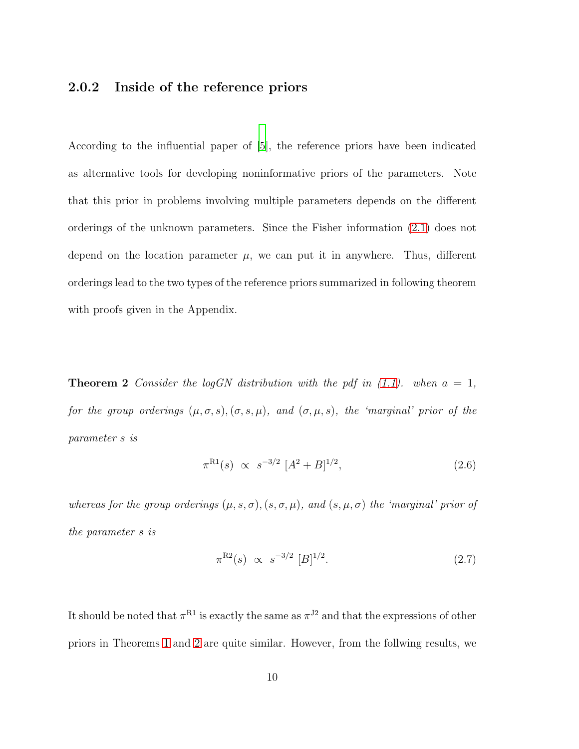### 2.0.2 Inside of the reference priors

According to the influential paper of [5], the reference priors have been indicated as alternative tools for developing noninformative priors of the parameters. Note that this prior in problems involving multiple parameters depends on the different orderings of the unknown parameters. Since the Fisher information (2.1) does not depend on the location parameter $\mu$, we can put it in anywhere. Thus, different orderings lead to the two types of the reference priors summarized in following theorem with proofs given in the Appendix.

**Theorem 2** *Consider the logGN distribution with the pdf in (1.1). when $a = 1$, for the group orderings $(\mu, \sigma, s), (\sigma, s, \mu)$, and $(\sigma, \mu, s)$, the 'marginal' prior of the parameter $s$ is*

$$\pi^{\mathrm{R1}}(s) \ \propto \ s^{-3/2} \ [A^2 + B]^{1/2}, \tag{2.6}$$

*whereas for the group orderings $(\mu, s, \sigma), (s, \sigma, \mu)$, and $(s, \mu, \sigma)$ the 'marginal' prior of the parameter $s$ is*

$$\pi^{\mathrm{R2}}(s) \ \propto \ s^{-3/2} \ [B]^{1/2}. \tag{2.7}$$

It should be noted that $\pi^{\mathrm{R1}}$ is exactly the same as $\pi^{\mathrm{J2}}$ and that the expressions of other priors in Theorems 1 and 2 are quite similar. However, from the follwing results, we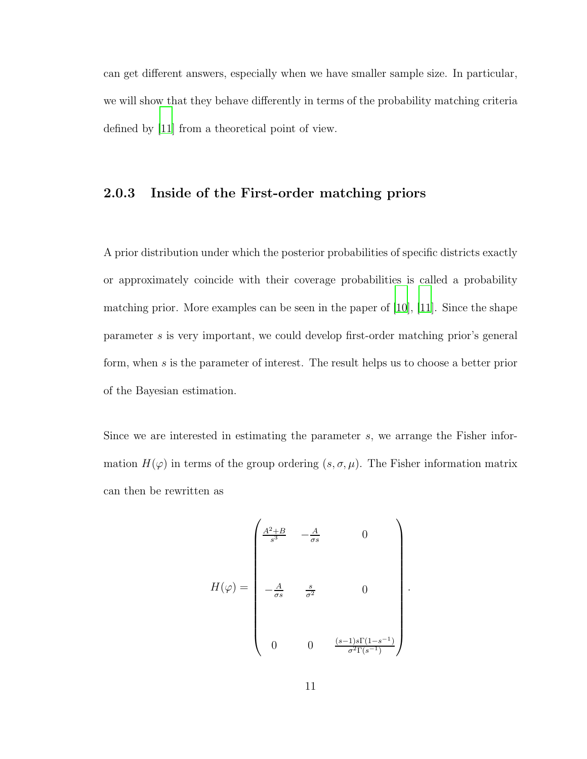can get different answers, especially when we have smaller sample size. In particular, we will show that they behave differently in terms of the probability matching criteria defined by [11] from a theoretical point of view.

### 2.0.3 Inside of the First-order matching priors

A prior distribution under which the posterior probabilities of specific districts exactly or approximately coincide with their coverage probabilities is called a probability matching prior. More examples can be seen in the paper of [10], [11]. Since the shape parameter $s$ is very important, we could develop first-order matching prior's general form, when $s$ is the parameter of interest. The result helps us to choose a better prior of the Bayesian estimation.

Since we are interested in estimating the parameter $s$, we arrange the Fisher information $H(\varphi)$ in terms of the group ordering $(s, \sigma, \mu)$. The Fisher information matrix can then be rewritten as

$$
H(\varphi) = \begin{pmatrix} \frac{A^2+B}{s^3} & -\frac{A}{\sigma s} & 0 \\ \\ -\frac{A}{\sigma s} & \frac{s}{\sigma^2} & 0 \\ \\ 0 & 0 & \frac{(s-1)s\Gamma(1-s^{-1})}{\sigma^2\Gamma(s^{-1})} \end{pmatrix}.
$$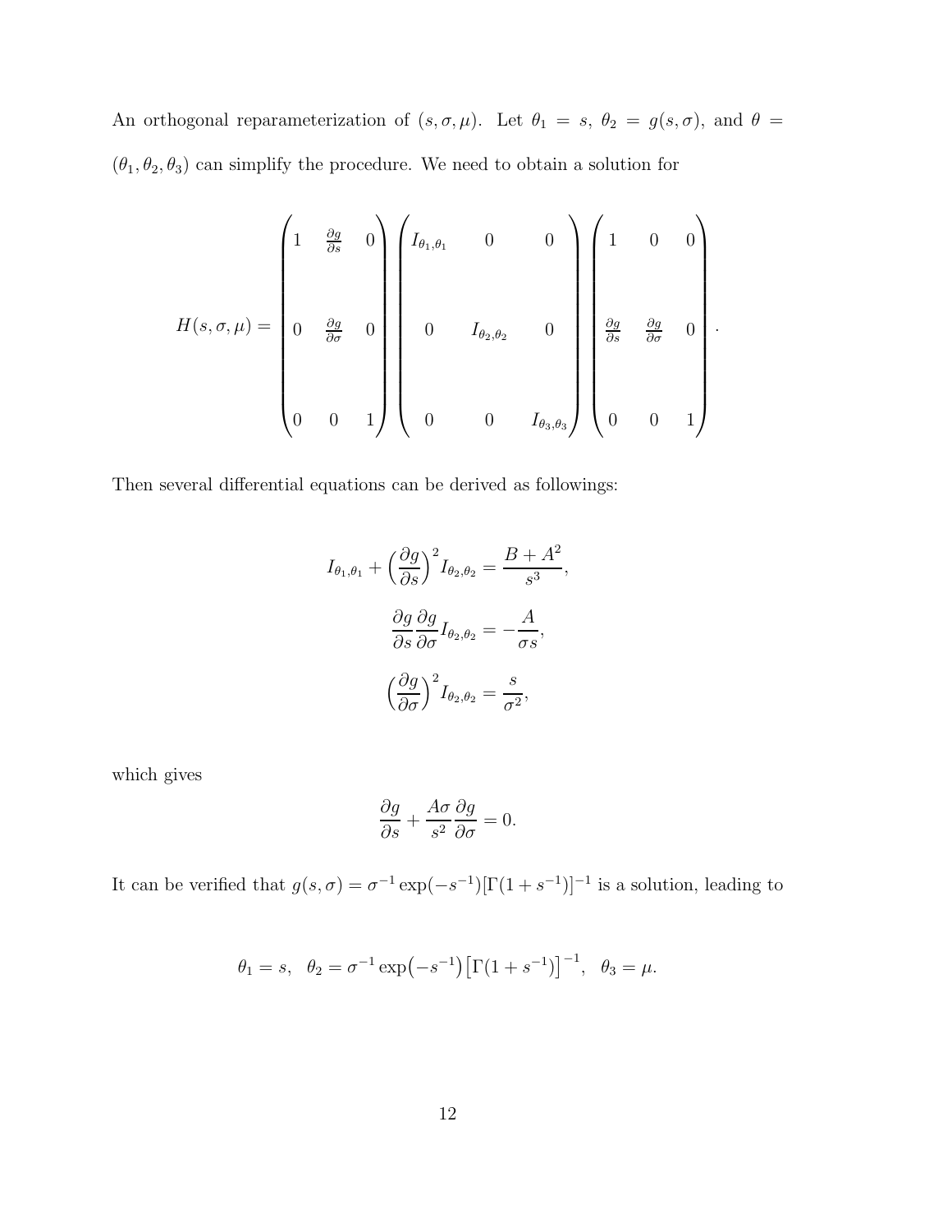An orthogonal reparameterization of $(s, \sigma, \mu)$. Let $\theta_1 = s$, $\theta_2 = g(s, \sigma)$, and $\theta = (\theta_1, \theta_2, \theta_3)$ can simplify the procedure. We need to obtain a solution for

$$
H(s, \sigma, \mu) = \begin{pmatrix} 1 & \frac{\partial g}{\partial s} & 0 \\ & & \\ 0 & \frac{\partial g}{\partial \sigma} & 0 \\ & & \\ 0 & 0 & 1 \end{pmatrix} \begin{pmatrix} I_{\theta_1, \theta_1} & 0 & 0 \\ & & \\ 0 & I_{\theta_2, \theta_2} & 0 \\ & & \\ 0 & 0 & I_{\theta_3, \theta_3} \end{pmatrix} \begin{pmatrix} 1 & 0 & 0 \\ & & \\ \frac{\partial g}{\partial s} & \frac{\partial g}{\partial \sigma} & 0 \\ & & \\ 0 & 0 & 1 \end{pmatrix}.
$$

Then several differential equations can be derived as followings:

$$
I_{\theta_1, \theta_1} + \Big(\frac{\partial g}{\partial s}\Big)^2 I_{\theta_2, \theta_2} = \frac{B + A^2}{s^3},
$$

$$
\frac{\partial g}{\partial s} \frac{\partial g}{\partial \sigma} I_{\theta_2, \theta_2} = -\frac{A}{\sigma s},
$$

$$
\Big(\frac{\partial g}{\partial \sigma}\Big)^2 I_{\theta_2, \theta_2} = \frac{s}{\sigma^2},
$$

which gives

$$
\frac{\partial g}{\partial s} + \frac{A\sigma}{s^2} \frac{\partial g}{\partial \sigma} = 0.
$$

It can be verified that $g(s, \sigma) = \sigma^{-1} \exp(-s^{-1})[\Gamma(1 + s^{-1})]^{-1}$ is a solution, leading to

$$
\theta_1 = s, \quad \theta_2 = \sigma^{-1} \exp\big(-s^{-1}\big) \big[\Gamma(1 + s^{-1})\big]^{-1}, \quad \theta_3 = \mu.
$$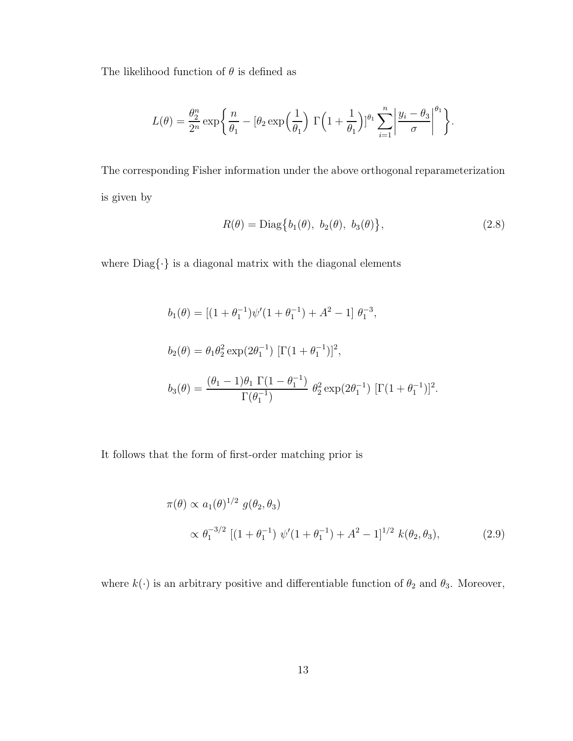The likelihood function of $\theta$ is defined as

$$L(\theta) = \frac{\theta_2^n}{2^n} \exp\bigg\{ \frac{n}{\theta_1} - [\theta_2 \exp\Big(\frac{1}{\theta_1}\Big)\ \Gamma\Big(1+\frac{1}{\theta_1}\Big)]^{\theta_1} \sum_{i=1}^{n} \bigg|\frac{y_i - \theta_3}{\sigma}\bigg|^{\theta_1} \bigg\}.$$

The corresponding Fisher information under the above orthogonal reparameterization is given by

$$R(\theta) = \text{Diag}\big\{b_1(\theta),\ b_2(\theta),\ b_3(\theta)\big\}, \tag{2.8}$$

where $\text{Diag}\{\cdot\}$ is a diagonal matrix with the diagonal elements

$$b_1(\theta) = [(1+\theta_1^{-1})\psi'(1+\theta_1^{-1}) + A^2 - 1]\ \theta_1^{-3},$$

$$b_2(\theta) = \theta_1 \theta_2^2 \exp(2\theta_1^{-1})\ [\Gamma(1+\theta_1^{-1})]^2,$$

$$b_3(\theta) = \frac{(\theta_1 - 1)\theta_1\ \Gamma(1-\theta_1^{-1})}{\Gamma(\theta_1^{-1})}\ \theta_2^2 \exp(2\theta_1^{-1})\ [\Gamma(1+\theta_1^{-1})]^2.$$

It follows that the form of first-order matching prior is

$$\begin{aligned}\pi(\theta) &\propto a_1(\theta)^{1/2}\ g(\theta_2, \theta_3) \\ &\propto \theta_1^{-3/2}\ [(1+\theta_1^{-1})\ \psi'(1+\theta_1^{-1}) + A^2 - 1]^{1/2}\ k(\theta_2, \theta_3),\end{aligned} \tag{2.9}$$

where $k(\cdot)$ is an arbitrary positive and differentiable function of $\theta_2$ and $\theta_3$. Moreover,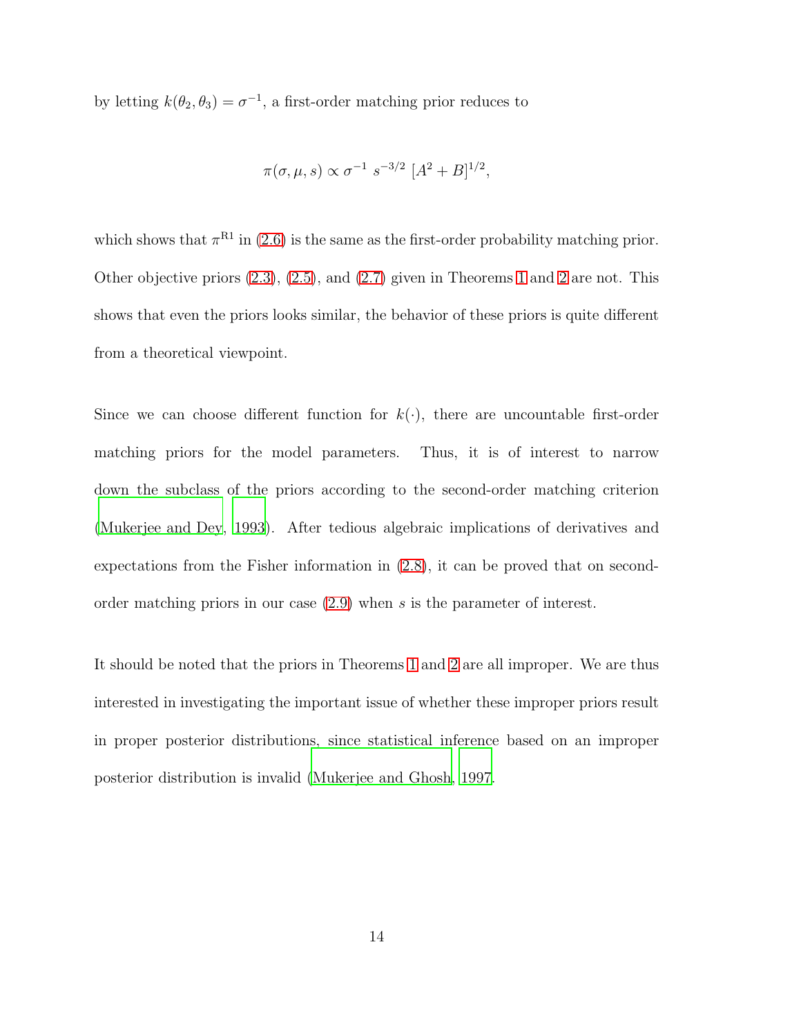by letting $k(\theta_2, \theta_3) = \sigma^{-1}$, a first-order matching prior reduces to

$$\pi(\sigma, \mu, s) \propto \sigma^{-1}\ s^{-3/2}\ [A^2 + B]^{1/2},$$

which shows that $\pi^{\mathrm{R1}}$ in (2.6) is the same as the first-order probability matching prior. Other objective priors (2.3), (2.5), and (2.7) given in Theorems 1 and 2 are not. This shows that even the priors looks similar, the behavior of these priors is quite different from a theoretical viewpoint.

Since we can choose different function for $k(\cdot)$, there are uncountable first-order matching priors for the model parameters. Thus, it is of interest to narrow down the subclass of the priors according to the second-order matching criterion (Mukerjee and Dey, 1993). After tedious algebraic implications of derivatives and expectations from the Fisher information in (2.8), it can be proved that on second-order matching priors in our case (2.9) when $s$ is the parameter of interest.

It should be noted that the priors in Theorems 1 and 2 are all improper. We are thus interested in investigating the important issue of whether these improper priors result in proper posterior distributions, since statistical inference based on an improper posterior distribution is invalid (Mukerjee and Ghosh, 1997.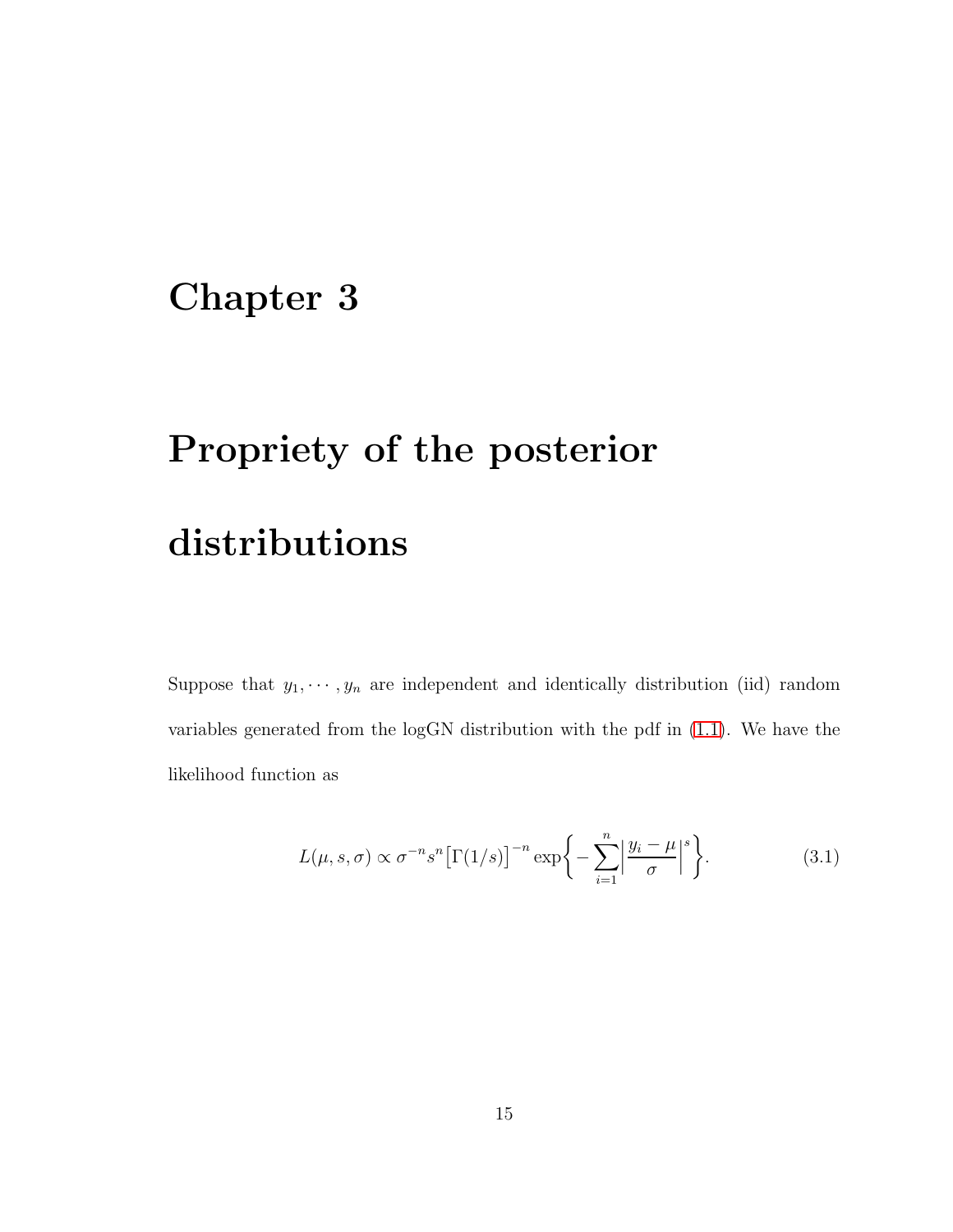# Chapter 3

# Propriety of the posterior distributions

Suppose that $y_1, \cdots, y_n$ are independent and identically distribution (iid) random variables generated from the logGN distribution with the pdf in (1.1). We have the likelihood function as

$$L(\mu, s, \sigma) \propto \sigma^{-n} s^n \big[\Gamma(1/s)\big]^{-n} \exp\bigg\{-\sum_{i=1}^{n}\Big|\frac{y_i - \mu}{\sigma}\Big|^s\bigg\}. \tag{3.1}$$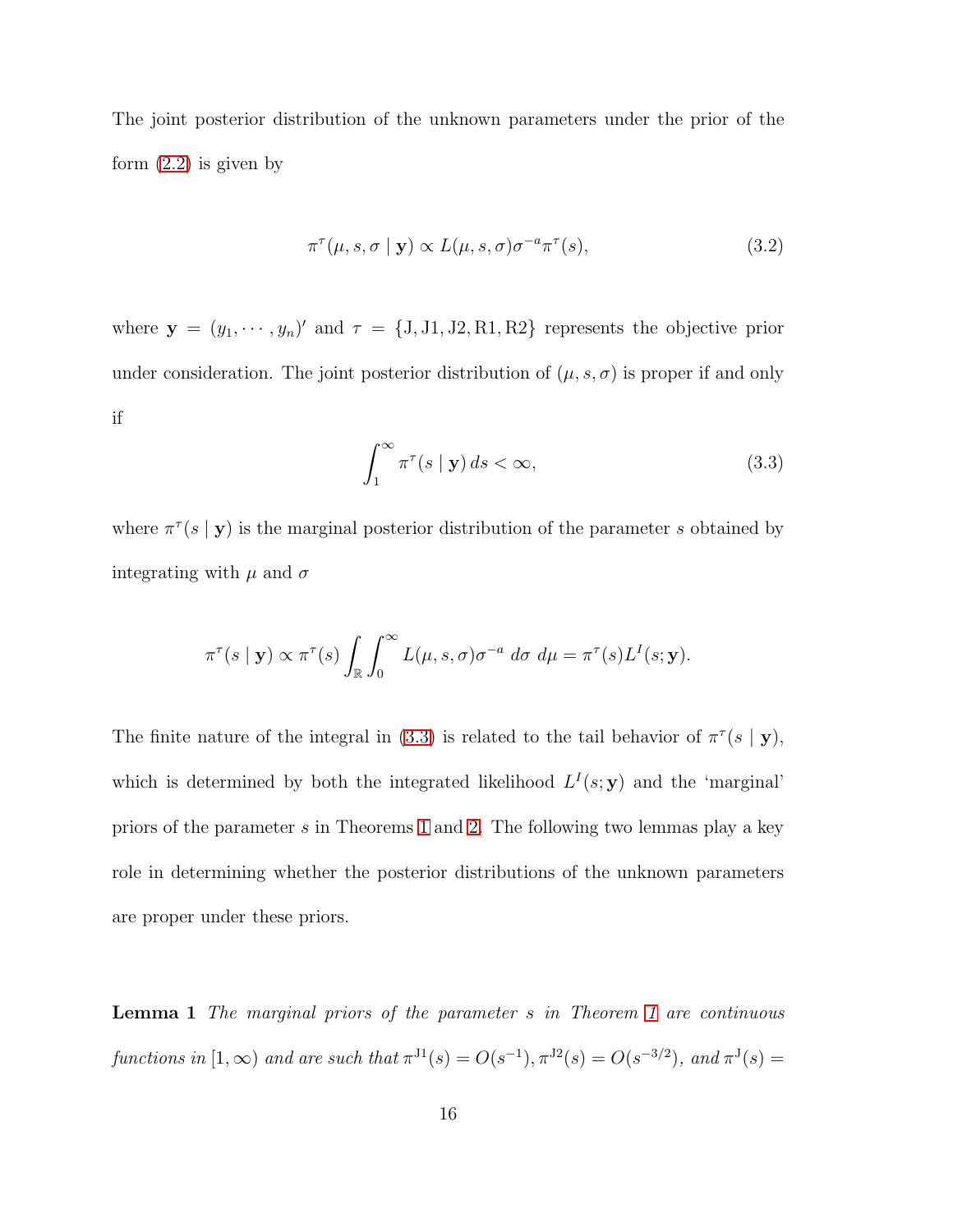The joint posterior distribution of the unknown parameters under the prior of the form (2.2) is given by

$$\pi^{\tau}(\mu, s, \sigma \mid \mathbf{y}) \propto L(\mu, s, \sigma)\sigma^{-a}\pi^{\tau}(s), \tag{3.2}$$

where $\mathbf{y} = (y_1, \cdots, y_n)'$ and $\tau = \{\mathrm{J}, \mathrm{J1}, \mathrm{J2}, \mathrm{R1}, \mathrm{R2}\}$ represents the objective prior under consideration. The joint posterior distribution of $(\mu, s, \sigma)$ is proper if and only if

$$\int_1^{\infty} \pi^{\tau}(s \mid \mathbf{y})\, ds < \infty, \tag{3.3}$$

where $\pi^{\tau}(s \mid \mathbf{y})$ is the marginal posterior distribution of the parameter $s$ obtained by integrating with $\mu$ and $\sigma$

$$\pi^{\tau}(s \mid \mathbf{y}) \propto \pi^{\tau}(s) \int_{\mathbb{R}} \int_0^{\infty} L(\mu, s, \sigma)\sigma^{-a}\, d\sigma\, d\mu = \pi^{\tau}(s) L^I(s; \mathbf{y}).$$

The finite nature of the integral in (3.3) is related to the tail behavior of $\pi^{\tau}(s \mid \mathbf{y})$, which is determined by both the integrated likelihood $L^I(s; \mathbf{y})$ and the 'marginal' priors of the parameter $s$ in Theorems 1 and 2. The following two lemmas play a key role in determining whether the posterior distributions of the unknown parameters are proper under these priors.

**Lemma 1** *The marginal priors of the parameter $s$ in Theorem 1 are continuous functions in $[1, \infty)$ and are such that $\pi^{\mathrm{J1}}(s) = O(s^{-1})$, $\pi^{\mathrm{J2}}(s) = O(s^{-3/2})$, and $\pi^{\mathrm{J}}(s) =$*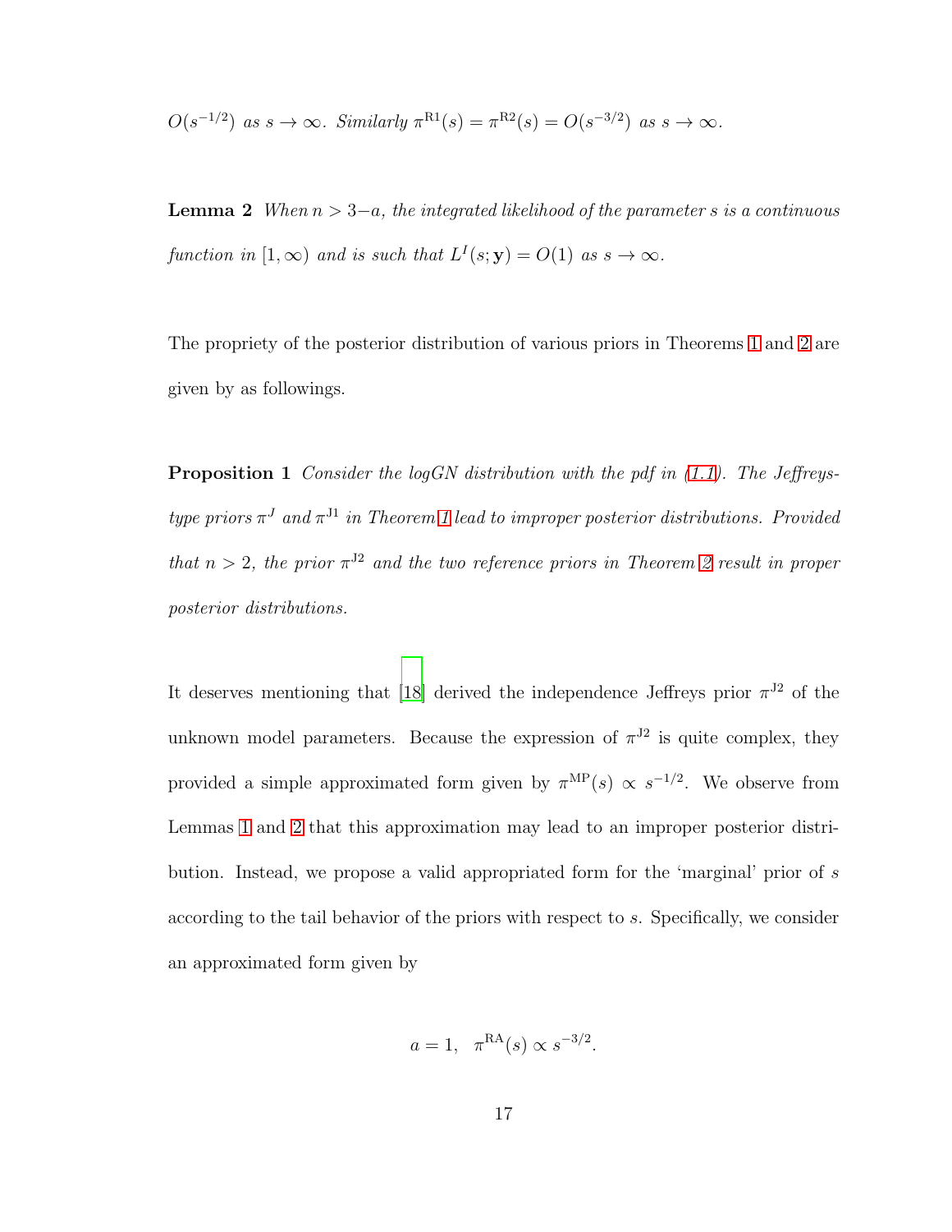$O(s^{-1/2})$ *as* $s \to \infty$. *Similarly* $\pi^{\mathrm{R1}}(s) = \pi^{\mathrm{R2}}(s) = O(s^{-3/2})$ *as* $s \to \infty$.

**Lemma 2** *When* $n > 3-a$, *the integrated likelihood of the parameter* $s$ *is a continuous function in* $[1, \infty)$ *and is such that* $L^I(s; \mathbf{y}) = O(1)$ *as* $s \to \infty$.

The propriety of the posterior distribution of various priors in Theorems 1 and 2 are given by as followings.

**Proposition 1** *Consider the logGN distribution with the pdf in (1.1). The Jeffreys-type priors* $\pi^J$ *and* $\pi^{\mathrm{J1}}$ *in Theorem 1 lead to improper posterior distributions. Provided that* $n > 2$, *the prior* $\pi^{\mathrm{J2}}$ *and the two reference priors in Theorem 2 result in proper posterior distributions.*

It deserves mentioning that [18] derived the independence Jeffreys prior $\pi^{\mathrm{J2}}$ of the unknown model parameters. Because the expression of $\pi^{\mathrm{J2}}$ is quite complex, they provided a simple approximated form given by $\pi^{\mathrm{MP}}(s) \propto s^{-1/2}$. We observe from Lemmas 1 and 2 that this approximation may lead to an improper posterior distribution. Instead, we propose a valid appropriated form for the 'marginal' prior of $s$ according to the tail behavior of the priors with respect to $s$. Specifically, we consider an approximated form given by

$$a = 1, \quad \pi^{\mathrm{RA}}(s) \propto s^{-3/2}.$$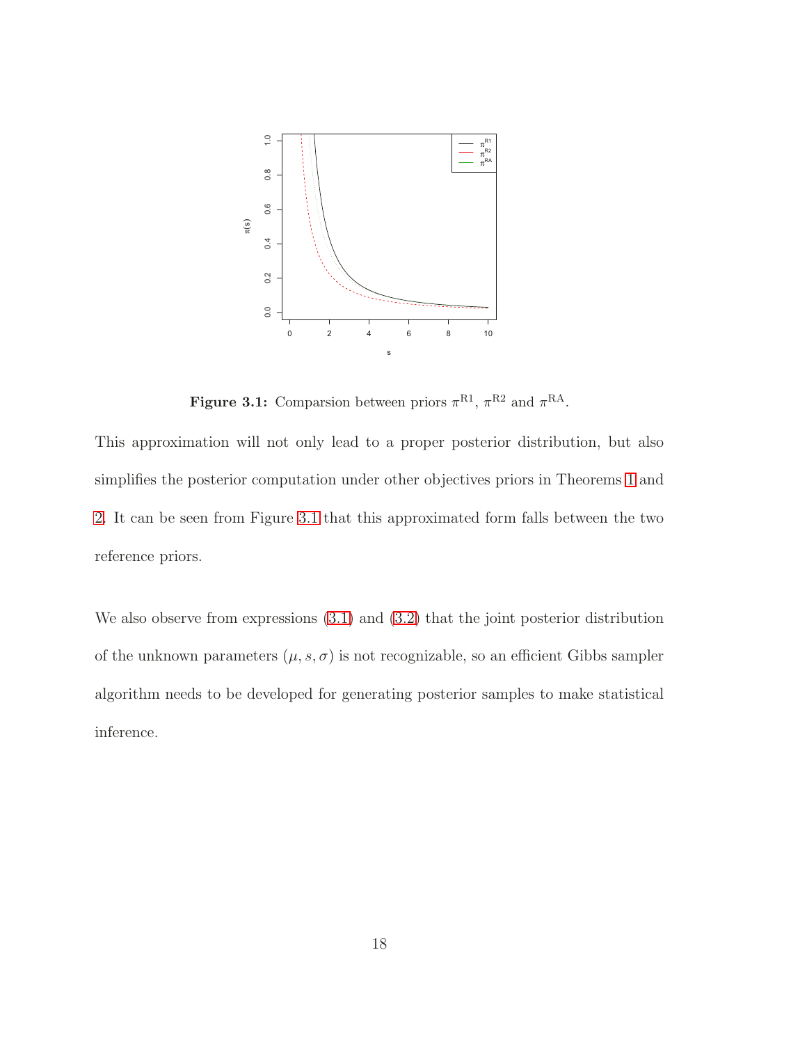**Figure 3.1:** Comparsion between priors $\pi^{\mathrm{R1}}$, $\pi^{\mathrm{R2}}$ and $\pi^{\mathrm{RA}}$.

This approximation will not only lead to a proper posterior distribution, but also simplifies the posterior computation under other objectives priors in Theorems 1 and 2. It can be seen from Figure 3.1 that this approximated form falls between the two reference priors.

We also observe from expressions (3.1) and (3.2) that the joint posterior distribution of the unknown parameters $(\mu, s, \sigma)$ is not recognizable, so an efficient Gibbs sampler algorithm needs to be developed for generating posterior samples to make statistical inference.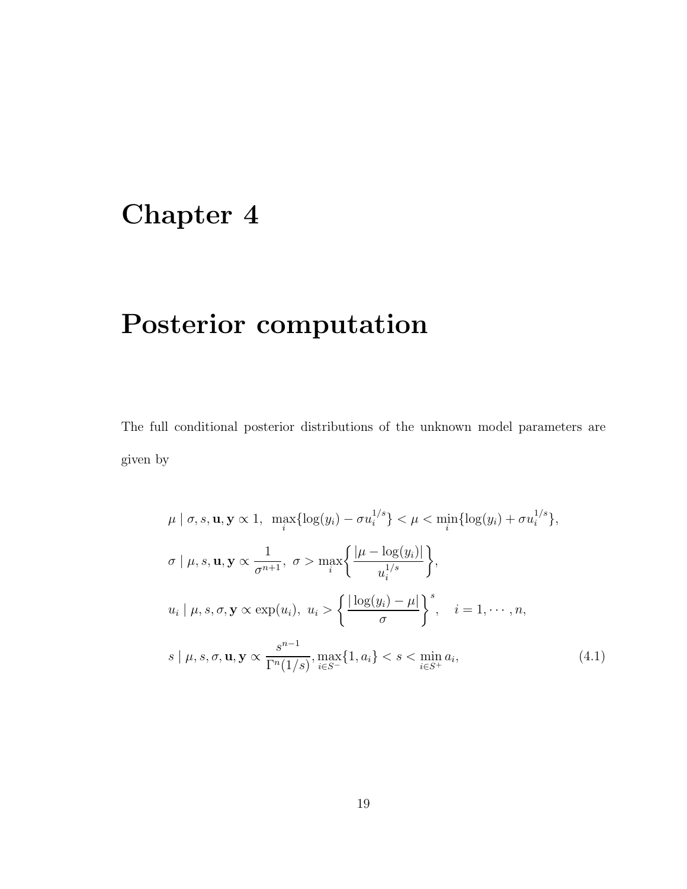# Chapter 4

# Posterior computation

The full conditional posterior distributions of the unknown model parameters are given by

$$
\begin{aligned}
&\mu \mid \sigma, s, \mathbf{u}, \mathbf{y} \propto 1, \;\; \max_i\{\log(y_i) - \sigma u_i^{1/s}\} < \mu < \min_i\{\log(y_i) + \sigma u_i^{1/s}\}, \\
&\sigma \mid \mu, s, \mathbf{u}, \mathbf{y} \propto \frac{1}{\sigma^{n+1}}, \; \sigma > \max_i\left\{\frac{|\mu - \log(y_i)|}{u_i^{1/s}}\right\}, \\
&u_i \mid \mu, s, \sigma, \mathbf{y} \propto \exp(u_i), \; u_i > \left\{\frac{|\log(y_i) - \mu|}{\sigma}\right\}^s, \quad i = 1, \cdots, n, \\
&s \mid \mu, s, \sigma, \mathbf{u}, \mathbf{y} \propto \frac{s^{n-1}}{\Gamma^n(1/s)}, \max_{i \in S^-}\{1, a_i\} < s < \min_{i \in S^+} a_i,
\end{aligned}
\tag{4.1}
$$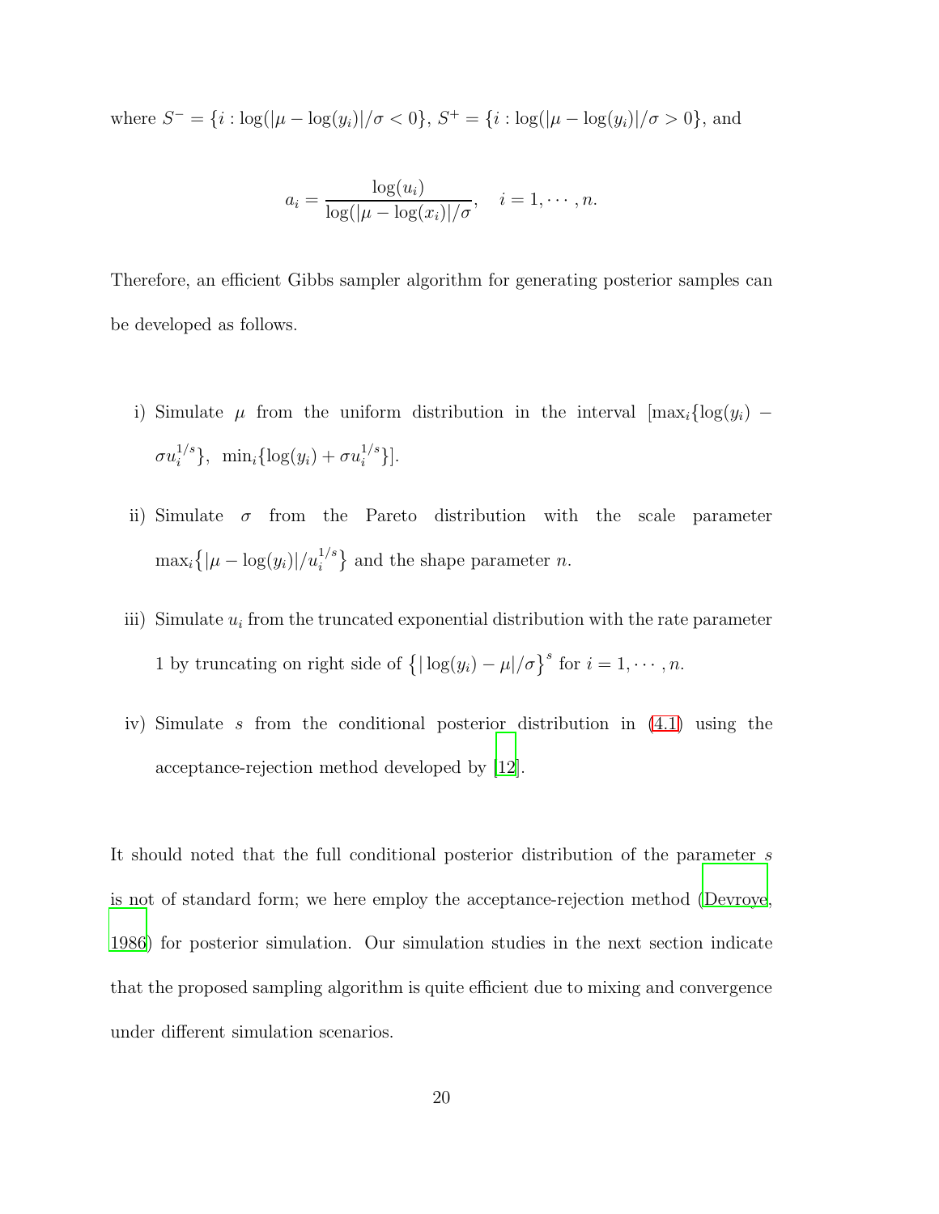where $S^- = \{i : \log(|\mu - \log(y_i)|/\sigma < 0\}$, $S^+ = \{i : \log(|\mu - \log(y_i)|/\sigma > 0\}$, and

$$a_i = \frac{\log(u_i)}{\log(|\mu - \log(x_i)|/\sigma}, \quad i = 1, \cdots, n.$$

Therefore, an efficient Gibbs sampler algorithm for generating posterior samples can be developed as follows.

i) Simulate $\mu$ from the uniform distribution in the interval $[\max_i\{\log(y_i) - \sigma u_i^{1/s}\},\ \min_i\{\log(y_i) + \sigma u_i^{1/s}\}]$.

ii) Simulate $\sigma$ from the Pareto distribution with the scale parameter $\max_i\{|\mu - \log(y_i)|/u_i^{1/s}\}$ and the shape parameter $n$.

iii) Simulate $u_i$ from the truncated exponential distribution with the rate parameter 1 by truncating on right side of $\{|\log(y_i) - \mu|/\sigma\}^s$ for $i = 1, \cdots, n$.

iv) Simulate $s$ from the conditional posterior distribution in (4.1) using the acceptance-rejection method developed by [12].

It should noted that the full conditional posterior distribution of the parameter $s$ is not of standard form; we here employ the acceptance-rejection method (Devroye, 1986) for posterior simulation. Our simulation studies in the next section indicate that the proposed sampling algorithm is quite efficient due to mixing and convergence under different simulation scenarios.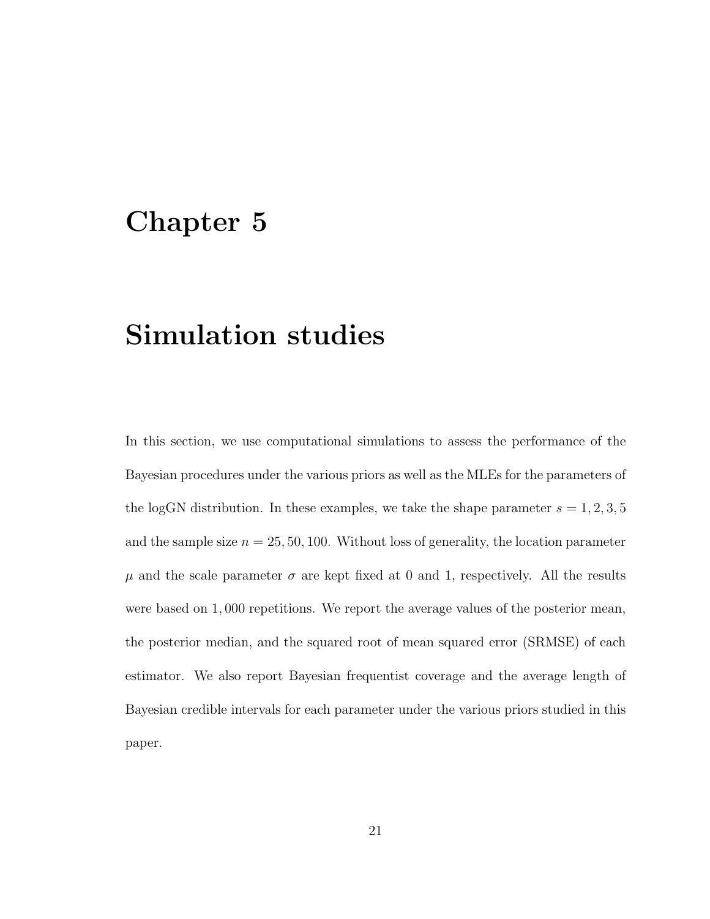# Chapter 5

# Simulation studies

In this section, we use computational simulations to assess the performance of the Bayesian procedures under the various priors as well as the MLEs for the parameters of the logGN distribution. In these examples, we take the shape parameter $s = 1, 2, 3, 5$ and the sample size $n = 25, 50, 100$. Without loss of generality, the location parameter $\mu$ and the scale parameter $\sigma$ are kept fixed at 0 and 1, respectively. All the results were based on $1,000$ repetitions. We report the average values of the posterior mean, the posterior median, and the squared root of mean squared error (SRMSE) of each estimator. We also report Bayesian frequentist coverage and the average length of Bayesian credible intervals for each parameter under the various priors studied in this paper.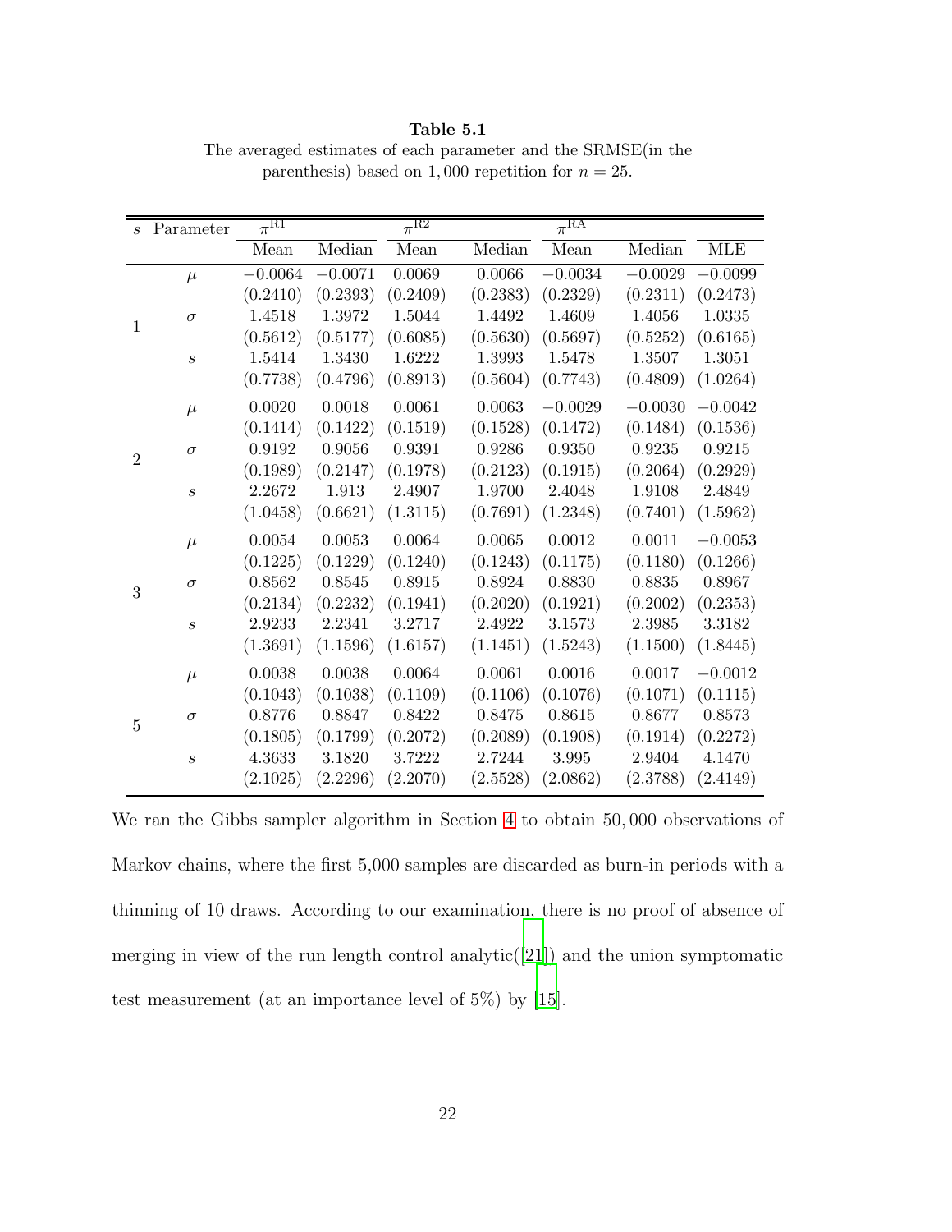**Table 5.1**
The averaged estimates of each parameter and the SRMSE(in the parenthesis) based on 1,000 repetition for $n = 25$.

| $s$ | Parameter | $\pi^{\text{R1}}$ | | $\pi^{\text{R2}}$ | | $\pi^{\text{RA}}$ | | |
|---|---|---|---|---|---|---|---|---|
| | | Mean | Median | Mean | Median | Mean | Median | MLE |
| 1 | $\mu$ | $-0.0064$ | $-0.0071$ | 0.0069 | 0.0066 | $-0.0034$ | $-0.0029$ | $-0.0099$ |
| | | (0.2410) | (0.2393) | (0.2409) | (0.2383) | (0.2329) | (0.2311) | (0.2473) |
| | $\sigma$ | 1.4518 | 1.3972 | 1.5044 | 1.4492 | 1.4609 | 1.4056 | 1.0335 |
| | | (0.5612) | (0.5177) | (0.6085) | (0.5630) | (0.5697) | (0.5252) | (0.6165) |
| | $s$ | 1.5414 | 1.3430 | 1.6222 | 1.3993 | 1.5478 | 1.3507 | 1.3051 |
| | | (0.7738) | (0.4796) | (0.8913) | (0.5604) | (0.7743) | (0.4809) | (1.0264) |
| 2 | $\mu$ | 0.0020 | 0.0018 | 0.0061 | 0.0063 | $-0.0029$ | $-0.0030$ | $-0.0042$ |
| | | (0.1414) | (0.1422) | (0.1519) | (0.1528) | (0.1472) | (0.1484) | (0.1536) |
| | $\sigma$ | 0.9192 | 0.9056 | 0.9391 | 0.9286 | 0.9350 | 0.9235 | 0.9215 |
| | | (0.1989) | (0.2147) | (0.1978) | (0.2123) | (0.1915) | (0.2064) | (0.2929) |
| | $s$ | 2.2672 | 1.913 | 2.4907 | 1.9700 | 2.4048 | 1.9108 | 2.4849 |
| | | (1.0458) | (0.6621) | (1.3115) | (0.7691) | (1.2348) | (0.7401) | (1.5962) |
| 3 | $\mu$ | 0.0054 | 0.0053 | 0.0064 | 0.0065 | 0.0012 | 0.0011 | $-0.0053$ |
| | | (0.1225) | (0.1229) | (0.1240) | (0.1243) | (0.1175) | (0.1180) | (0.1266) |
| | $\sigma$ | 0.8562 | 0.8545 | 0.8915 | 0.8924 | 0.8830 | 0.8835 | 0.8967 |
| | | (0.2134) | (0.2232) | (0.1941) | (0.2020) | (0.1921) | (0.2002) | (0.2353) |
| | $s$ | 2.9233 | 2.2341 | 3.2717 | 2.4922 | 3.1573 | 2.3985 | 3.3182 |
| | | (1.3691) | (1.1596) | (1.6157) | (1.1451) | (1.5243) | (1.1500) | (1.8445) |
| 5 | $\mu$ | 0.0038 | 0.0038 | 0.0064 | 0.0061 | 0.0016 | 0.0017 | $-0.0012$ |
| | | (0.1043) | (0.1038) | (0.1109) | (0.1106) | (0.1076) | (0.1071) | (0.1115) |
| | $\sigma$ | 0.8776 | 0.8847 | 0.8422 | 0.8475 | 0.8615 | 0.8677 | 0.8573 |
| | | (0.1805) | (0.1799) | (0.2072) | (0.2089) | (0.1908) | (0.1914) | (0.2272) |
| | $s$ | 4.3633 | 3.1820 | 3.7222 | 2.7244 | 3.995 | 2.9404 | 4.1470 |
| | | (2.1025) | (2.2296) | (2.2070) | (2.5528) | (2.0862) | (2.3788) | (2.4149) |

We ran the Gibbs sampler algorithm in Section 4 to obtain 50,000 observations of Markov chains, where the first 5,000 samples are discarded as burn-in periods with a thinning of 10 draws. According to our examination, there is no proof of absence of merging in view of the run length control analytic([21]) and the union symptomatic test measurement (at an importance level of 5%) by [15].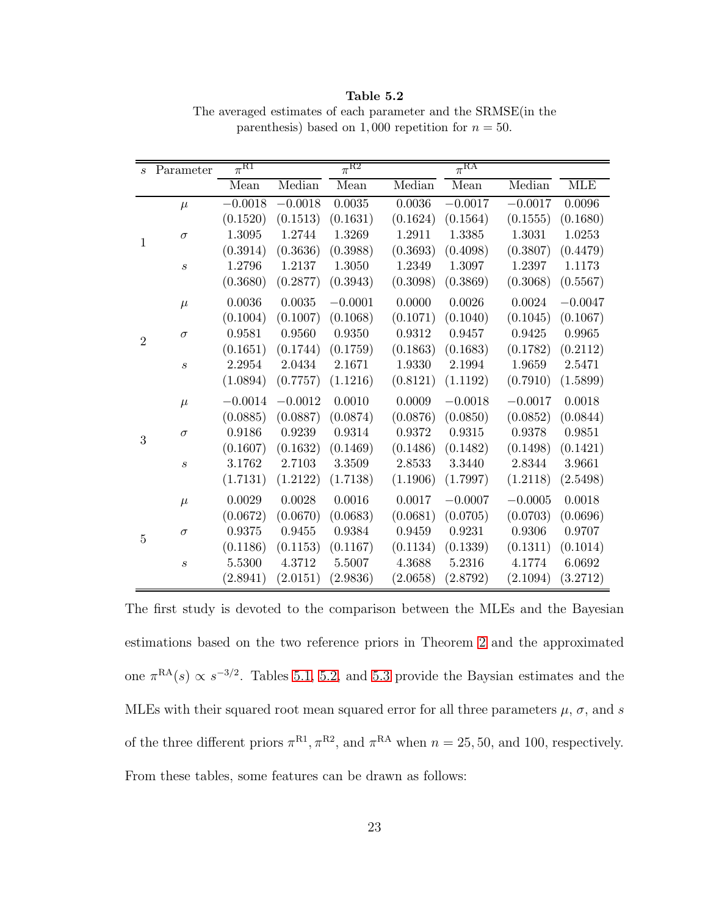**Table 5.2**

The averaged estimates of each parameter and the SRMSE(in the parenthesis) based on 1,000 repetition for $n = 50$.

| $s$ | Parameter | $\pi^{\mathrm{R1}}$ | | $\pi^{\mathrm{R2}}$ | | $\pi^{\mathrm{RA}}$ | | |
|---|---|---|---|---|---|---|---|---|
| | | Mean | Median | Mean | Median | Mean | Median | MLE |
| 1 | $\mu$ | $-0.0018$ | $-0.0018$ | $0.0035$ | $0.0036$ | $-0.0017$ | $-0.0017$ | $0.0096$ |
| | | $(0.1520)$ | $(0.1513)$ | $(0.1631)$ | $(0.1624)$ | $(0.1564)$ | $(0.1555)$ | $(0.1680)$ |
| | $\sigma$ | $1.3095$ | $1.2744$ | $1.3269$ | $1.2911$ | $1.3385$ | $1.3031$ | $1.0253$ |
| | | $(0.3914)$ | $(0.3636)$ | $(0.3988)$ | $(0.3693)$ | $(0.4098)$ | $(0.3807)$ | $(0.4479)$ |
| | $s$ | $1.2796$ | $1.2137$ | $1.3050$ | $1.2349$ | $1.3097$ | $1.2397$ | $1.1173$ |
| | | $(0.3680)$ | $(0.2877)$ | $(0.3943)$ | $(0.3098)$ | $(0.3869)$ | $(0.3068)$ | $(0.5567)$ |
| 2 | $\mu$ | $0.0036$ | $0.0035$ | $-0.0001$ | $0.0000$ | $0.0026$ | $0.0024$ | $-0.0047$ |
| | | $(0.1004)$ | $(0.1007)$ | $(0.1068)$ | $(0.1071)$ | $(0.1040)$ | $(0.1045)$ | $(0.1067)$ |
| | $\sigma$ | $0.9581$ | $0.9560$ | $0.9350$ | $0.9312$ | $0.9457$ | $0.9425$ | $0.9965$ |
| | | $(0.1651)$ | $(0.1744)$ | $(0.1759)$ | $(0.1863)$ | $(0.1683)$ | $(0.1782)$ | $(0.2112)$ |
| | $s$ | $2.2954$ | $2.0434$ | $2.1671$ | $1.9330$ | $2.1994$ | $1.9659$ | $2.5471$ |
| | | $(1.0894)$ | $(0.7757)$ | $(1.1216)$ | $(0.8121)$ | $(1.1192)$ | $(0.7910)$ | $(1.5899)$ |
| 3 | $\mu$ | $-0.0014$ | $-0.0012$ | $0.0010$ | $0.0009$ | $-0.0018$ | $-0.0017$ | $0.0018$ |
| | | $(0.0885)$ | $(0.0887)$ | $(0.0874)$ | $(0.0876)$ | $(0.0850)$ | $(0.0852)$ | $(0.0844)$ |
| | $\sigma$ | $0.9186$ | $0.9239$ | $0.9314$ | $0.9372$ | $0.9315$ | $0.9378$ | $0.9851$ |
| | | $(0.1607)$ | $(0.1632)$ | $(0.1469)$ | $(0.1486)$ | $(0.1482)$ | $(0.1498)$ | $(0.1421)$ |
| | $s$ | $3.1762$ | $2.7103$ | $3.3509$ | $2.8533$ | $3.3440$ | $2.8344$ | $3.9661$ |
| | | $(1.7131)$ | $(1.2122)$ | $(1.7138)$ | $(1.1906)$ | $(1.7997)$ | $(1.2118)$ | $(2.5498)$ |
| 5 | $\mu$ | $0.0029$ | $0.0028$ | $0.0016$ | $0.0017$ | $-0.0007$ | $-0.0005$ | $0.0018$ |
| | | $(0.0672)$ | $(0.0670)$ | $(0.0683)$ | $(0.0681)$ | $(0.0705)$ | $(0.0703)$ | $(0.0696)$ |
| | $\sigma$ | $0.9375$ | $0.9455$ | $0.9384$ | $0.9459$ | $0.9231$ | $0.9306$ | $0.9707$ |
| | | $(0.1186)$ | $(0.1153)$ | $(0.1167)$ | $(0.1134)$ | $(0.1339)$ | $(0.1311)$ | $(0.1014)$ |
| | $s$ | $5.5300$ | $4.3712$ | $5.5007$ | $4.3688$ | $5.2316$ | $4.1774$ | $6.0692$ |
| | | $(2.8941)$ | $(2.0151)$ | $(2.9836)$ | $(2.0658)$ | $(2.8792)$ | $(2.1094)$ | $(3.2712)$ |

The first study is devoted to the comparison between the MLEs and the Bayesian estimations based on the two reference priors in Theorem 2 and the approximated one $\pi^{\mathrm{RA}}(s) \propto s^{-3/2}$. Tables 5.1, 5.2, and 5.3 provide the Baysian estimates and the MLEs with their squared root mean squared error for all three parameters $\mu$, $\sigma$, and $s$ of the three different priors $\pi^{\mathrm{R1}}, \pi^{\mathrm{R2}}$, and $\pi^{\mathrm{RA}}$ when $n = 25, 50$, and 100, respectively. From these tables, some features can be drawn as follows: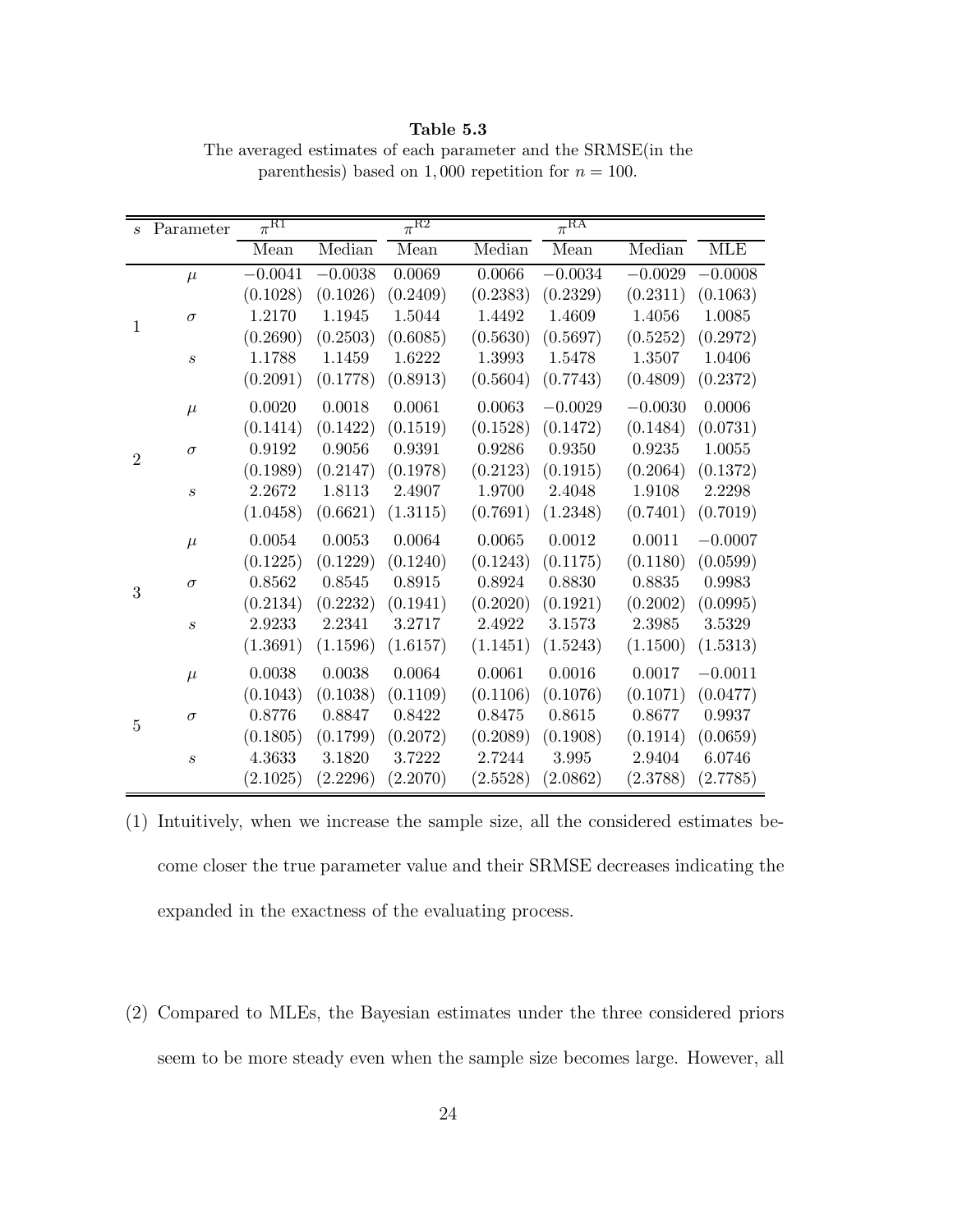**Table 5.3**

The averaged estimates of each parameter and the SRMSE(in the parenthesis) based on 1,000 repetition for $n = 100$.

| $s$ | Parameter | $\pi^{\text{R1}}$ | | $\pi^{\text{R2}}$ | | $\pi^{\text{RA}}$ | | |
|---|---|---|---|---|---|---|---|---|
| | | Mean | Median | Mean | Median | Mean | Median | MLE |
| 1 | $\mu$ | $-0.0041$ | $-0.0038$ | 0.0069 | 0.0066 | $-0.0034$ | $-0.0029$ | $-0.0008$ |
| | | (0.1028) | (0.1026) | (0.2409) | (0.2383) | (0.2329) | (0.2311) | (0.1063) |
| | $\sigma$ | 1.2170 | 1.1945 | 1.5044 | 1.4492 | 1.4609 | 1.4056 | 1.0085 |
| | | (0.2690) | (0.2503) | (0.6085) | (0.5630) | (0.5697) | (0.5252) | (0.2972) |
| | $s$ | 1.1788 | 1.1459 | 1.6222 | 1.3993 | 1.5478 | 1.3507 | 1.0406 |
| | | (0.2091) | (0.1778) | (0.8913) | (0.5604) | (0.7743) | (0.4809) | (0.2372) |
| 2 | $\mu$ | 0.0020 | 0.0018 | 0.0061 | 0.0063 | $-0.0029$ | $-0.0030$ | 0.0006 |
| | | (0.1414) | (0.1422) | (0.1519) | (0.1528) | (0.1472) | (0.1484) | (0.0731) |
| | $\sigma$ | 0.9192 | 0.9056 | 0.9391 | 0.9286 | 0.9350 | 0.9235 | 1.0055 |
| | | (0.1989) | (0.2147) | (0.1978) | (0.2123) | (0.1915) | (0.2064) | (0.1372) |
| | $s$ | 2.2672 | 1.8113 | 2.4907 | 1.9700 | 2.4048 | 1.9108 | 2.2298 |
| | | (1.0458) | (0.6621) | (1.3115) | (0.7691) | (1.2348) | (0.7401) | (0.7019) |
| 3 | $\mu$ | 0.0054 | 0.0053 | 0.0064 | 0.0065 | 0.0012 | 0.0011 | $-0.0007$ |
| | | (0.1225) | (0.1229) | (0.1240) | (0.1243) | (0.1175) | (0.1180) | (0.0599) |
| | $\sigma$ | 0.8562 | 0.8545 | 0.8915 | 0.8924 | 0.8830 | 0.8835 | 0.9983 |
| | | (0.2134) | (0.2232) | (0.1941) | (0.2020) | (0.1921) | (0.2002) | (0.0995) |
| | $s$ | 2.9233 | 2.2341 | 3.2717 | 2.4922 | 3.1573 | 2.3985 | 3.5329 |
| | | (1.3691) | (1.1596) | (1.6157) | (1.1451) | (1.5243) | (1.1500) | (1.5313) |
| 5 | $\mu$ | 0.0038 | 0.0038 | 0.0064 | 0.0061 | 0.0016 | 0.0017 | $-0.0011$ |
| | | (0.1043) | (0.1038) | (0.1109) | (0.1106) | (0.1076) | (0.1071) | (0.0477) |
| | $\sigma$ | 0.8776 | 0.8847 | 0.8422 | 0.8475 | 0.8615 | 0.8677 | 0.9937 |
| | | (0.1805) | (0.1799) | (0.2072) | (0.2089) | (0.1908) | (0.1914) | (0.0659) |
| | $s$ | 4.3633 | 3.1820 | 3.7222 | 2.7244 | 3.995 | 2.9404 | 6.0746 |
| | | (2.1025) | (2.2296) | (2.2070) | (2.5528) | (2.0862) | (2.3788) | (2.7785) |

(1) Intuitively, when we increase the sample size, all the considered estimates become closer the true parameter value and their SRMSE decreases indicating the expanded in the exactness of the evaluating process.

(2) Compared to MLEs, the Bayesian estimates under the three considered priors seem to be more steady even when the sample size becomes large. However, all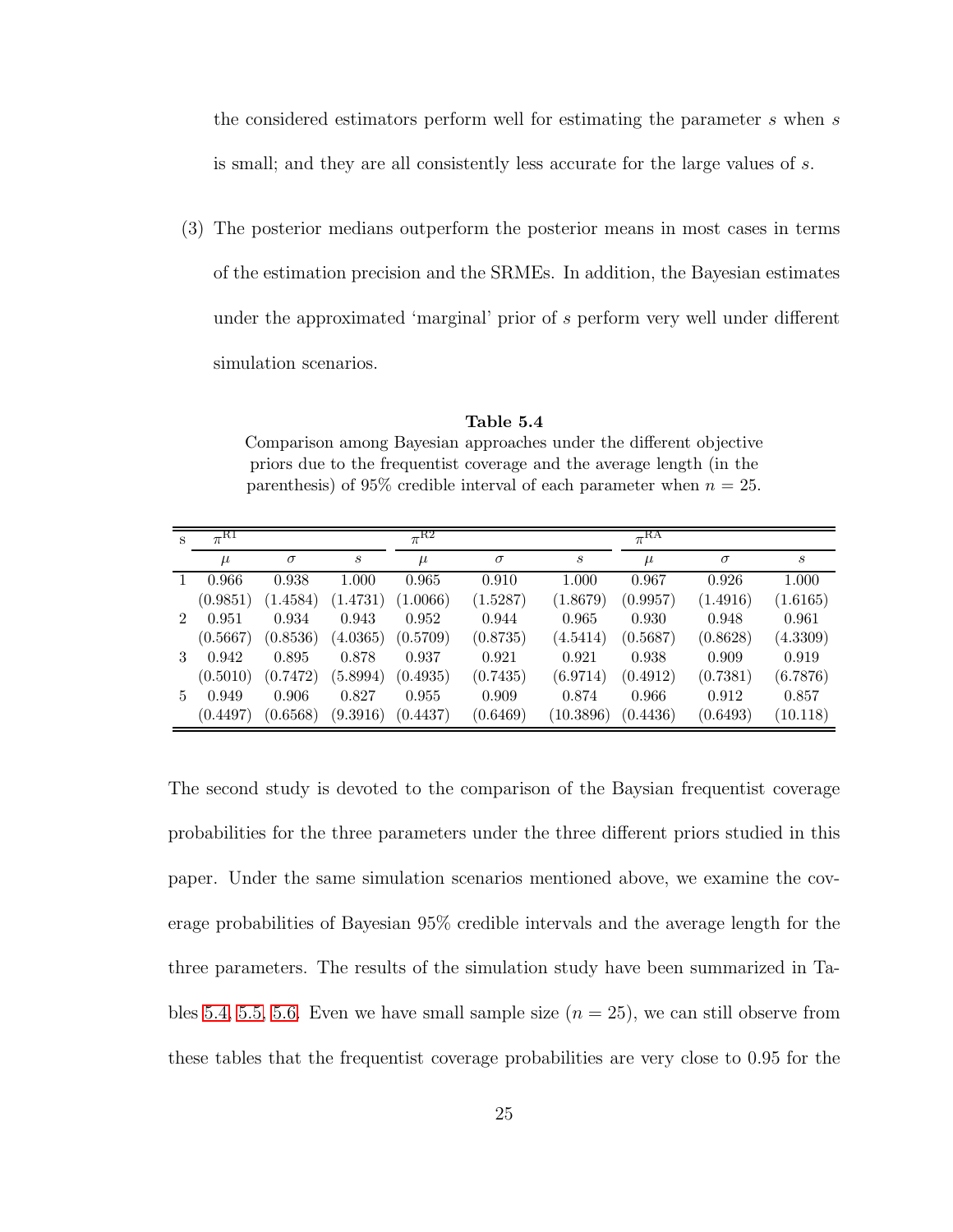the considered estimators perform well for estimating the parameter $s$ when $s$ is small; and they are all consistently less accurate for the large values of $s$.

(3) The posterior medians outperform the posterior means in most cases in terms of the estimation precision and the SRMEs. In addition, the Bayesian estimates under the approximated 'marginal' prior of $s$ perform very well under different simulation scenarios.

**Table 5.4**

Comparison among Bayesian approaches under the different objective priors due to the frequentist coverage and the average length (in the parenthesis) of 95% credible interval of each parameter when $n = 25$.

| s | $\pi^{R1}$ | | | $\pi^{R2}$ | | | $\pi^{RA}$ | | |
|---|---|---|---|---|---|---|---|---|---|
| | $\mu$ | $\sigma$ | $s$ | $\mu$ | $\sigma$ | $s$ | $\mu$ | $\sigma$ | $s$ |
| 1 | 0.966 | 0.938 | 1.000 | 0.965 | 0.910 | 1.000 | 0.967 | 0.926 | 1.000 |
| | (0.9851) | (1.4584) | (1.4731) | (1.0066) | (1.5287) | (1.8679) | (0.9957) | (1.4916) | (1.6165) |
| 2 | 0.951 | 0.934 | 0.943 | 0.952 | 0.944 | 0.965 | 0.930 | 0.948 | 0.961 |
| | (0.5667) | (0.8536) | (4.0365) | (0.5709) | (0.8735) | (4.5414) | (0.5687) | (0.8628) | (4.3309) |
| 3 | 0.942 | 0.895 | 0.878 | 0.937 | 0.921 | 0.921 | 0.938 | 0.909 | 0.919 |
| | (0.5010) | (0.7472) | (5.8994) | (0.4935) | (0.7435) | (6.9714) | (0.4912) | (0.7381) | (6.7876) |
| 5 | 0.949 | 0.906 | 0.827 | 0.955 | 0.909 | 0.874 | 0.966 | 0.912 | 0.857 |
| | (0.4497) | (0.6568) | (9.3916) | (0.4437) | (0.6469) | (10.3896) | (0.4436) | (0.6493) | (10.118) |

The second study is devoted to the comparison of the Baysian frequentist coverage probabilities for the three parameters under the three different priors studied in this paper. Under the same simulation scenarios mentioned above, we examine the coverage probabilities of Bayesian 95% credible intervals and the average length for the three parameters. The results of the simulation study have been summarized in Tables 5.4, 5.5, 5.6. Even we have small sample size ($n = 25$), we can still observe from these tables that the frequentist coverage probabilities are very close to 0.95 for the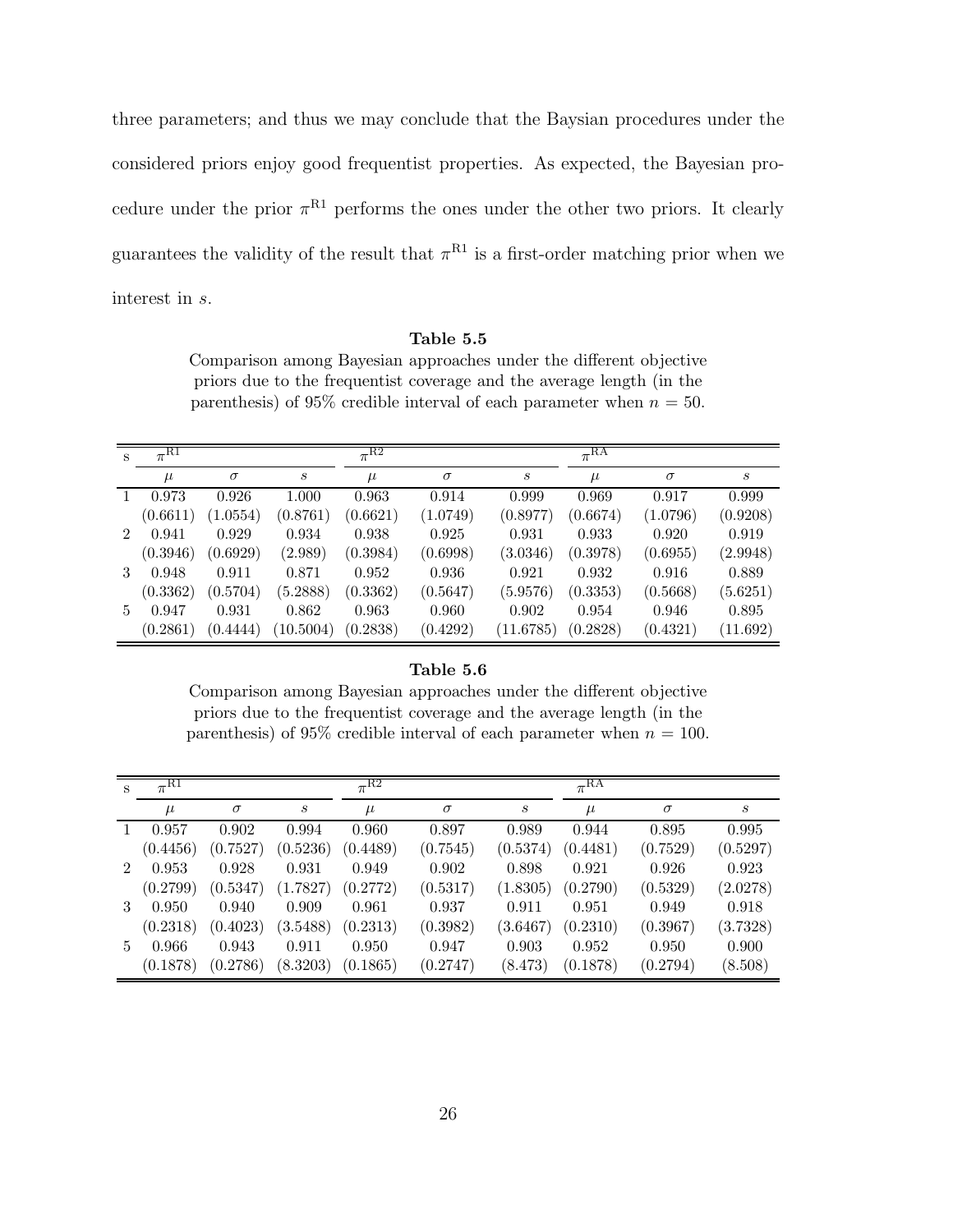three parameters; and thus we may conclude that the Baysian procedures under the considered priors enjoy good frequentist properties. As expected, the Bayesian procedure under the prior $\pi^{R1}$ performs the ones under the other two priors. It clearly guarantees the validity of the result that $\pi^{R1}$ is a first-order matching prior when we interest in $s$.

**Table 5.5**

Comparison among Bayesian approaches under the different objective priors due to the frequentist coverage and the average length (in the parenthesis) of 95% credible interval of each parameter when $n = 50$.

| s | $\pi^{R1}$ | | | $\pi^{R2}$ | | | $\pi^{RA}$ | | |
|---|---|---|---|---|---|---|---|---|---|
| | $\mu$ | $\sigma$ | $s$ | $\mu$ | $\sigma$ | $s$ | $\mu$ | $\sigma$ | $s$ |
| 1 | 0.973 | 0.926 | 1.000 | 0.963 | 0.914 | 0.999 | 0.969 | 0.917 | 0.999 |
| | (0.6611) | (1.0554) | (0.8761) | (0.6621) | (1.0749) | (0.8977) | (0.6674) | (1.0796) | (0.9208) |
| 2 | 0.941 | 0.929 | 0.934 | 0.938 | 0.925 | 0.931 | 0.933 | 0.920 | 0.919 |
| | (0.3946) | (0.6929) | (2.989) | (0.3984) | (0.6998) | (3.0346) | (0.3978) | (0.6955) | (2.9948) |
| 3 | 0.948 | 0.911 | 0.871 | 0.952 | 0.936 | 0.921 | 0.932 | 0.916 | 0.889 |
| | (0.3362) | (0.5704) | (5.2888) | (0.3362) | (0.5647) | (5.9576) | (0.3353) | (0.5668) | (5.6251) |
| 5 | 0.947 | 0.931 | 0.862 | 0.963 | 0.960 | 0.902 | 0.954 | 0.946 | 0.895 |
| | (0.2861) | (0.4444) | (10.5004) | (0.2838) | (0.4292) | (11.6785) | (0.2828) | (0.4321) | (11.692) |

**Table 5.6**

Comparison among Bayesian approaches under the different objective priors due to the frequentist coverage and the average length (in the parenthesis) of 95% credible interval of each parameter when $n = 100$.

| s | $\pi^{R1}$ | | | $\pi^{R2}$ | | | $\pi^{RA}$ | | |
|---|---|---|---|---|---|---|---|---|---|
| | $\mu$ | $\sigma$ | $s$ | $\mu$ | $\sigma$ | $s$ | $\mu$ | $\sigma$ | $s$ |
| 1 | 0.957 | 0.902 | 0.994 | 0.960 | 0.897 | 0.989 | 0.944 | 0.895 | 0.995 |
| | (0.4456) | (0.7527) | (0.5236) | (0.4489) | (0.7545) | (0.5374) | (0.4481) | (0.7529) | (0.5297) |
| 2 | 0.953 | 0.928 | 0.931 | 0.949 | 0.902 | 0.898 | 0.921 | 0.926 | 0.923 |
| | (0.2799) | (0.5347) | (1.7827) | (0.2772) | (0.5317) | (1.8305) | (0.2790) | (0.5329) | (2.0278) |
| 3 | 0.950 | 0.940 | 0.909 | 0.961 | 0.937 | 0.911 | 0.951 | 0.949 | 0.918 |
| | (0.2318) | (0.4023) | (3.5488) | (0.2313) | (0.3982) | (3.6467) | (0.2310) | (0.3967) | (3.7328) |
| 5 | 0.966 | 0.943 | 0.911 | 0.950 | 0.947 | 0.903 | 0.952 | 0.950 | 0.900 |
| | (0.1878) | (0.2786) | (8.3203) | (0.1865) | (0.2747) | (8.473) | (0.1878) | (0.2794) | (8.508) |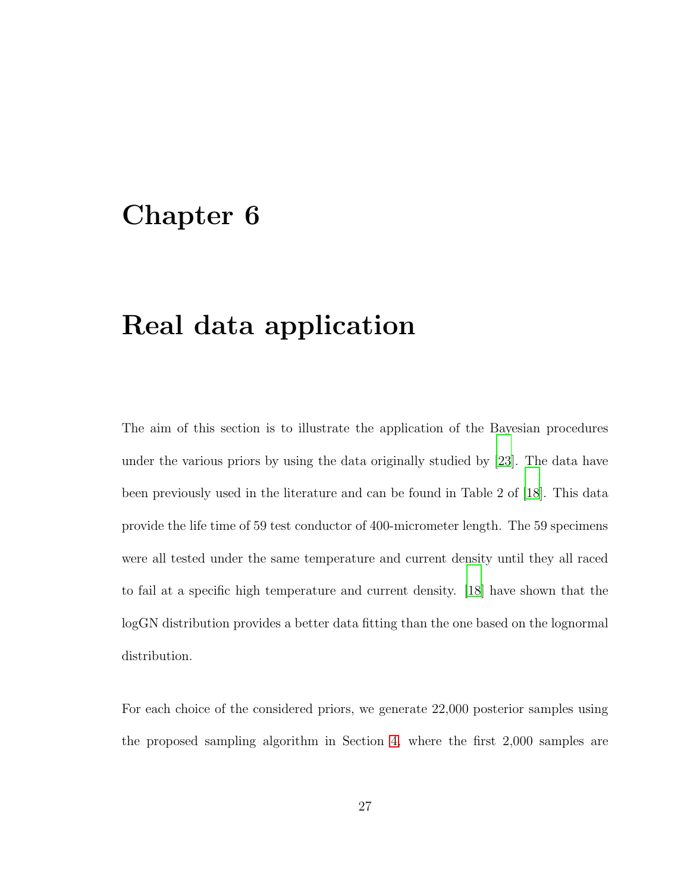# Chapter 6

# Real data application

The aim of this section is to illustrate the application of the Bayesian procedures under the various priors by using the data originally studied by [23]. The data have been previously used in the literature and can be found in Table 2 of [18]. This data provide the life time of 59 test conductor of 400-micrometer length. The 59 specimens were all tested under the same temperature and current density until they all raced to fail at a specific high temperature and current density. [18] have shown that the logGN distribution provides a better data fitting than the one based on the lognormal distribution.

For each choice of the considered priors, we generate 22,000 posterior samples using the proposed sampling algorithm in Section 4, where the first 2,000 samples are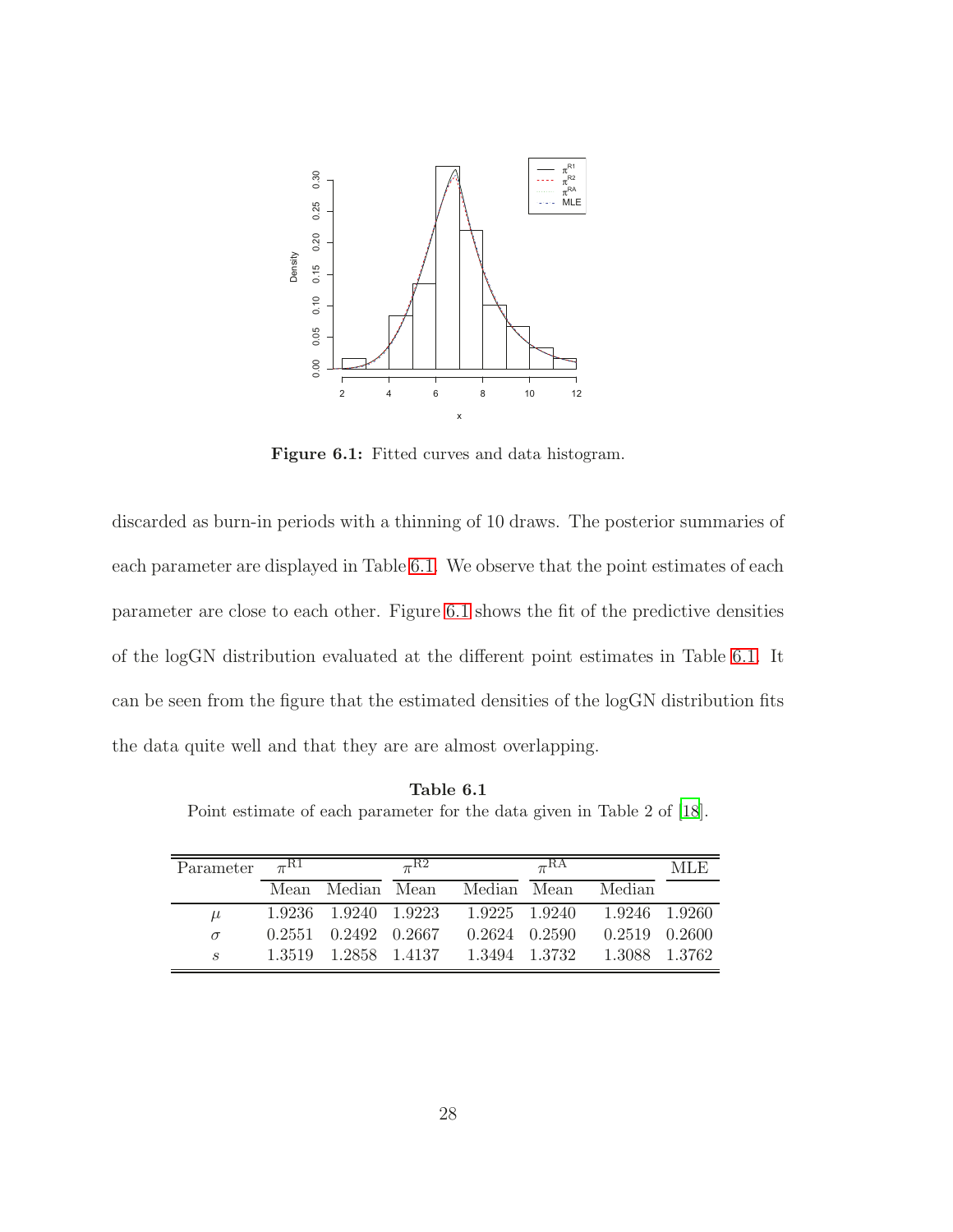Figure 6.1: Fitted curves and data histogram.

discarded as burn-in periods with a thinning of 10 draws. The posterior summaries of each parameter are displayed in Table 6.1. We observe that the point estimates of each parameter are close to each other. Figure 6.1 shows the fit of the predictive densities of the logGN distribution evaluated at the different point estimates in Table 6.1. It can be seen from the figure that the estimated densities of the logGN distribution fits the data quite well and that they are are almost overlapping.

**Table 6.1**
Point estimate of each parameter for the data given in Table 2 of [18].

| Parameter | $\pi^{\text{R1}}$ | | $\pi^{\text{R2}}$ | | $\pi^{\text{RA}}$ | | MLE |
|---|---|---|---|---|---|---|---|
| | Mean | Median | Mean | Median | Mean | Median | |
| $\mu$ | 1.9236 | 1.9240 | 1.9223 | 1.9225 | 1.9240 | 1.9246 | 1.9260 |
| $\sigma$ | 0.2551 | 0.2492 | 0.2667 | 0.2624 | 0.2590 | 0.2519 | 0.2600 |
| $s$ | 1.3519 | 1.2858 | 1.4137 | 1.3494 | 1.3732 | 1.3088 | 1.3762 |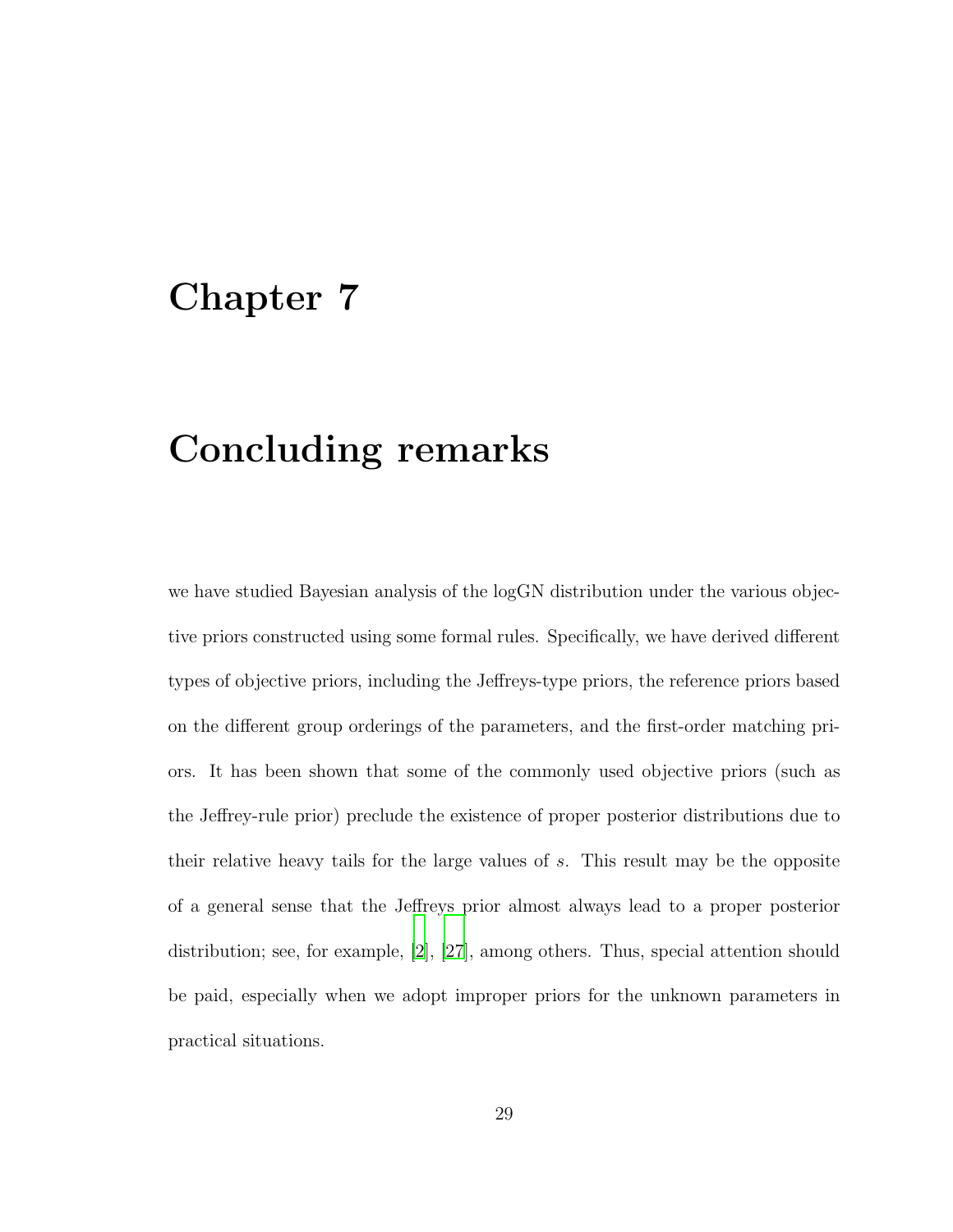# Chapter 7

# Concluding remarks

we have studied Bayesian analysis of the logGN distribution under the various objective priors constructed using some formal rules. Specifically, we have derived different types of objective priors, including the Jeffreys-type priors, the reference priors based on the different group orderings of the parameters, and the first-order matching priors. It has been shown that some of the commonly used objective priors (such as the Jeffrey-rule prior) preclude the existence of proper posterior distributions due to their relative heavy tails for the large values of $s$. This result may be the opposite of a general sense that the Jeffreys prior almost always lead to a proper posterior distribution; see, for example, [2], [27], among others. Thus, special attention should be paid, especially when we adopt improper priors for the unknown parameters in practical situations.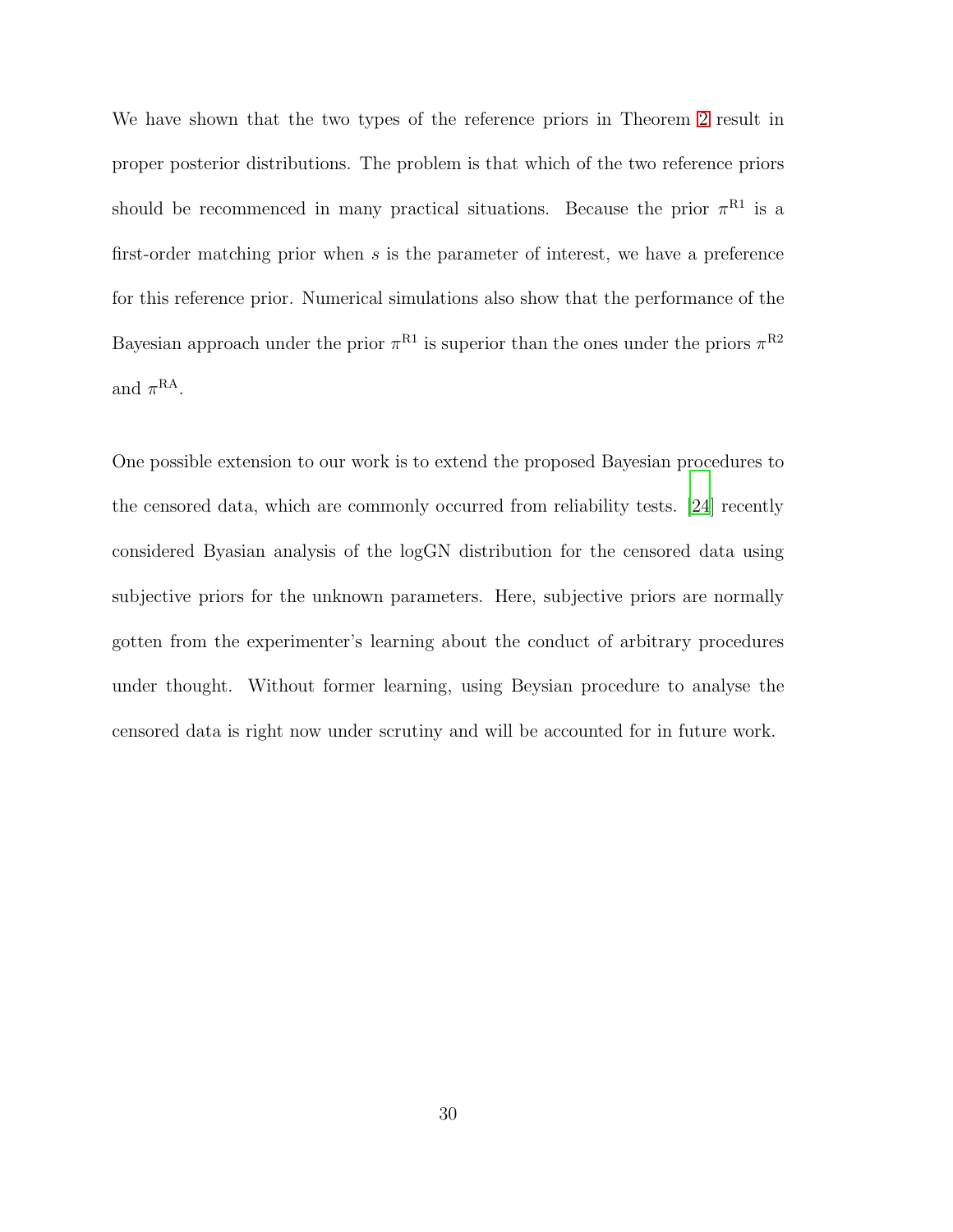We have shown that the two types of the reference priors in Theorem 2 result in proper posterior distributions. The problem is that which of the two reference priors should be recommenced in many practical situations. Because the prior $\pi^{\mathrm{R1}}$ is a first-order matching prior when $s$ is the parameter of interest, we have a preference for this reference prior. Numerical simulations also show that the performance of the Bayesian approach under the prior $\pi^{\mathrm{R1}}$ is superior than the ones under the priors $\pi^{\mathrm{R2}}$ and $\pi^{\mathrm{RA}}$.

One possible extension to our work is to extend the proposed Bayesian procedures to the censored data, which are commonly occurred from reliability tests. [24] recently considered Byasian analysis of the logGN distribution for the censored data using subjective priors for the unknown parameters. Here, subjective priors are normally gotten from the experimenter's learning about the conduct of arbitrary procedures under thought. Without former learning, using Beysian procedure to analyse the censored data is right now under scrutiny and will be accounted for in future work.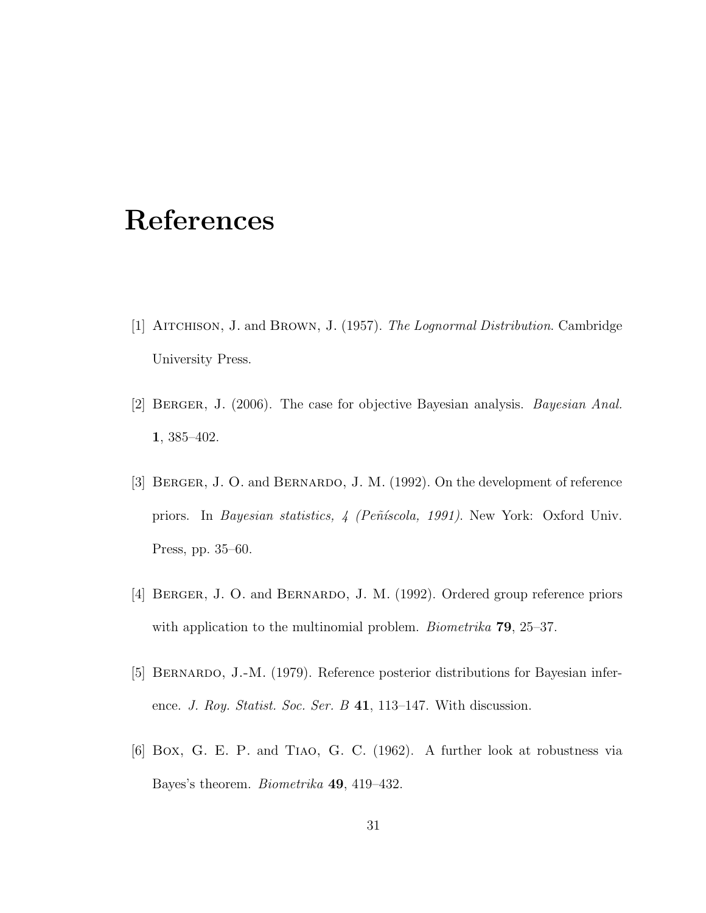# References

[1] Aitchison, J. and Brown, J. (1957). *The Lognormal Distribution*. Cambridge University Press.

[2] Berger, J. (2006). The case for objective Bayesian analysis. *Bayesian Anal.* **1**, 385–402.

[3] Berger, J. O. and Bernardo, J. M. (1992). On the development of reference priors. In *Bayesian statistics, 4 (Peñíscola, 1991)*. New York: Oxford Univ. Press, pp. 35–60.

[4] Berger, J. O. and Bernardo, J. M. (1992). Ordered group reference priors with application to the multinomial problem. *Biometrika* **79**, 25–37.

[5] Bernardo, J.-M. (1979). Reference posterior distributions for Bayesian inference. *J. Roy. Statist. Soc. Ser. B* **41**, 113–147. With discussion.

[6] Box, G. E. P. and Tiao, G. C. (1962). A further look at robustness via Bayes's theorem. *Biometrika* **49**, 419–432.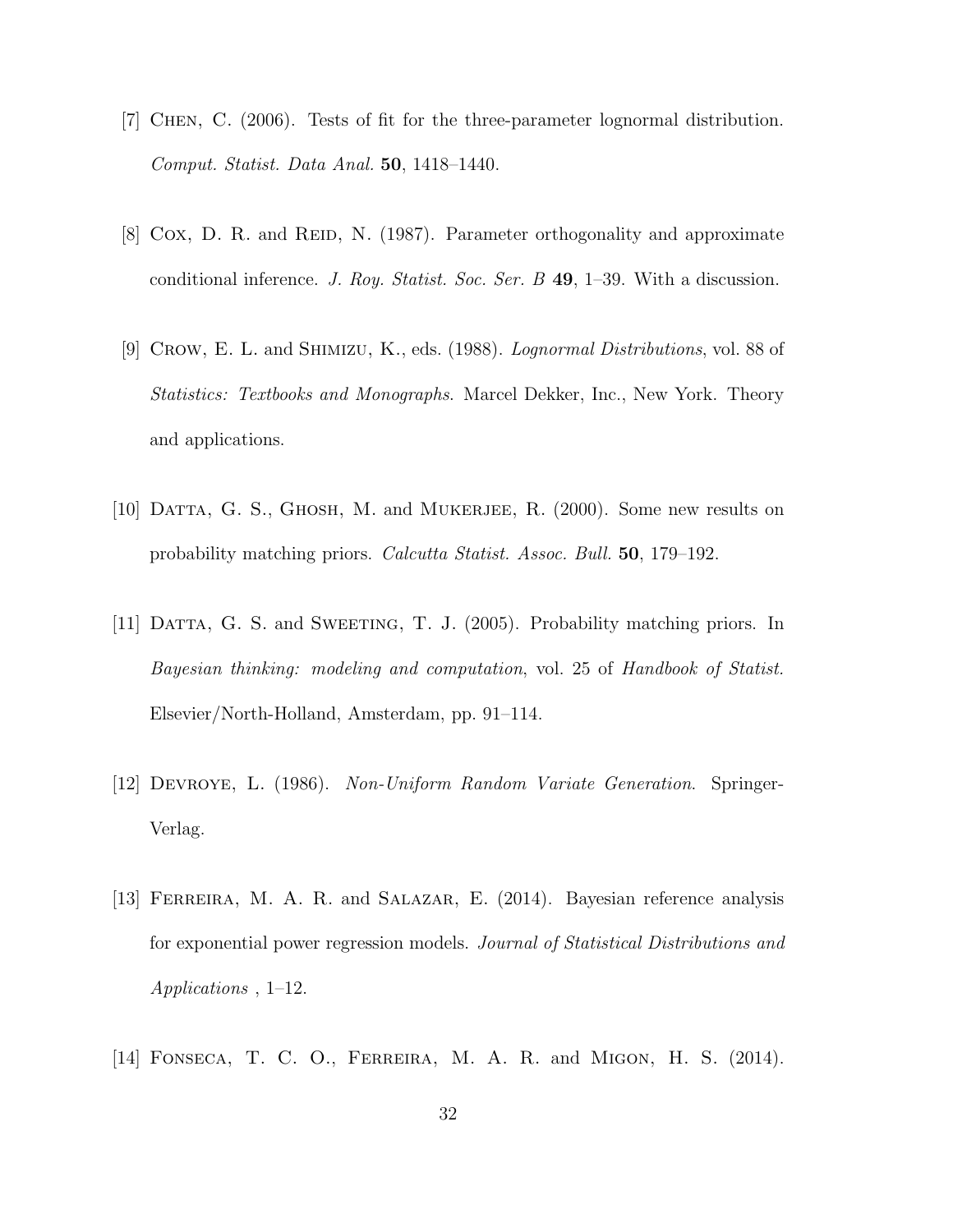[7] Chen, C. (2006). Tests of fit for the three-parameter lognormal distribution. *Comput. Statist. Data Anal.* **50**, 1418–1440.

[8] Cox, D. R. and Reid, N. (1987). Parameter orthogonality and approximate conditional inference. *J. Roy. Statist. Soc. Ser. B* **49**, 1–39. With a discussion.

[9] Crow, E. L. and Shimizu, K., eds. (1988). *Lognormal Distributions*, vol. 88 of *Statistics: Textbooks and Monographs*. Marcel Dekker, Inc., New York. Theory and applications.

[10] Datta, G. S., Ghosh, M. and Mukerjee, R. (2000). Some new results on probability matching priors. *Calcutta Statist. Assoc. Bull.* **50**, 179–192.

[11] Datta, G. S. and Sweeting, T. J. (2005). Probability matching priors. In *Bayesian thinking: modeling and computation*, vol. 25 of *Handbook of Statist.* Elsevier/North-Holland, Amsterdam, pp. 91–114.

[12] Devroye, L. (1986). *Non-Uniform Random Variate Generation*. Springer-Verlag.

[13] Ferreira, M. A. R. and Salazar, E. (2014). Bayesian reference analysis for exponential power regression models. *Journal of Statistical Distributions and Applications* , 1–12.

[14] Fonseca, T. C. O., Ferreira, M. A. R. and Migon, H. S. (2014).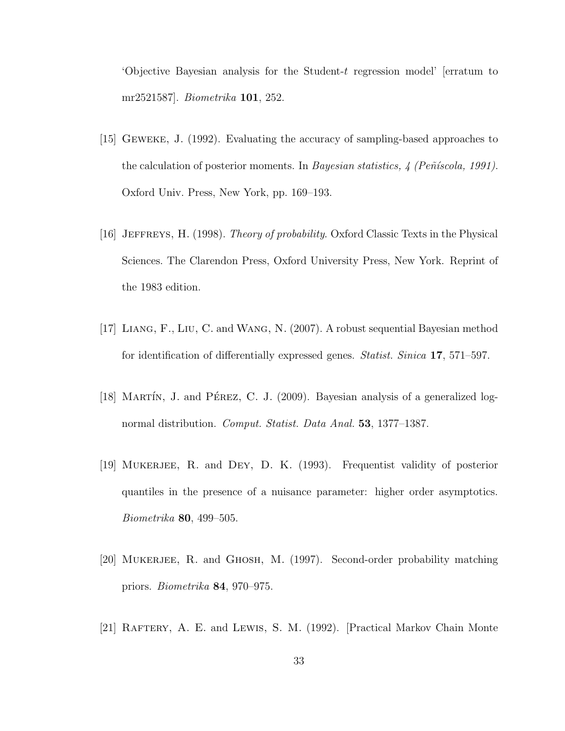'Objective Bayesian analysis for the Student-$t$ regression model' [erratum to mr2521587]. *Biometrika* **101**, 252.

[15] Geweke, J. (1992). Evaluating the accuracy of sampling-based approaches to the calculation of posterior moments. In *Bayesian statistics, 4 (Peñíscola, 1991)*. Oxford Univ. Press, New York, pp. 169–193.

[16] Jeffreys, H. (1998). *Theory of probability*. Oxford Classic Texts in the Physical Sciences. The Clarendon Press, Oxford University Press, New York. Reprint of the 1983 edition.

[17] Liang, F., Liu, C. and Wang, N. (2007). A robust sequential Bayesian method for identification of differentially expressed genes. *Statist. Sinica* **17**, 571–597.

[18] Martín, J. and Pérez, C. J. (2009). Bayesian analysis of a generalized lognormal distribution. *Comput. Statist. Data Anal.* **53**, 1377–1387.

[19] Mukerjee, R. and Dey, D. K. (1993). Frequentist validity of posterior quantiles in the presence of a nuisance parameter: higher order asymptotics. *Biometrika* **80**, 499–505.

[20] Mukerjee, R. and Ghosh, M. (1997). Second-order probability matching priors. *Biometrika* **84**, 970–975.

[21] Raftery, A. E. and Lewis, S. M. (1992). [Practical Markov Chain Monte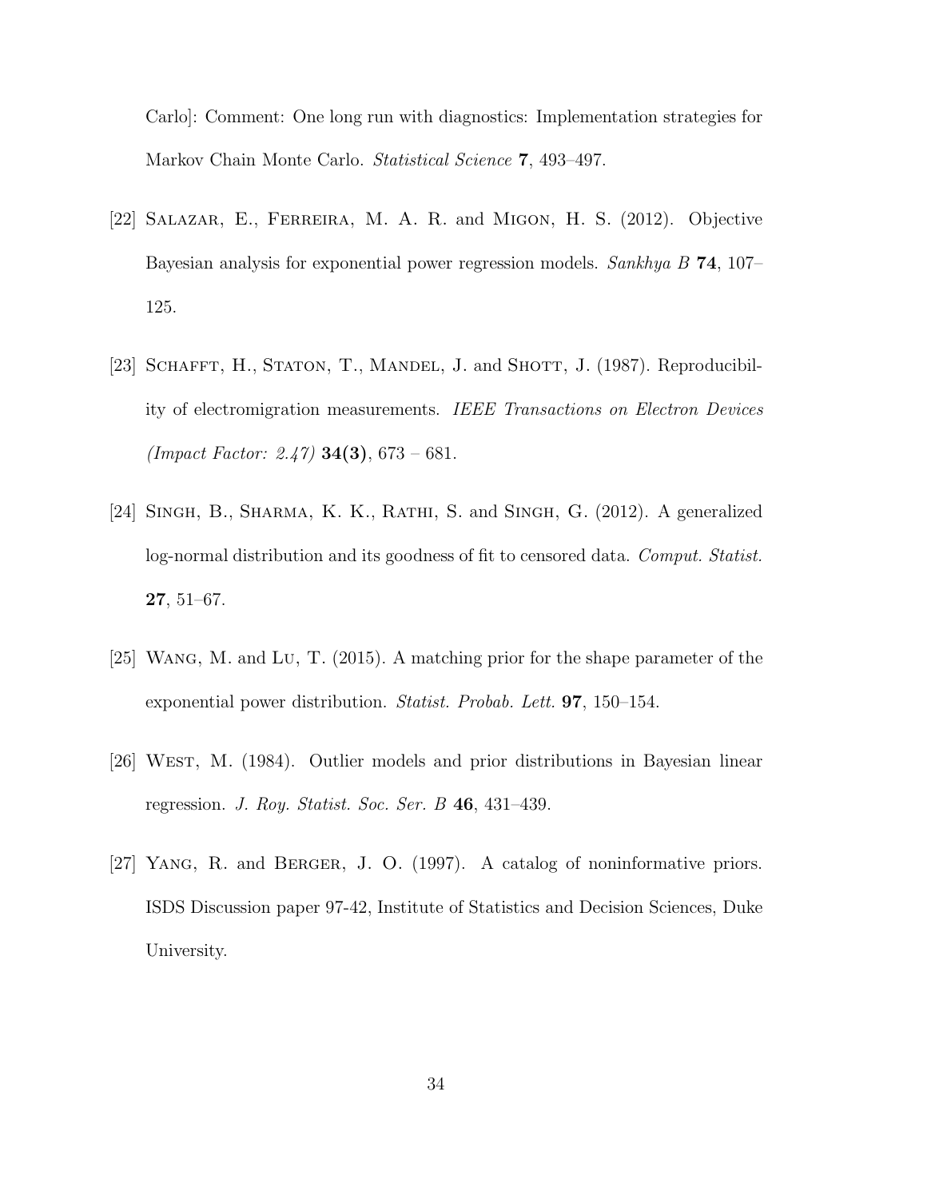Carlo]: Comment: One long run with diagnostics: Implementation strategies for Markov Chain Monte Carlo. *Statistical Science* **7**, 493–497.

[22] Salazar, E., Ferreira, M. A. R. and Migon, H. S. (2012). Objective Bayesian analysis for exponential power regression models. *Sankhya B* **74**, 107–125.

[23] Schafft, H., Staton, T., Mandel, J. and Shott, J. (1987). Reproducibility of electromigration measurements. *IEEE Transactions on Electron Devices (Impact Factor: 2.47)* **34(3)**, 673 – 681.

[24] Singh, B., Sharma, K. K., Rathi, S. and Singh, G. (2012). A generalized log-normal distribution and its goodness of fit to censored data. *Comput. Statist.* **27**, 51–67.

[25] Wang, M. and Lu, T. (2015). A matching prior for the shape parameter of the exponential power distribution. *Statist. Probab. Lett.* **97**, 150–154.

[26] West, M. (1984). Outlier models and prior distributions in Bayesian linear regression. *J. Roy. Statist. Soc. Ser. B* **46**, 431–439.

[27] Yang, R. and Berger, J. O. (1997). A catalog of noninformative priors. ISDS Discussion paper 97-42, Institute of Statistics and Decision Sciences, Duke University.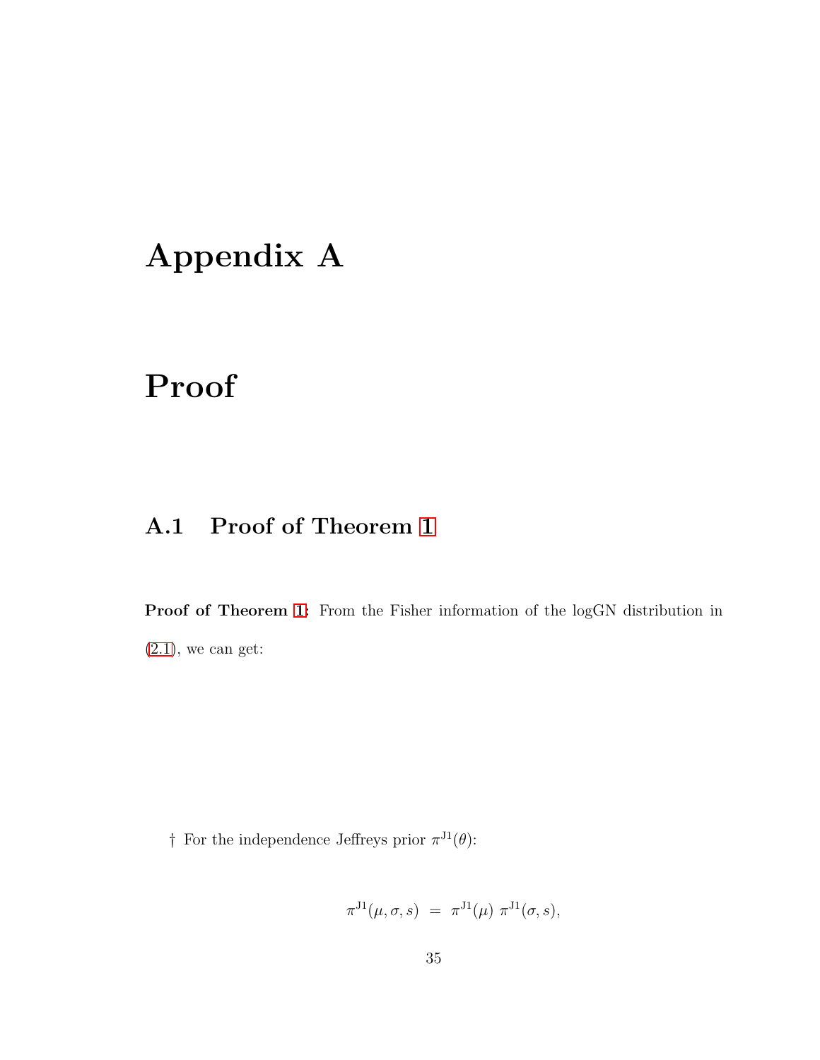# Appendix A

# Proof

## A.1 Proof of Theorem 1

**Proof of Theorem 1:** From the Fisher information of the logGN distribution in (2.1), we can get:

† For the independence Jeffreys prior $\pi^{\mathrm{J1}}(\theta)$:

$$\pi^{\mathrm{J1}}(\mu, \sigma, s) \;=\; \pi^{\mathrm{J1}}(\mu)\; \pi^{\mathrm{J1}}(\sigma, s),$$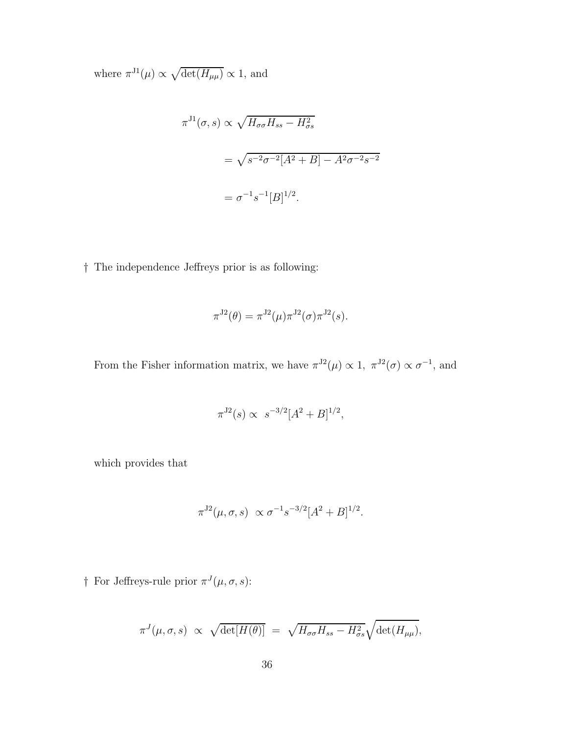where $\pi^{\text{J1}}(\mu) \propto \sqrt{\det(H_{\mu\mu})} \propto 1$, and

$$
\begin{aligned}
\pi^{\text{J1}}(\sigma, s) &\propto \sqrt{H_{\sigma\sigma}H_{ss} - H_{\sigma s}^2} \\
&= \sqrt{s^{-2}\sigma^{-2}[A^2 + B] - A^2\sigma^{-2}s^{-2}} \\
&= \sigma^{-1}s^{-1}[B]^{1/2}.
\end{aligned}
$$

† The independence Jeffreys prior is as following:

$$
\pi^{\text{J2}}(\theta) = \pi^{\text{J2}}(\mu)\pi^{\text{J2}}(\sigma)\pi^{\text{J2}}(s).
$$

From the Fisher information matrix, we have $\pi^{\text{J2}}(\mu) \propto 1$, $\pi^{\text{J2}}(\sigma) \propto \sigma^{-1}$, and

$$
\pi^{\text{J2}}(s) \propto \; s^{-3/2}[A^2 + B]^{1/2},
$$

which provides that

$$
\pi^{\text{J2}}(\mu, \sigma, s) \; \propto \sigma^{-1}s^{-3/2}[A^2 + B]^{1/2}.
$$

† For Jeffreys-rule prior $\pi^J(\mu, \sigma, s)$:

$$
\pi^J(\mu, \sigma, s) \; \propto \; \sqrt{\det[H(\theta)]} \; = \; \sqrt{H_{\sigma\sigma}H_{ss} - H_{\sigma s}^2}\sqrt{\det(H_{\mu\mu})},
$$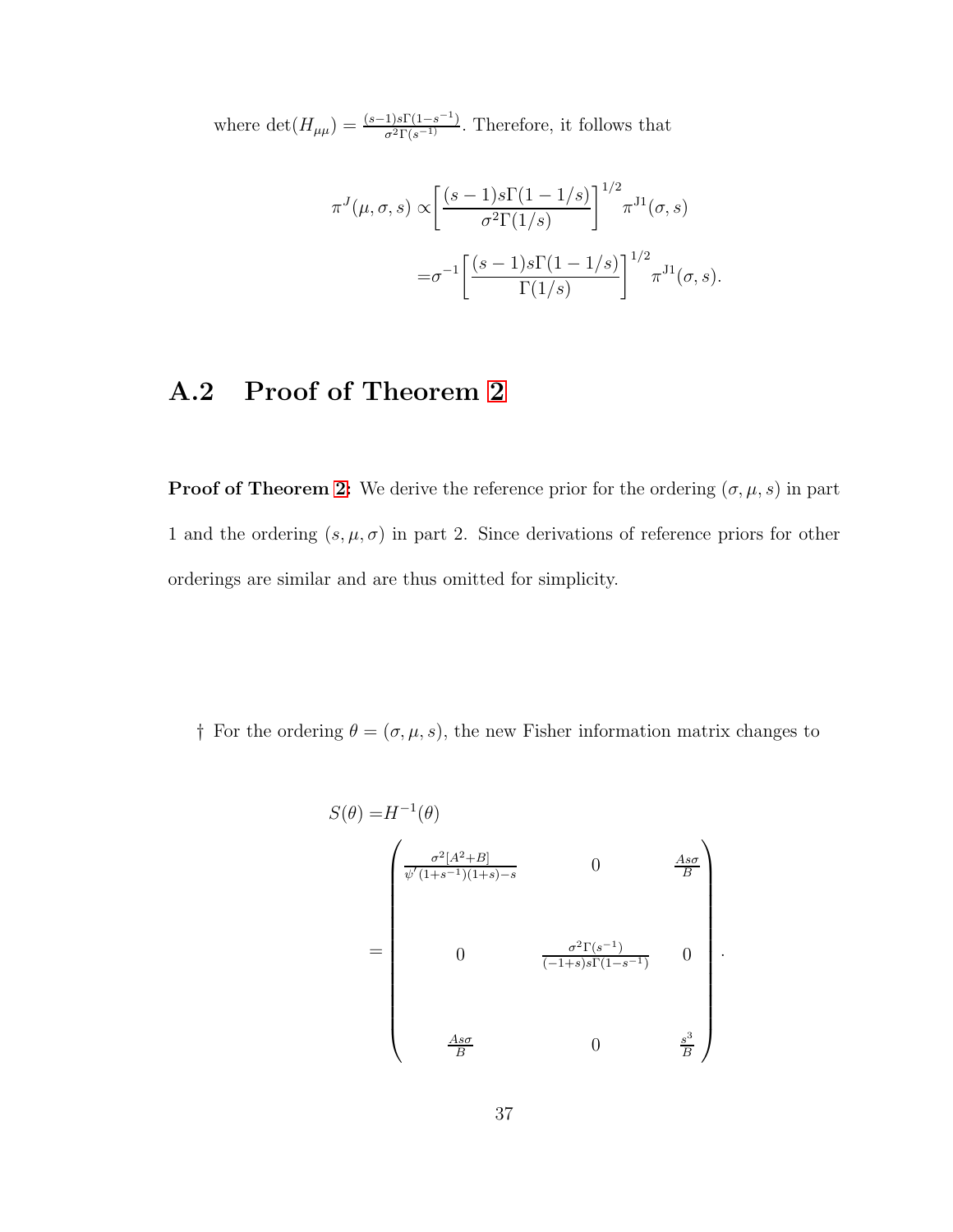where $\det(H_{\mu\mu}) = \frac{(s-1)s\Gamma(1-s^{-1})}{\sigma^2\Gamma(s^{-1})}$. Therefore, it follows that

$$
\begin{aligned}
\pi^J(\mu,\sigma,s) \propto & \left[\frac{(s-1)s\Gamma(1-1/s)}{\sigma^2\Gamma(1/s)}\right]^{1/2}\pi^{\mathrm{J1}}(\sigma,s) \\
=&\sigma^{-1}\left[\frac{(s-1)s\Gamma(1-1/s)}{\Gamma(1/s)}\right]^{1/2}\pi^{\mathrm{J1}}(\sigma,s).
\end{aligned}
$$

## A.2 Proof of Theorem 2

**Proof of Theorem 2:** We derive the reference prior for the ordering $(\sigma,\mu,s)$ in part 1 and the ordering $(s,\mu,\sigma)$ in part 2. Since derivations of reference priors for other orderings are similar and are thus omitted for simplicity.

† For the ordering $\theta = (\sigma,\mu,s)$, the new Fisher information matrix changes to

$$
\begin{aligned}
S(\theta) =& H^{-1}(\theta) \\
=& \begin{pmatrix}
\frac{\sigma^2[A^2+B]}{\psi'(1+s^{-1})(1+s)-s} & 0 & \frac{As\sigma}{B} \\
0 & \frac{\sigma^2\Gamma(s^{-1})}{(-1+s)s\Gamma(1-s^{-1})} & 0 \\
\frac{As\sigma}{B} & 0 & \frac{s^3}{B}
\end{pmatrix}.
\end{aligned}
$$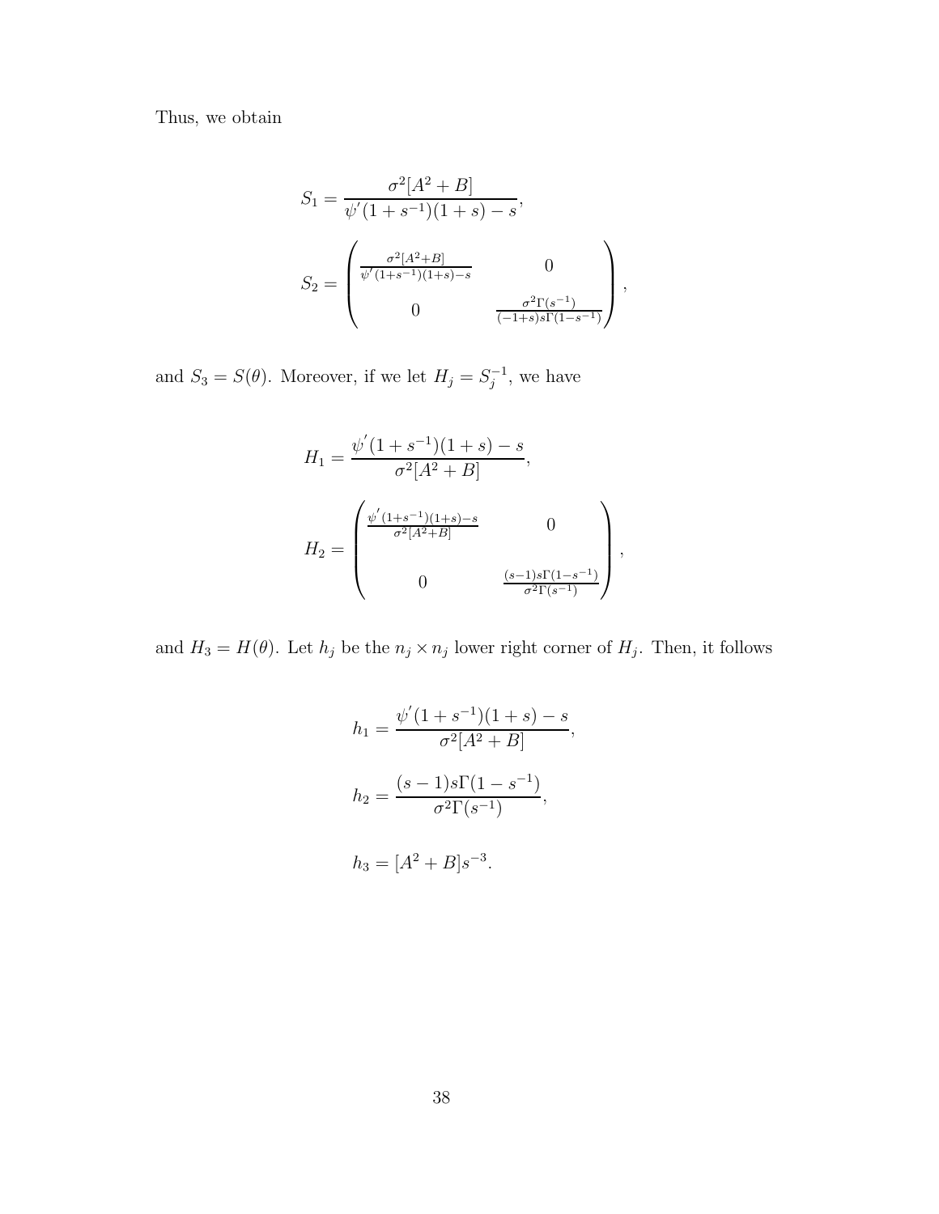Thus, we obtain

$$S_1 = \frac{\sigma^2[A^2 + B]}{\psi'(1 + s^{-1})(1 + s) - s},$$

$$S_2 = \begin{pmatrix} \frac{\sigma^2[A^2+B]}{\psi'(1+s^{-1})(1+s)-s} & 0 \\ 0 & \frac{\sigma^2\Gamma(s^{-1})}{(-1+s)s\Gamma(1-s^{-1})} \end{pmatrix},$$

and $S_3 = S(\theta)$. Moreover, if we let $H_j = S_j^{-1}$, we have

$$H_1 = \frac{\psi'(1 + s^{-1})(1 + s) - s}{\sigma^2[A^2 + B]},$$

$$H_2 = \begin{pmatrix} \frac{\psi'(1+s^{-1})(1+s)-s}{\sigma^2[A^2+B]} & 0 \\ 0 & \frac{(s-1)s\Gamma(1-s^{-1})}{\sigma^2\Gamma(s^{-1})} \end{pmatrix},$$

and $H_3 = H(\theta)$. Let $h_j$ be the $n_j \times n_j$ lower right corner of $H_j$. Then, it follows

$$h_1 = \frac{\psi'(1 + s^{-1})(1 + s) - s}{\sigma^2[A^2 + B]},$$

$$h_2 = \frac{(s - 1)s\Gamma(1 - s^{-1})}{\sigma^2\Gamma(s^{-1})},$$

$$h_3 = [A^2 + B]s^{-3}.$$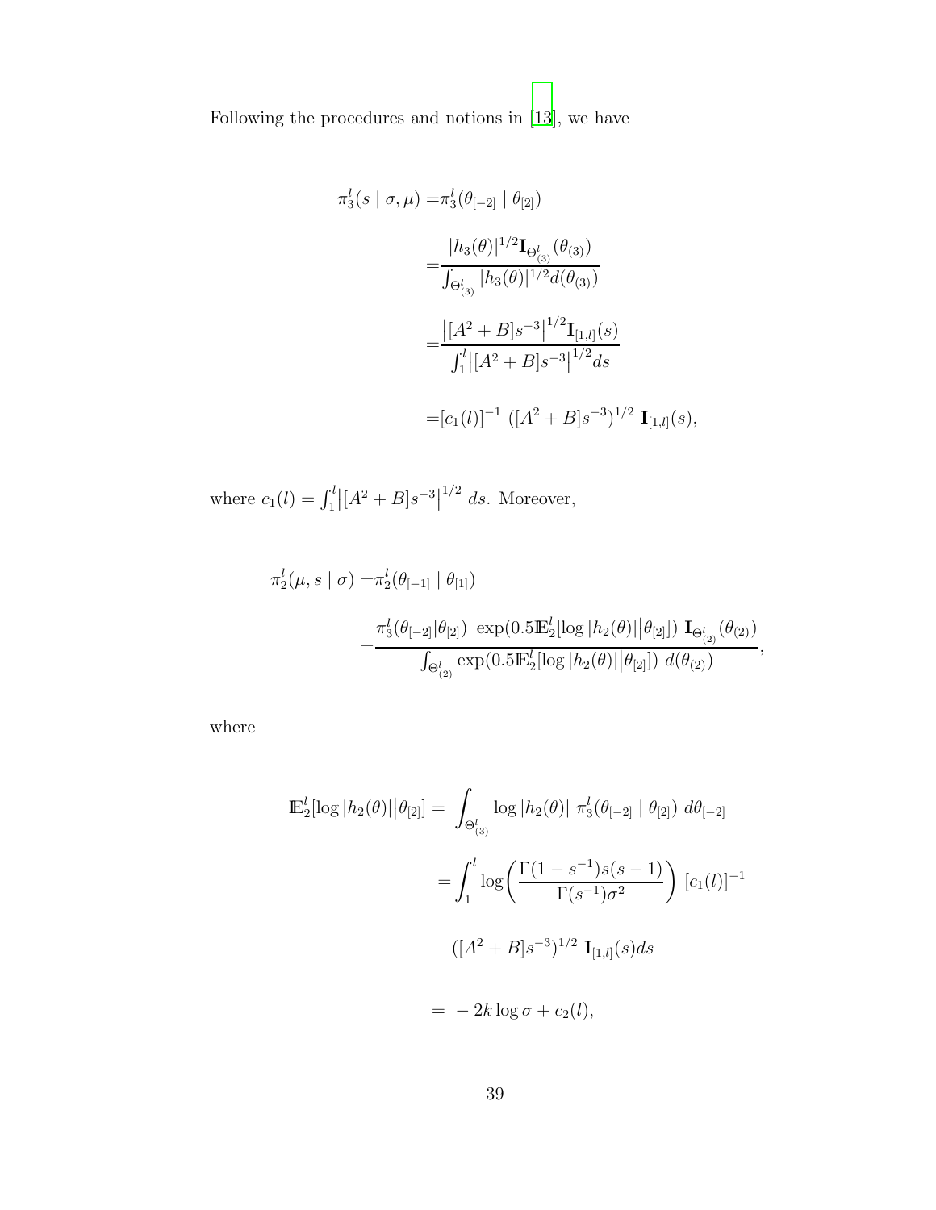Following the procedures and notions in [13], we have

$$
\begin{aligned}
\pi_3^l(s \mid \sigma, \mu) =& \pi_3^l(\theta_{[-2]} \mid \theta_{[2]}) \\
=& \frac{|h_3(\theta)|^{1/2} \mathbf{I}_{\Theta_{(3)}^l}(\theta_{(3)})}{\int_{\Theta_{(3)}^l} |h_3(\theta)|^{1/2} d(\theta_{(3)})} \\
=& \frac{\left|[A^2 + B]s^{-3}\right|^{1/2} \mathbf{I}_{[1,l]}(s)}{\int_1^l \left|[A^2 + B]s^{-3}\right|^{1/2} ds} \\
=& [c_1(l)]^{-1} \ ([A^2 + B]s^{-3})^{1/2} \ \mathbf{I}_{[1,l]}(s),
\end{aligned}
$$

where $c_1(l) = \int_1^l \left|[A^2 + B]s^{-3}\right|^{1/2} \, ds$. Moreover,

$$
\begin{aligned}
\pi_2^l(\mu, s \mid \sigma) =& \pi_2^l(\theta_{[-1]} \mid \theta_{[1]}) \\
=& \frac{\pi_3^l(\theta_{[-2]}|\theta_{[2]}) \ \exp(0.5\mathbb{E}_2^l[\log |h_2(\theta)| \big| \theta_{[2]}]) \ \mathbf{I}_{\Theta_{(2)}^l}(\theta_{(2)})}{\int_{\Theta_{(2)}^l} \exp(0.5\mathbb{E}_2^l[\log |h_2(\theta)| \big| \theta_{[2]}]) \ d(\theta_{(2)})},
\end{aligned}
$$

where

$$
\begin{aligned}
\mathbb{E}_2^l[\log |h_2(\theta)| \big| \theta_{[2]}] =& \int_{\Theta_{(3)}^l} \log |h_2(\theta)| \ \pi_3^l(\theta_{[-2]} \mid \theta_{[2]}) \ d\theta_{[-2]} \\
=& \int_1^l \log\left( \frac{\Gamma(1 - s^{-1}) s(s-1)}{\Gamma(s^{-1})\sigma^2} \right) \ [c_1(l)]^{-1} \\
& ([A^2 + B]s^{-3})^{1/2} \ \mathbf{I}_{[1,l]}(s) ds \\
=& -2k \log \sigma + c_2(l),
\end{aligned}
$$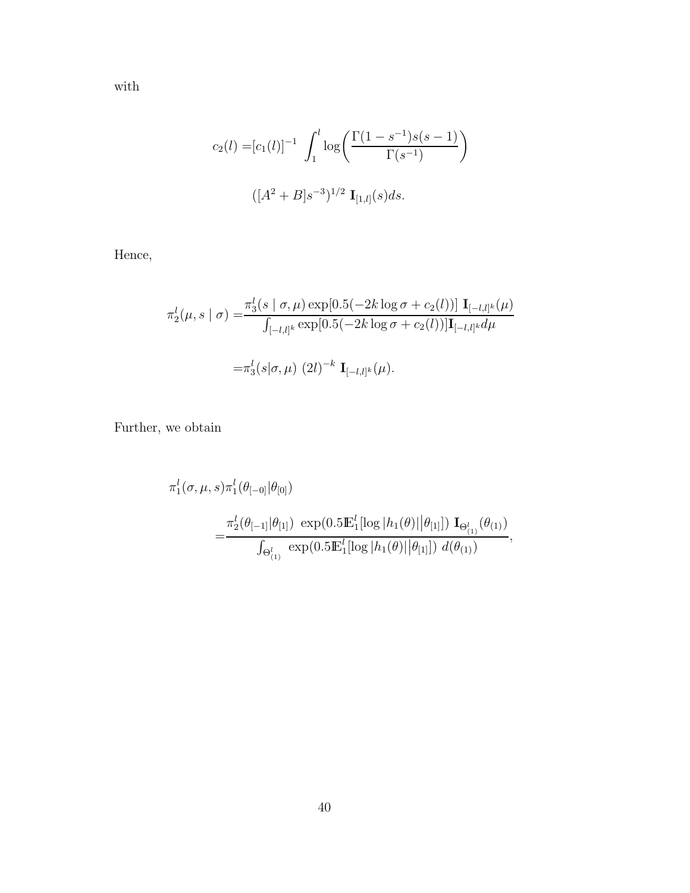with

$$
\begin{aligned}
c_2(l) =& [c_1(l)]^{-1} \int_1^l \log\left( \frac{\Gamma(1-s^{-1})s(s-1)}{\Gamma(s^{-1})} \right) \\
& ([A^2+B]s^{-3})^{1/2} \; \mathbf{I}_{[1,l]}(s) ds.
\end{aligned}
$$

Hence,

$$
\begin{aligned}
\pi_2^l(\mu, s \mid \sigma) =& \frac{\pi_3^l(s \mid \sigma, \mu) \exp[0.5(-2k \log \sigma + c_2(l))] \; \mathbf{I}_{[-l,l]^k}(\mu)}{\int_{[-l,l]^k} \exp[0.5(-2k \log \sigma + c_2(l))] \mathbf{I}_{[-l,l]^k} d\mu} \\
=& \pi_3^l(s|\sigma, \mu) \; (2l)^{-k} \; \mathbf{I}_{[-l,l]^k}(\mu).
\end{aligned}
$$

Further, we obtain

$$
\begin{aligned}
& \pi_1^l(\sigma, \mu, s) \pi_1^l(\theta_{[-0]} | \theta_{[0]}) \\
& \qquad = \frac{\pi_2^l(\theta_{[-1]}|\theta_{[1]}) \; \exp(0.5 \mathbb{E}_1^l[\log |h_1(\theta)| \big| \theta_{[1]}]) \; \mathbf{I}_{\Theta_{(1)}^l}(\theta_{(1)})}{\int_{\Theta_{(1)}^l} \; \exp(0.5 \mathbb{E}_1^l[\log |h_1(\theta)| \big| \theta_{[1]}]) \; d(\theta_{(1)})},
\end{aligned}
$$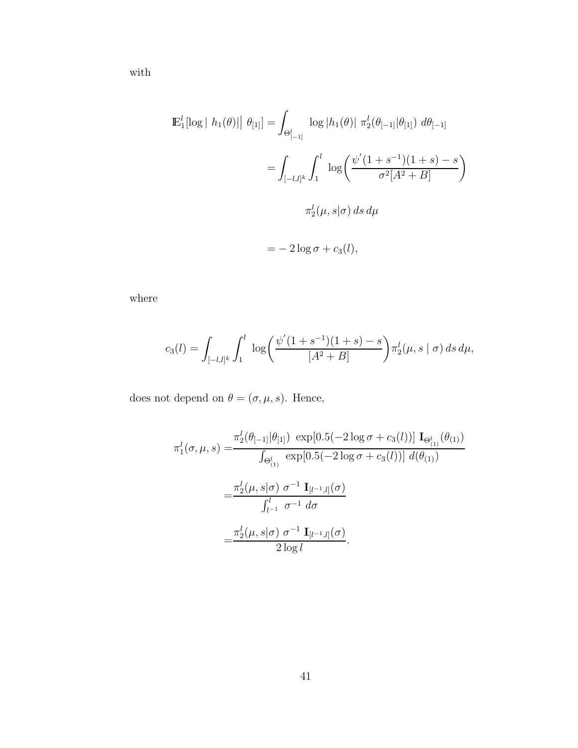with

$$
\begin{aligned}
\mathbb{E}_1^l[\log | \, h_1(\theta)| \, \big| \, \theta_{[1]}] =& \int_{\Theta^l_{[-1]}} \log |h_1(\theta)| \; \pi_2^l(\theta_{[-1]}|\theta_{[1]}) \; d\theta_{[-1]} \\
=& \int_{[-l,l]^k} \int_1^l \; \log\bigg( \frac{\psi^{'}(1+s^{-1})(1+s) - s}{\sigma^2[A^2+B]} \bigg) \\
& \qquad \pi_2^l(\mu, s|\sigma) \, ds \, d\mu \\
=& -2\log\sigma + c_3(l),
\end{aligned}
$$

where

$$
c_3(l) = \int_{[-l,l]^k} \int_1^l \; \log\bigg( \frac{\psi^{'}(1+s^{-1})(1+s) - s}{[A^2+B]} \bigg) \pi_2^l(\mu, s \mid \sigma) \, ds \, d\mu,
$$

does not depend on $\theta = (\sigma, \mu, s)$. Hence,

$$
\begin{aligned}
\pi_1^l(\sigma, \mu, s) =& \frac{\pi_2^l(\theta_{[-1]}|\theta_{[1]}) \; \exp[0.5(-2\log\sigma + c_3(l))] \; \mathbf{I}_{\Theta^l_{(1)}}(\theta_{(1)})}{\int_{\Theta^l_{(1)}} \; \exp[0.5(-2\log\sigma + c_3(l))] \; d(\theta_{(1)})} \\
=& \frac{\pi_2^l(\mu, s|\sigma) \; \sigma^{-1} \; \mathbf{I}_{[l^{-1},l]}(\sigma)}{\int_{l^{-1}}^l \; \sigma^{-1} \; d\sigma} \\
=& \frac{\pi_2^l(\mu, s|\sigma) \; \sigma^{-1} \; \mathbf{I}_{[l^{-1},l]}(\sigma)}{2\log l}.
\end{aligned}
$$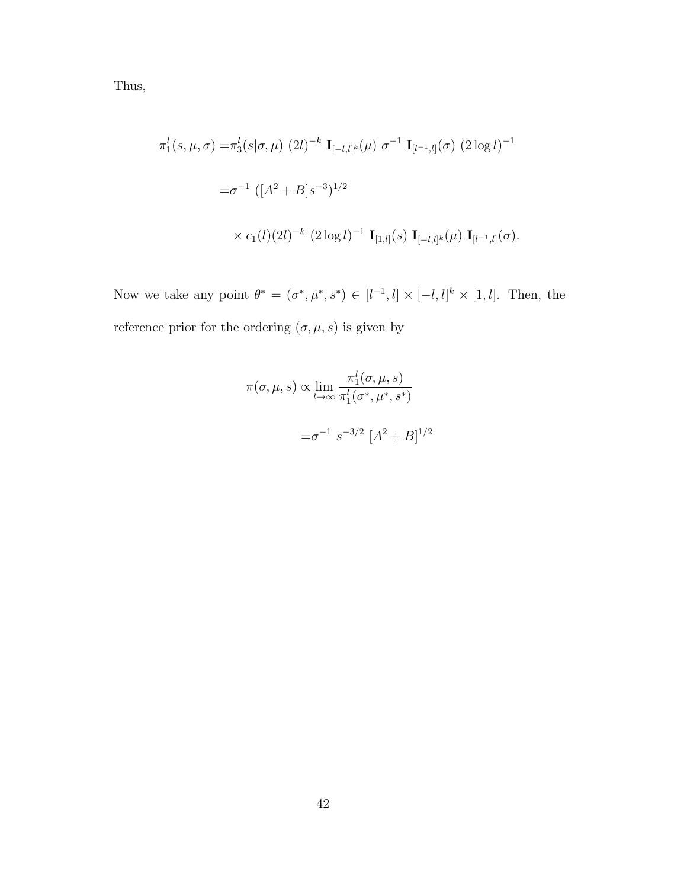Thus,

$$
\begin{aligned}
\pi_1^l(s, \mu, \sigma) =& \pi_3^l(s|\sigma, \mu)\ (2l)^{-k}\ \mathbf{I}_{[-l,l]^k}(\mu)\ \sigma^{-1}\ \mathbf{I}_{[l^{-1},l]}(\sigma)\ (2\log l)^{-1} \\
=& \sigma^{-1}\ ([A^2 + B]s^{-3})^{1/2} \\
& \times c_1(l)(2l)^{-k}\ (2\log l)^{-1}\ \mathbf{I}_{[1,l]}(s)\ \mathbf{I}_{[-l,l]^k}(\mu)\ \mathbf{I}_{[l^{-1},l]}(\sigma).
\end{aligned}
$$

Now we take any point $\theta^* = (\sigma^*, \mu^*, s^*) \in [l^{-1}, l] \times [-l, l]^k \times [1, l]$. Then, the reference prior for the ordering $(\sigma, \mu, s)$ is given by

$$
\begin{aligned}
\pi(\sigma, \mu, s) \propto & \lim_{l \to \infty} \frac{\pi_1^l(\sigma, \mu, s)}{\pi_1^l(\sigma^*, \mu^*, s^*)} \\
=& \sigma^{-1}\ s^{-3/2}\ [A^2 + B]^{1/2}
\end{aligned}
$$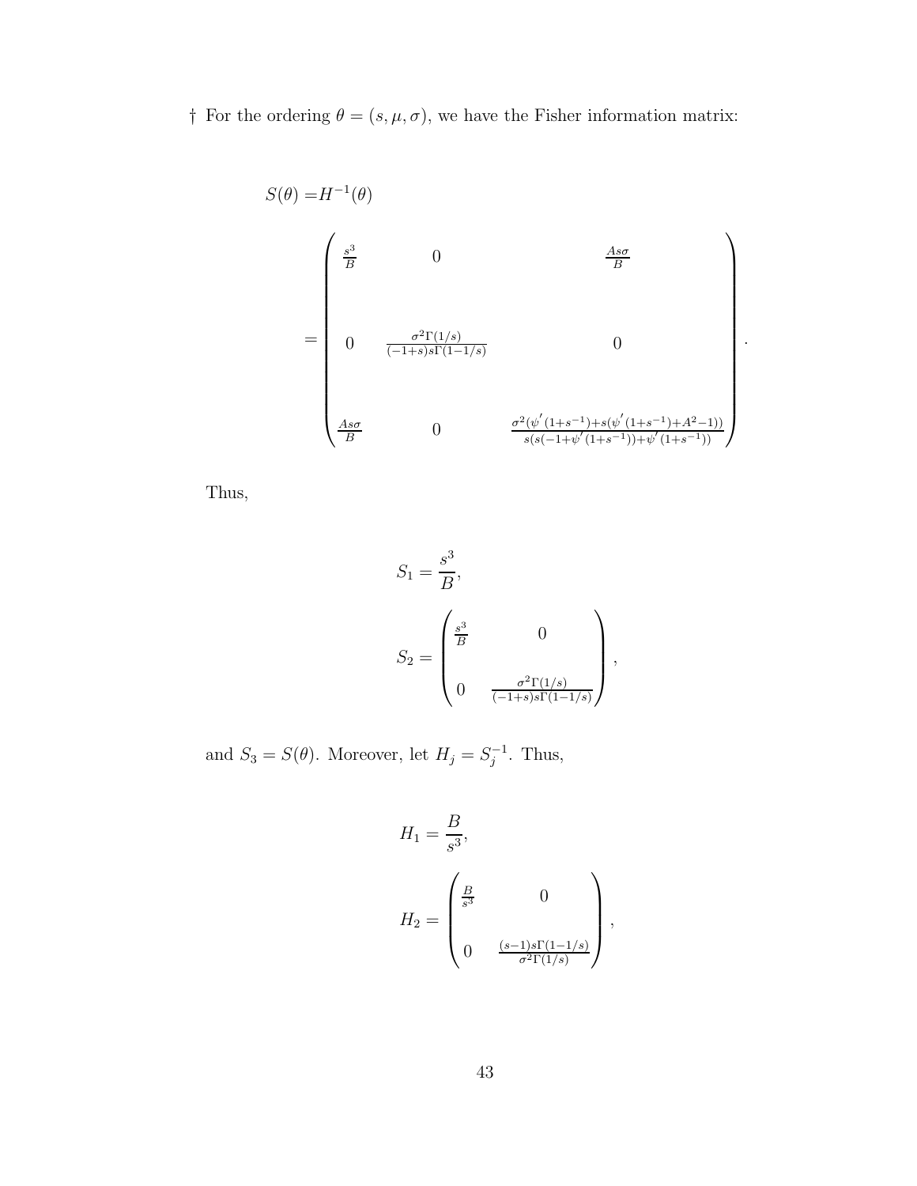† For the ordering $\theta = (s, \mu, \sigma)$, we have the Fisher information matrix:

$$
S(\theta) = H^{-1}(\theta)
$$

$$
= \begin{pmatrix} \frac{s^3}{B} & 0 & \frac{As\sigma}{B} \\ 0 & \frac{\sigma^2\Gamma(1/s)}{(-1+s)s\Gamma(1-1/s)} & 0 \\ \frac{As\sigma}{B} & 0 & \frac{\sigma^2(\psi'(1+s^{-1})+s(\psi'(1+s^{-1})+A^2-1))}{s(s(-1+\psi'(1+s^{-1}))+\psi'(1+s^{-1}))} \end{pmatrix}.
$$

Thus,

$$
S_1 = \frac{s^3}{B},
$$

$$
S_2 = \begin{pmatrix} \frac{s^3}{B} & 0 \\ 0 & \frac{\sigma^2\Gamma(1/s)}{(-1+s)s\Gamma(1-1/s)} \end{pmatrix},
$$

and $S_3 = S(\theta)$. Moreover, let $H_j = S_j^{-1}$. Thus,

$$
H_1 = \frac{B}{s^3},
$$

$$
H_2 = \begin{pmatrix} \frac{B}{s^3} & 0 \\ 0 & \frac{(s-1)s\Gamma(1-1/s)}{\sigma^2\Gamma(1/s)} \end{pmatrix},
$$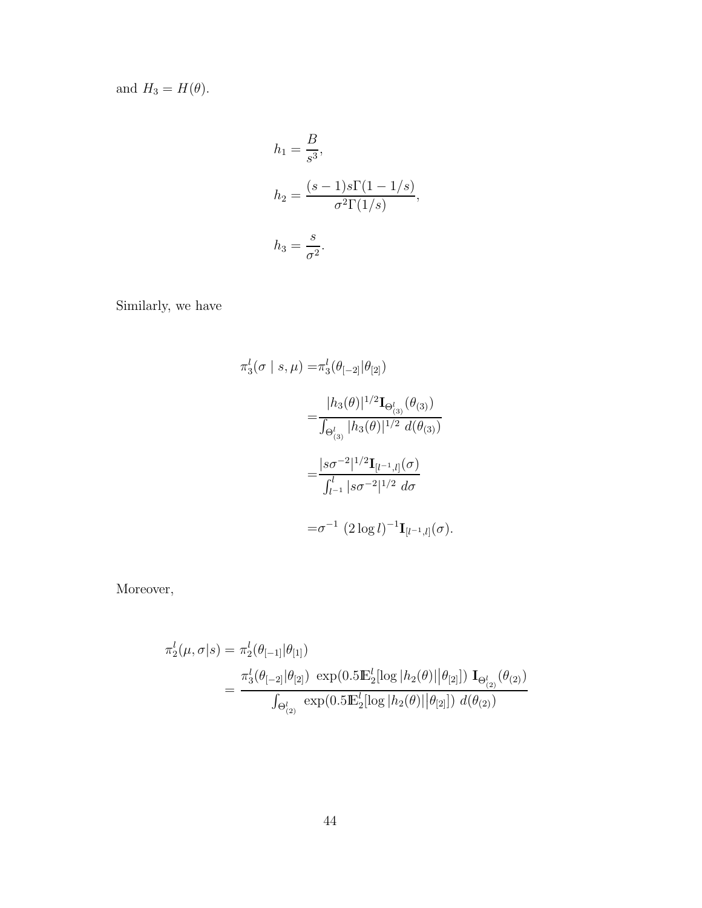and $H_3 = H(\theta)$.

$$
\begin{aligned}
h_1 &= \frac{B}{s^3}, \\
h_2 &= \frac{(s-1)s\Gamma(1-1/s)}{\sigma^2\Gamma(1/s)}, \\
h_3 &= \frac{s}{\sigma^2}.
\end{aligned}
$$

Similarly, we have

$$
\begin{aligned}
\pi_3^l(\sigma \mid s, \mu) =& \pi_3^l(\theta_{[-2]}|\theta_{[2]}) \\
=& \frac{|h_3(\theta)|^{1/2} \mathbf{I}_{\Theta^l_{(3)}}(\theta_{(3)})}{\int_{\Theta^l_{(3)}} |h_3(\theta)|^{1/2} \, d(\theta_{(3)})} \\
=& \frac{|s\sigma^{-2}|^{1/2} \mathbf{I}_{[l^{-1},l]}(\sigma)}{\int_{l^{-1}}^{l} |s\sigma^{-2}|^{1/2} \, d\sigma} \\
=& \sigma^{-1} \, (2\log l)^{-1} \mathbf{I}_{[l^{-1},l]}(\sigma).
\end{aligned}
$$

Moreover,

$$
\begin{aligned}
\pi_2^l(\mu, \sigma|s) &= \pi_2^l(\theta_{[-1]}|\theta_{[1]}) \\
&= \frac{\pi_3^l(\theta_{[-2]}|\theta_{[2]}) \, \exp(0.5\mathbb{E}_2^l[\log|h_2(\theta)|\big|\theta_{[2]}]) \, \mathbf{I}_{\Theta^l_{(2)}}(\theta_{(2)})}{\int_{\Theta^l_{(2)}} \exp(0.5\mathbb{E}_2^l[\log|h_2(\theta)|\big|\theta_{[2]}]) \, d(\theta_{(2)})}
\end{aligned}
$$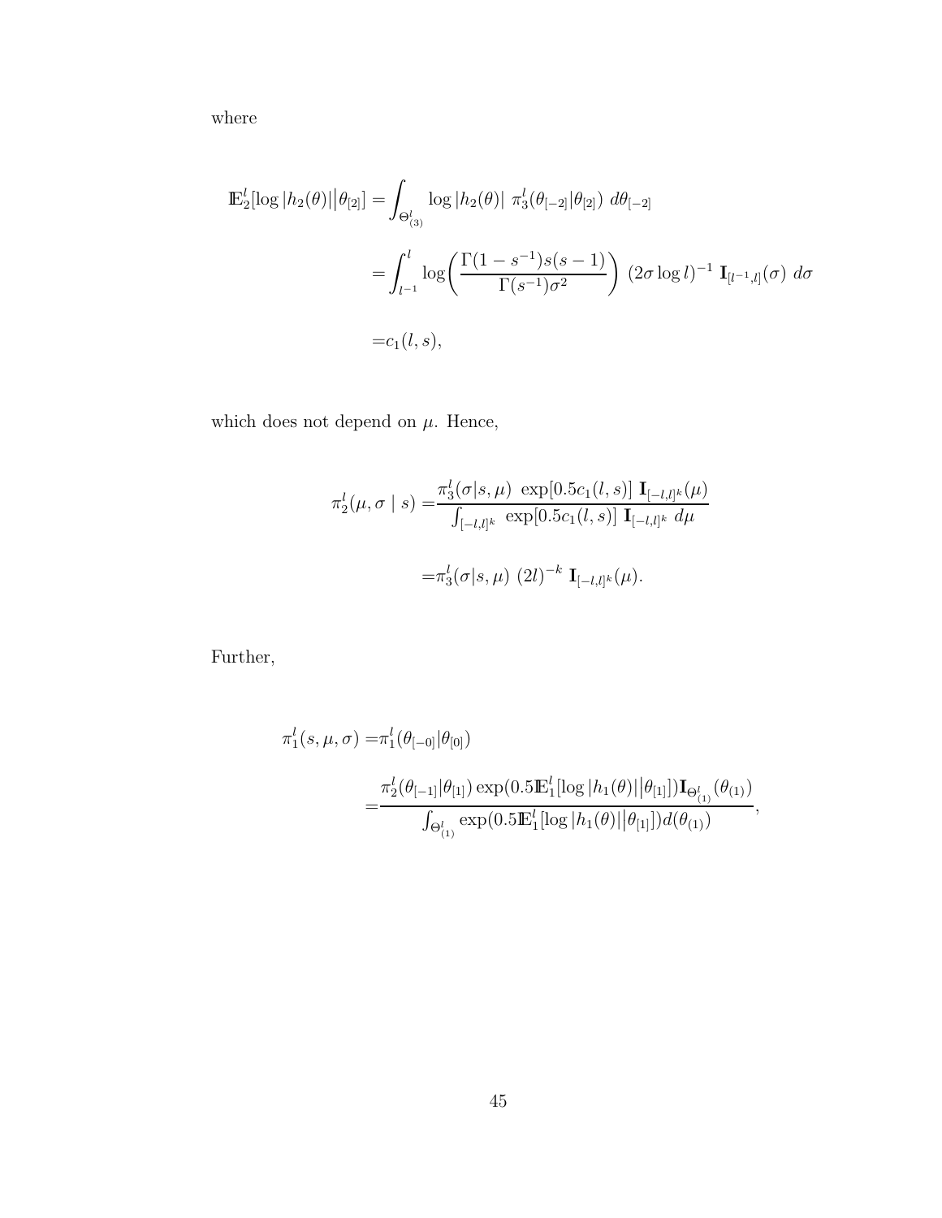where

$$
\begin{aligned}
\mathbb{E}_2^l[\log|h_2(\theta)|\big|\theta_{[2]}] =& \int_{\Theta_{(3)}^l} \log|h_2(\theta)| \ \pi_3^l(\theta_{[-2]}|\theta_{[2]}) \ d\theta_{[-2]} \\
=& \int_{l^{-1}}^{l} \log\bigg(\frac{\Gamma(1-s^{-1})s(s-1)}{\Gamma(s^{-1})\sigma^2}\bigg) \ (2\sigma\log l)^{-1} \ \mathbf{I}_{[l^{-1},l]}(\sigma) \ d\sigma \\
=& c_1(l,s),
\end{aligned}
$$

which does not depend on $\mu$. Hence,

$$
\begin{aligned}
\pi_2^l(\mu,\sigma \mid s) =& \frac{\pi_3^l(\sigma|s,\mu) \ \exp[0.5c_1(l,s)] \ \mathbf{I}_{[-l,l]^k}(\mu)}{\int_{[-l,l]^k} \ \exp[0.5c_1(l,s)] \ \mathbf{I}_{[-l,l]^k} \ d\mu} \\
=& \pi_3^l(\sigma|s,\mu) \ (2l)^{-k} \ \mathbf{I}_{[-l,l]^k}(\mu).
\end{aligned}
$$

Further,

$$
\begin{aligned}
\pi_1^l(s,\mu,\sigma) =& \pi_1^l(\theta_{[-0]}|\theta_{[0]}) \\
=& \frac{\pi_2^l(\theta_{[-1]}|\theta_{[1]})\exp(0.5\mathbb{E}_1^l[\log|h_1(\theta)|\big|\theta_{[1]}])\mathbf{I}_{\Theta_{(1)}^l}(\theta_{(1)})}{\int_{\Theta_{(1)}^l}\exp(0.5\mathbb{E}_1^l[\log|h_1(\theta)|\big|\theta_{[1]}])d(\theta_{(1)})},
\end{aligned}
$$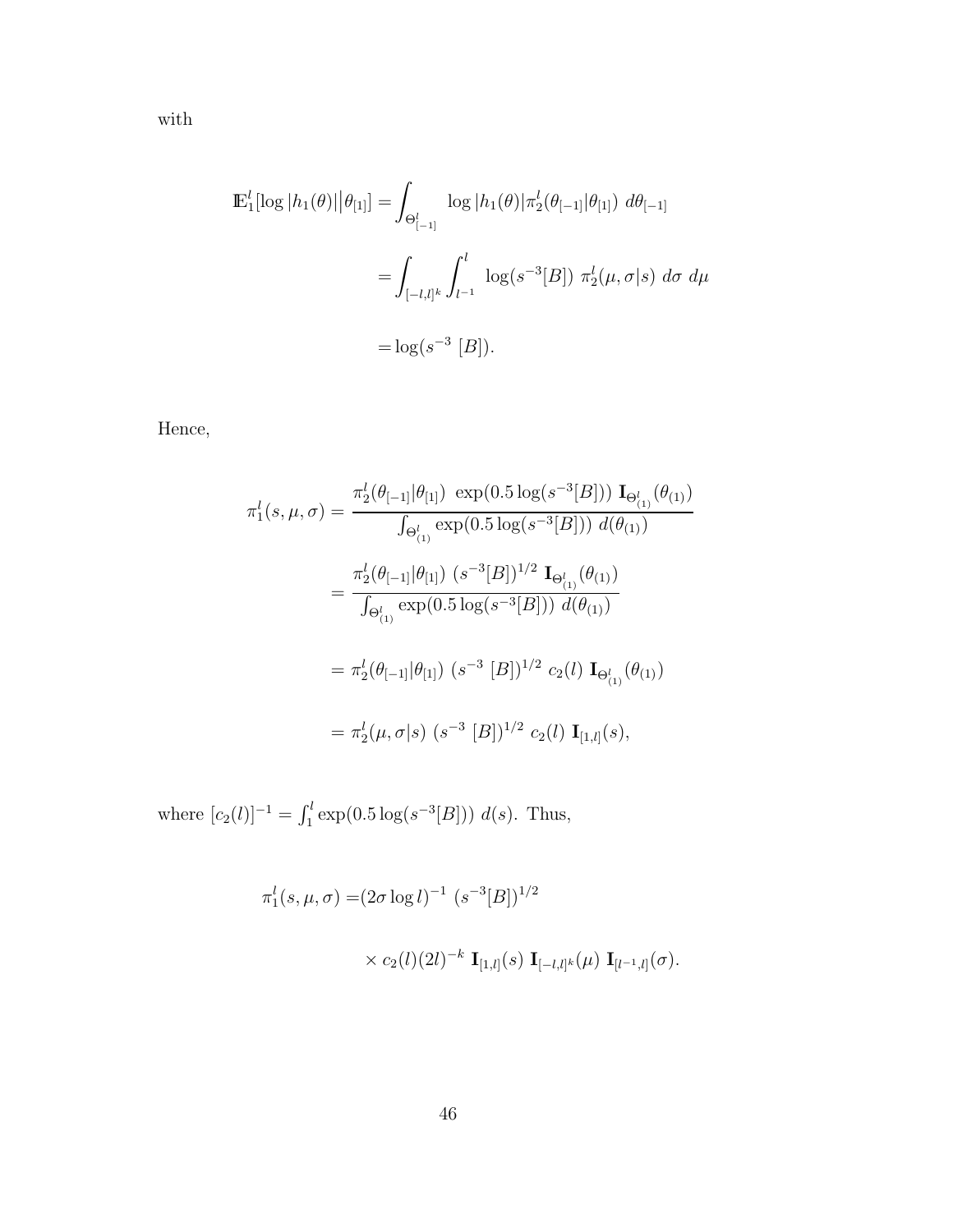with

$$
\begin{aligned}
\mathbb{E}_1^l[\log |h_1(\theta)| \big| \theta_{[1]}] =& \int_{\Theta^l_{[-1]}} \log |h_1(\theta)| \pi_2^l(\theta_{[-1]}|\theta_{[1]}) \ d\theta_{[-1]} \\
=& \int_{[-l,l]^k} \int_{l^{-1}}^{l} \log(s^{-3}[B]) \ \pi_2^l(\mu, \sigma | s) \ d\sigma \ d\mu \\
=& \log(s^{-3} \ [B]).
\end{aligned}
$$

Hence,

$$
\begin{aligned}
\pi_1^l(s, \mu, \sigma) &= \frac{\pi_2^l(\theta_{[-1]}|\theta_{[1]}) \ \exp(0.5 \log(s^{-3}[B])) \ \mathbf{I}_{\Theta^l_{(1)}}(\theta_{(1)})}{\int_{\Theta^l_{(1)}} \exp(0.5 \log(s^{-3}[B])) \ d(\theta_{(1)})} \\
&= \frac{\pi_2^l(\theta_{[-1]}|\theta_{[1]}) \ (s^{-3}[B])^{1/2} \ \mathbf{I}_{\Theta^l_{(1)}}(\theta_{(1)})}{\int_{\Theta^l_{(1)}} \exp(0.5 \log(s^{-3}[B])) \ d(\theta_{(1)})} \\
&= \pi_2^l(\theta_{[-1]}|\theta_{[1]}) \ (s^{-3} \ [B])^{1/2} \ c_2(l) \ \mathbf{I}_{\Theta^l_{(1)}}(\theta_{(1)}) \\
&= \pi_2^l(\mu, \sigma | s) \ (s^{-3} \ [B])^{1/2} \ c_2(l) \ \mathbf{I}_{[1,l]}(s),
\end{aligned}
$$

where $[c_2(l)]^{-1} = \int_1^l \exp(0.5 \log(s^{-3}[B])) \ d(s)$. Thus,

$$
\begin{aligned}
\pi_1^l(s, \mu, \sigma) =& (2\sigma \log l)^{-1} \ (s^{-3}[B])^{1/2} \\
& \times c_2(l)(2l)^{-k} \ \mathbf{I}_{[1,l]}(s) \ \mathbf{I}_{[-l,l]^k}(\mu) \ \mathbf{I}_{[l^{-1},l]}(\sigma).
\end{aligned}
$$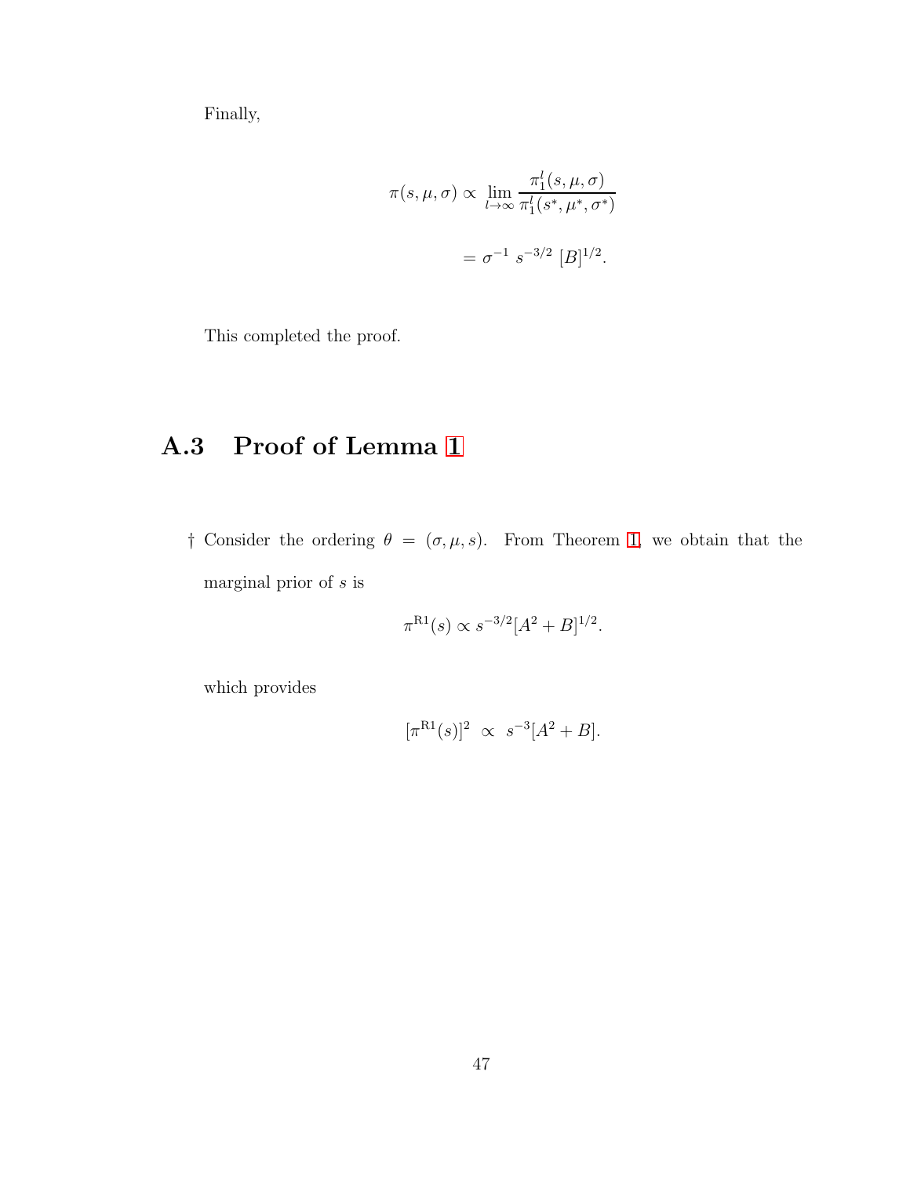Finally,

$$
\begin{aligned}
\pi(s,\mu,\sigma) &\propto \lim_{l\to\infty} \frac{\pi_1^l(s,\mu,\sigma)}{\pi_1^l(s^*,\mu^*,\sigma^*)} \\
&= \sigma^{-1}\ s^{-3/2}\ [B]^{1/2}.
\end{aligned}
$$

This completed the proof.

## A.3 Proof of Lemma 1

† Consider the ordering $\theta = (\sigma, \mu, s)$. From Theorem 1, we obtain that the marginal prior of $s$ is

$$
\pi^{\mathrm{R1}}(s) \propto s^{-3/2}[A^2 + B]^{1/2}.
$$

which provides

$$
[\pi^{\mathrm{R1}}(s)]^2 \ \propto\ s^{-3}[A^2 + B].
$$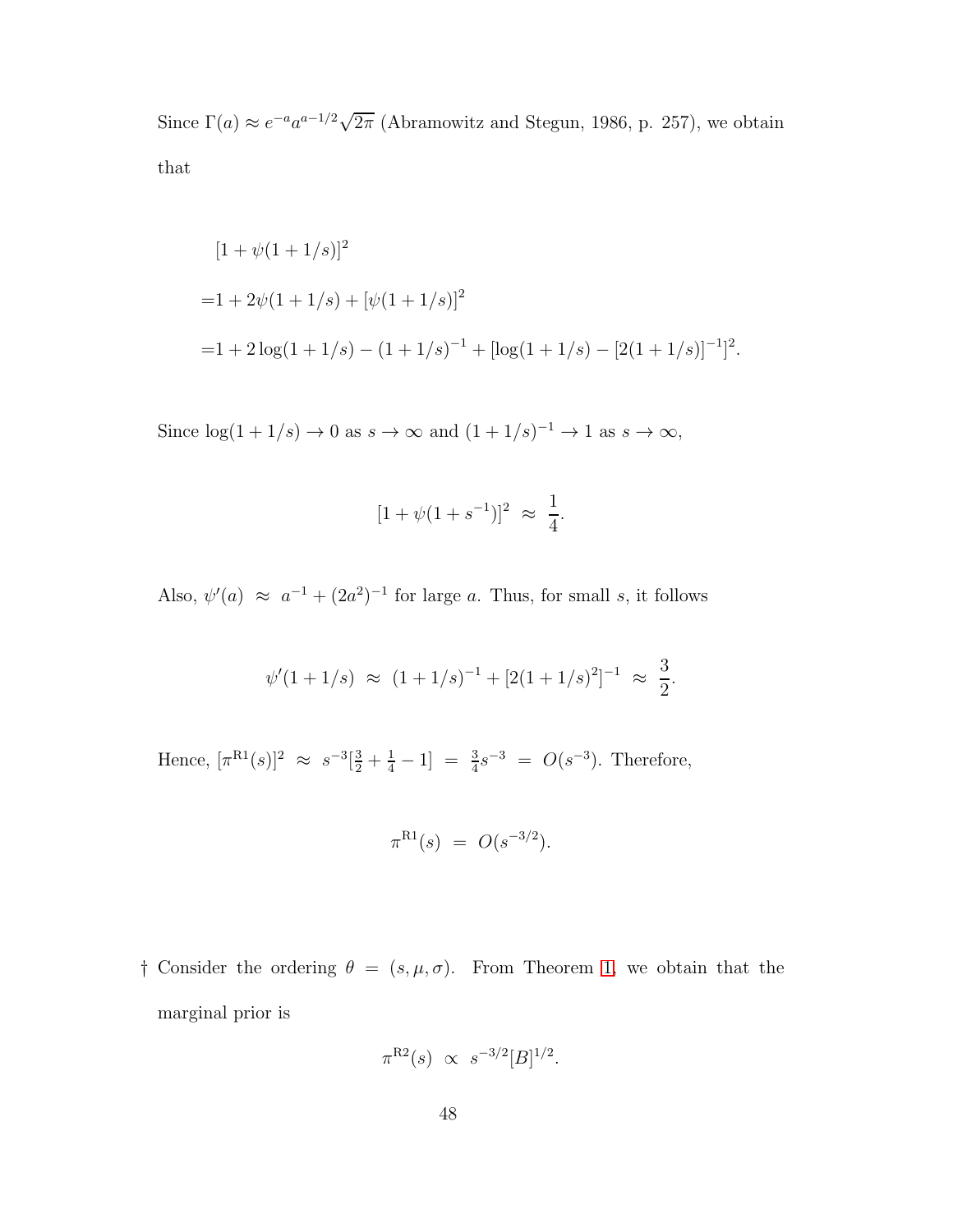Since $\Gamma(a) \approx e^{-a}a^{a-1/2}\sqrt{2\pi}$ (Abramowitz and Stegun, 1986, p. 257), we obtain that

$$
\begin{aligned}
&[1+\psi(1+1/s)]^2 \\
=&1+2\psi(1+1/s)+[\psi(1+1/s)]^2 \\
=&1+2\log(1+1/s)-(1+1/s)^{-1}+[\log(1+1/s)-[2(1+1/s)]^{-1}]^2.
\end{aligned}
$$

Since $\log(1+1/s) \to 0$ as $s \to \infty$ and $(1+1/s)^{-1} \to 1$ as $s \to \infty$,

$$
[1+\psi(1+s^{-1})]^2 \;\approx\; \frac{1}{4}.
$$

Also, $\psi'(a) \;\approx\; a^{-1}+(2a^2)^{-1}$ for large $a$. Thus, for small $s$, it follows

$$
\psi'(1+1/s) \;\approx\; (1+1/s)^{-1}+[2(1+1/s)^2]^{-1} \;\approx\; \frac{3}{2}.
$$

Hence, $[\pi^{\mathrm{R1}}(s)]^2 \;\approx\; s^{-3}[\frac{3}{2}+\frac{1}{4}-1] \;=\; \frac{3}{4}s^{-3} \;=\; O(s^{-3})$. Therefore,

$$
\pi^{\mathrm{R1}}(s) \;=\; O(s^{-3/2}).
$$

† Consider the ordering $\theta = (s,\mu,\sigma)$. From Theorem 1, we obtain that the marginal prior is

$$
\pi^{\mathrm{R2}}(s) \;\propto\; s^{-3/2}[B]^{1/2}.
$$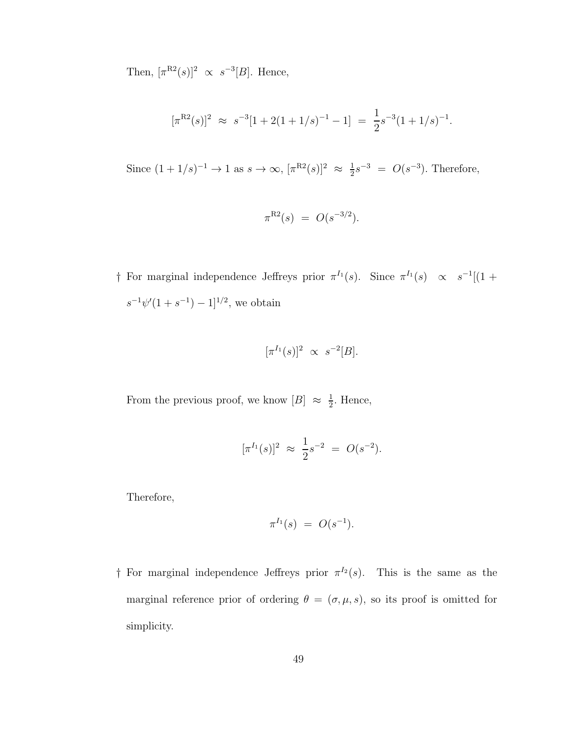Then, $[\pi^{\mathrm{R2}}(s)]^2 \;\propto\; s^{-3}[B]$. Hence,

$$[\pi^{\mathrm{R2}}(s)]^2 \;\approx\; s^{-3}[1 + 2(1+1/s)^{-1} - 1] \;=\; \frac{1}{2}s^{-3}(1+1/s)^{-1}.$$

Since $(1+1/s)^{-1} \to 1$ as $s \to \infty$, $[\pi^{\mathrm{R2}}(s)]^2 \;\approx\; \frac{1}{2}s^{-3} \;=\; O(s^{-3})$. Therefore,

$$\pi^{\mathrm{R2}}(s) \;=\; O(s^{-3/2}).$$

† For marginal independence Jeffreys prior $\pi^{I_1}(s)$. Since $\pi^{I_1}(s) \;\;\propto\;\; s^{-1}[(1 + s^{-1}\psi'(1+s^{-1}) - 1]^{1/2}$, we obtain

$$[\pi^{I_1}(s)]^2 \;\propto\; s^{-2}[B].$$

From the previous proof, we know $[B] \;\approx\; \frac{1}{2}$. Hence,

$$[\pi^{I_1}(s)]^2 \;\approx\; \frac{1}{2}s^{-2} \;=\; O(s^{-2}).$$

Therefore,

$$\pi^{I_1}(s) \;=\; O(s^{-1}).$$

† For marginal independence Jeffreys prior $\pi^{I_2}(s)$. This is the same as the marginal reference prior of ordering $\theta = (\sigma, \mu, s)$, so its proof is omitted for simplicity.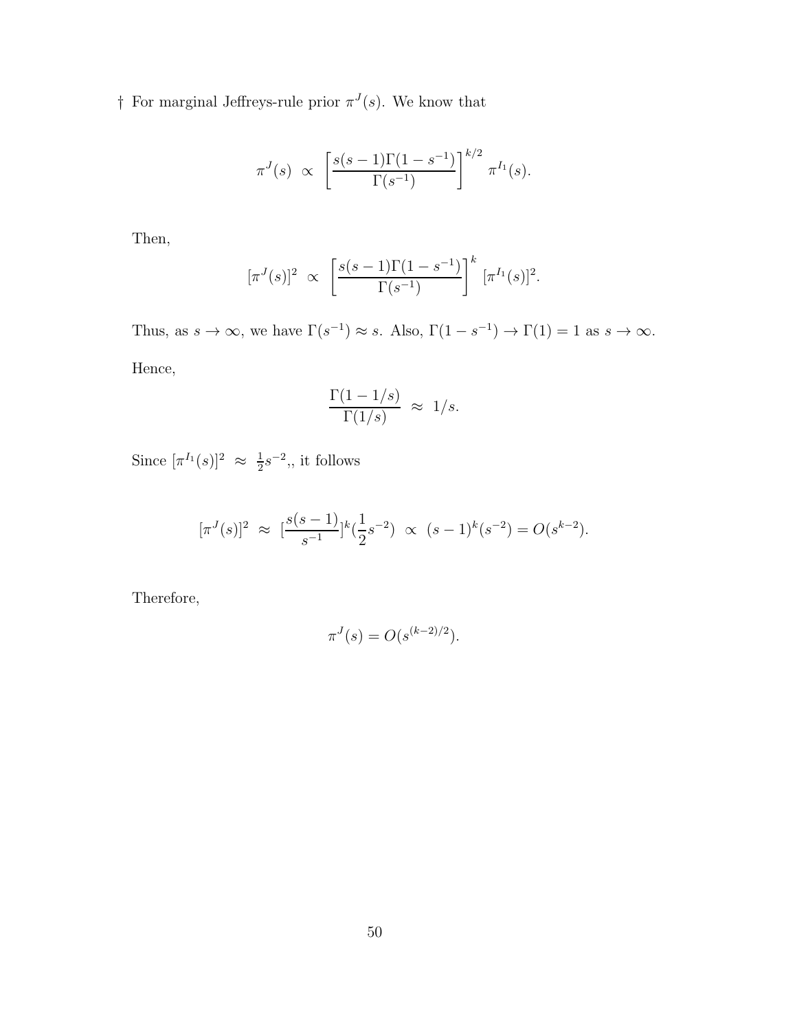† For marginal Jeffreys-rule prior $\pi^J(s)$. We know that

$$\pi^J(s) \;\propto\; \left[\frac{s(s-1)\Gamma(1-s^{-1})}{\Gamma(s^{-1})}\right]^{k/2} \pi^{I_1}(s).$$

Then,

$$[\pi^J(s)]^2 \;\propto\; \left[\frac{s(s-1)\Gamma(1-s^{-1})}{\Gamma(s^{-1})}\right]^{k} [\pi^{I_1}(s)]^2.$$

Thus, as $s \to \infty$, we have $\Gamma(s^{-1}) \approx s$. Also, $\Gamma(1-s^{-1}) \to \Gamma(1) = 1$ as $s \to \infty$.

Hence,

$$\frac{\Gamma(1-1/s)}{\Gamma(1/s)} \;\approx\; 1/s.$$

Since $[\pi^{I_1}(s)]^2 \;\approx\; \frac{1}{2}s^{-2}$,, it follows

$$[\pi^J(s)]^2 \;\approx\; [\frac{s(s-1)}{s^{-1}}]^k(\frac{1}{2}s^{-2}) \;\propto\; (s-1)^k(s^{-2}) = O(s^{k-2}).$$

Therefore,

$$\pi^J(s) = O(s^{(k-2)/2}).$$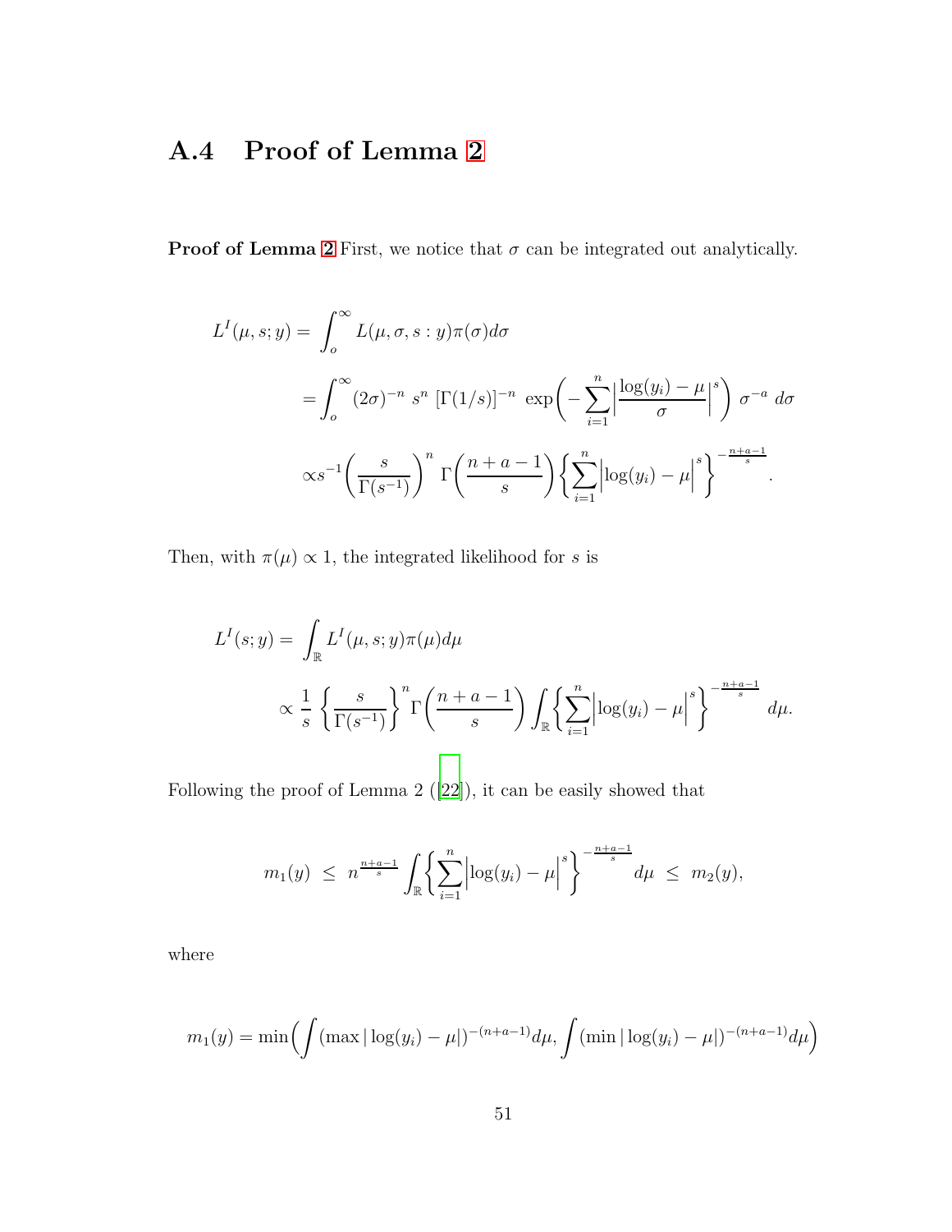## A.4 Proof of Lemma 2

**Proof of Lemma 2** First, we notice that $\sigma$ can be integrated out analytically.

$$
\begin{aligned}
L^I(\mu, s; y) &= \int_o^\infty L(\mu, \sigma, s : y)\pi(\sigma) d\sigma \\
&= \int_o^\infty (2\sigma)^{-n}\ s^n\ [\Gamma(1/s)]^{-n}\ \exp\biggl(-\sum_{i=1}^n \Bigl|\frac{\log(y_i) - \mu}{\sigma}\Bigr|^s\biggr)\ \sigma^{-a}\ d\sigma \\
&\propto s^{-1}\biggl(\frac{s}{\Gamma(s^{-1})}\biggr)^n\ \Gamma\biggl(\frac{n+a-1}{s}\biggr)\biggl\{\sum_{i=1}^n \Bigl|\log(y_i) - \mu\Bigr|^s\biggr\}^{-\frac{n+a-1}{s}}.
\end{aligned}
$$

Then, with $\pi(\mu) \propto 1$, the integrated likelihood for $s$ is

$$
\begin{aligned}
L^I(s; y) &= \int_{\mathbb{R}} L^I(\mu, s; y)\pi(\mu) d\mu \\
&\propto \frac{1}{s}\ \biggl\{\frac{s}{\Gamma(s^{-1})}\biggr\}^n \Gamma\biggl(\frac{n+a-1}{s}\biggr) \int_{\mathbb{R}} \biggl\{\sum_{i=1}^n \Bigl|\log(y_i) - \mu\Bigr|^s\biggr\}^{-\frac{n+a-1}{s}}\ d\mu.
\end{aligned}
$$

Following the proof of Lemma 2 ([22]), it can be easily showed that

$$
m_1(y)\ \le\ n^{\frac{n+a-1}{s}} \int_{\mathbb{R}} \biggl\{\sum_{i=1}^n \Bigl|\log(y_i) - \mu\Bigr|^s\biggr\}^{-\frac{n+a-1}{s}} d\mu\ \le\ m_2(y),
$$

where

$$
m_1(y) = \min\Bigl(\int (\max|\log(y_i) - \mu|)^{-(n+a-1)} d\mu, \int (\min|\log(y_i) - \mu|)^{-(n+a-1)} d\mu\Bigr)
$$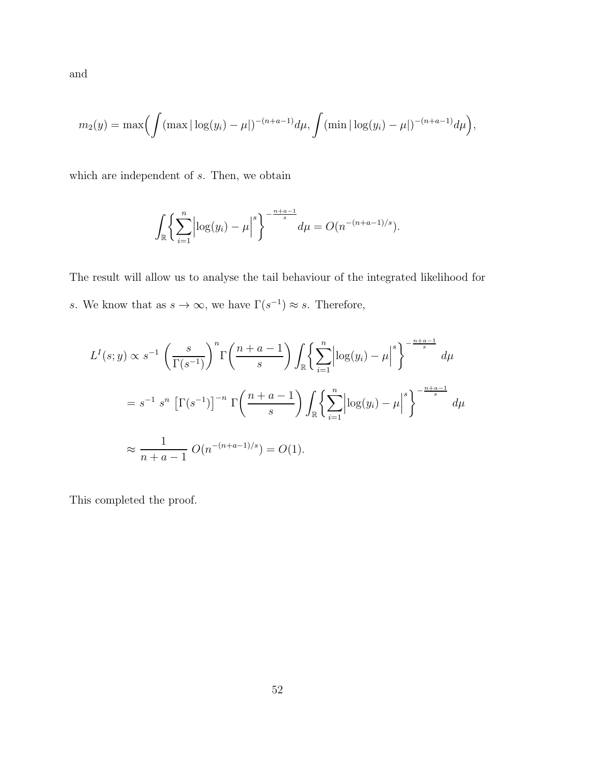and

$$
m_2(y) = \max\Big( \int (\max |\log(y_i) - \mu|)^{-(n+a-1)} d\mu, \int (\min |\log(y_i) - \mu|)^{-(n+a-1)} d\mu \Big),
$$

which are independent of $s$. Then, we obtain

$$
\int_{\mathbb{R}} \bigg\{ \sum_{i=1}^{n} \Big| \log(y_i) - \mu \Big|^s \bigg\}^{-\frac{n+a-1}{s}} d\mu = O(n^{-(n+a-1)/s}).
$$

The result will allow us to analyse the tail behaviour of the integrated likelihood for $s$. We know that as $s \to \infty$, we have $\Gamma(s^{-1}) \approx s$. Therefore,

$$
\begin{aligned}
L^I(s; y) &\propto s^{-1} \left( \frac{s}{\Gamma(s^{-1})} \right)^n \Gamma\bigg( \frac{n+a-1}{s} \bigg) \int_{\mathbb{R}} \bigg\{ \sum_{i=1}^{n} \Big| \log(y_i) - \mu \Big|^s \bigg\}^{-\frac{n+a-1}{s}} d\mu \\
&= s^{-1} \; s^n \, \big[ \Gamma(s^{-1}) \big]^{-n} \; \Gamma\bigg( \frac{n+a-1}{s} \bigg) \int_{\mathbb{R}} \bigg\{ \sum_{i=1}^{n} \Big| \log(y_i) - \mu \Big|^s \bigg\}^{-\frac{n+a-1}{s}} d\mu \\
&\approx \frac{1}{n+a-1} \; O(n^{-(n+a-1)/s}) = O(1).
\end{aligned}
$$

This completed the proof.